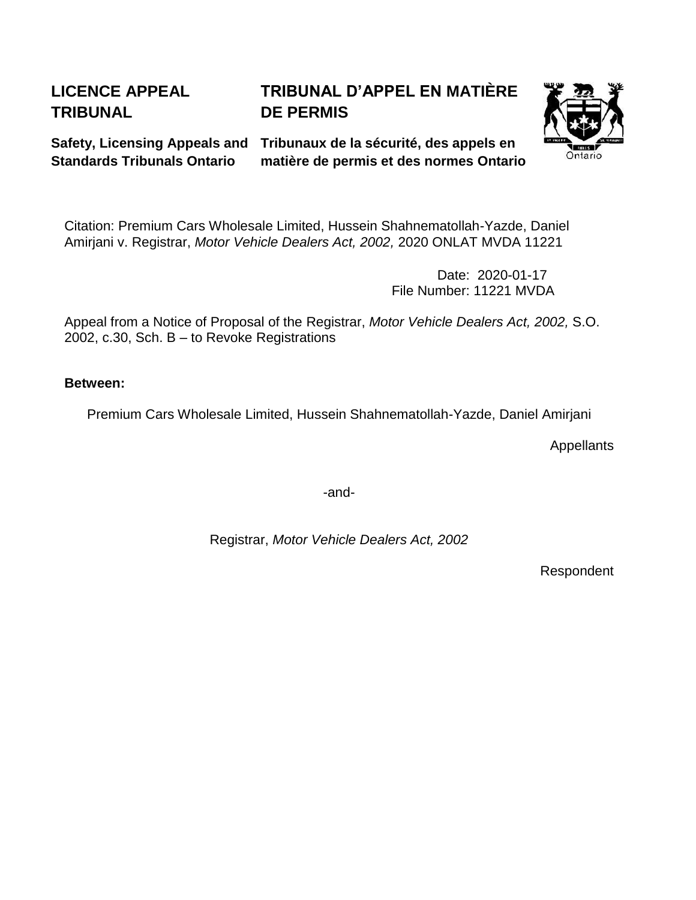**LICENCE APPEAL TRIBUNAL**

**TRIBUNAL D'APPEL EN MATIÈRE DE PERMIS**

**Safety, Licensing Appeals and Standards Tribunals Ontario**

**Tribunaux de la sécurité, des appels en matière de permis et des normes Ontario**

Citation: Premium Cars Wholesale Limited, Hussein Shahnematollah-Yazde, Daniel Amirjani v. Registrar, *Motor Vehicle Dealers Act, 2002,* 2020 ONLAT MVDA 11221

Date: 2020-01-17
File Number: 11221 MVDA

Appeal from a Notice of Proposal of the Registrar, *Motor Vehicle Dealers Act, 2002,* S.O. 2002, c.30, Sch. B – to Revoke Registrations

**Between:**

Premium Cars Wholesale Limited, Hussein Shahnematollah-Yazde, Daniel Amirjani

Appellants

-and-

Registrar, *Motor Vehicle Dealers Act, 2002*

Respondent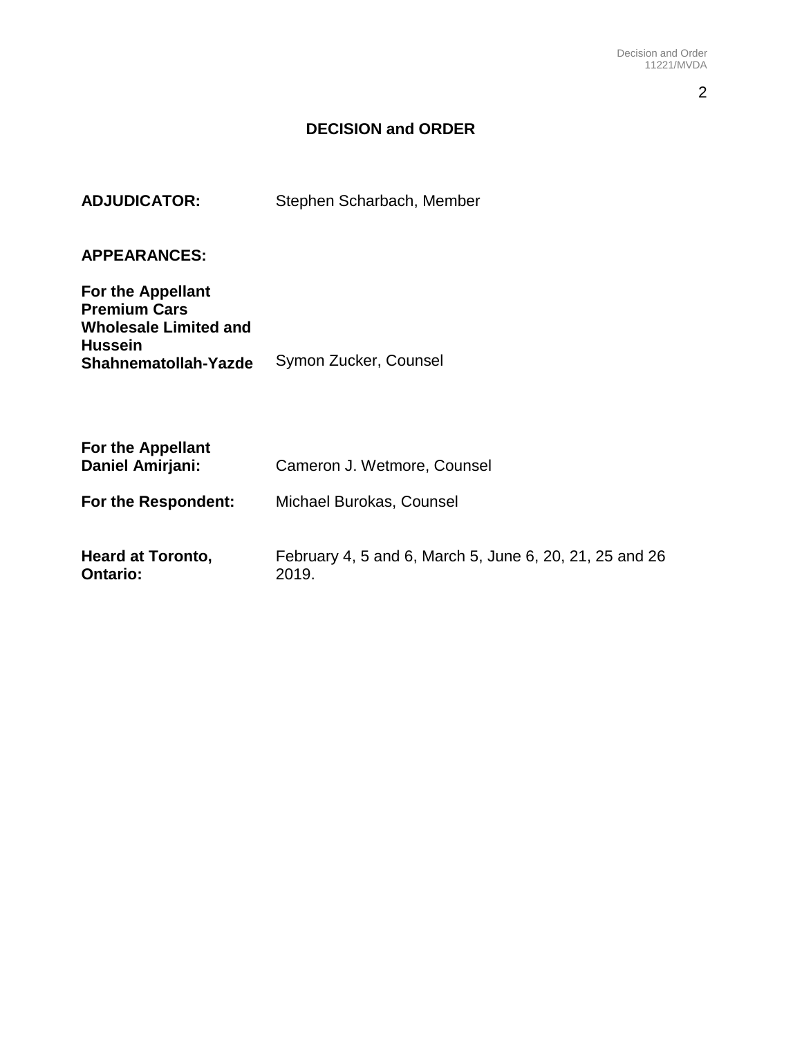## DECISION and ORDER

**ADJUDICATOR:** Stephen Scharbach, Member

**APPEARANCES:**

**For the Appellant Premium Cars Wholesale Limited and Hussein Shahnematollah-Yazde** Symon Zucker, Counsel

**For the Appellant Daniel Amirjani:** Cameron J. Wetmore, Counsel

**For the Respondent:** Michael Burokas, Counsel

**Heard at Toronto, Ontario:** February 4, 5 and 6, March 5, June 6, 20, 21, 25 and 26 2019.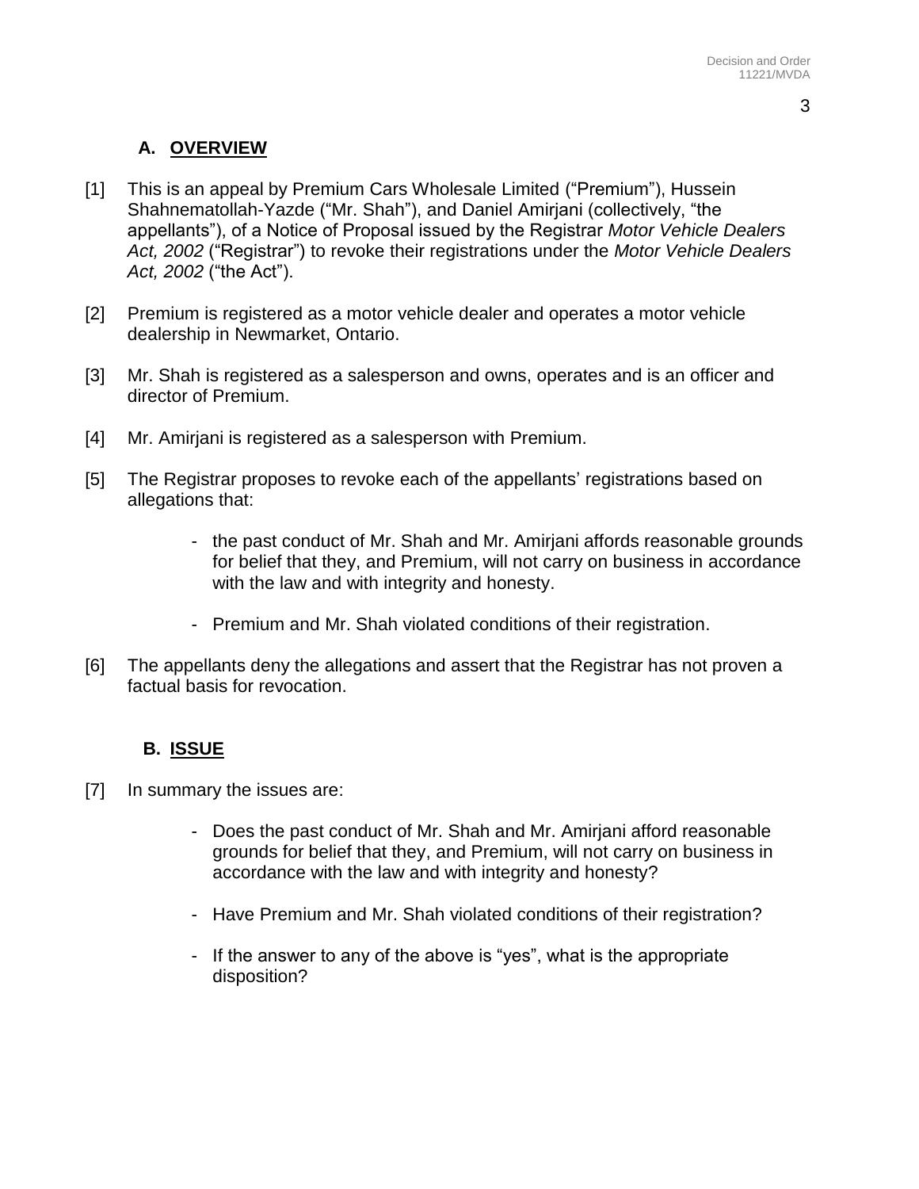## A. OVERVIEW

[1] This is an appeal by Premium Cars Wholesale Limited ("Premium"), Hussein Shahnematollah-Yazde ("Mr. Shah"), and Daniel Amirjani (collectively, "the appellants"), of a Notice of Proposal issued by the Registrar *Motor Vehicle Dealers Act, 2002* ("Registrar") to revoke their registrations under the *Motor Vehicle Dealers Act, 2002* ("the Act").

[2] Premium is registered as a motor vehicle dealer and operates a motor vehicle dealership in Newmarket, Ontario.

[3] Mr. Shah is registered as a salesperson and owns, operates and is an officer and director of Premium.

[4] Mr. Amirjani is registered as a salesperson with Premium.

[5] The Registrar proposes to revoke each of the appellants' registrations based on allegations that:

- the past conduct of Mr. Shah and Mr. Amirjani affords reasonable grounds for belief that they, and Premium, will not carry on business in accordance with the law and with integrity and honesty.
- Premium and Mr. Shah violated conditions of their registration.

[6] The appellants deny the allegations and assert that the Registrar has not proven a factual basis for revocation.

## B. ISSUE

[7] In summary the issues are:

- Does the past conduct of Mr. Shah and Mr. Amirjani afford reasonable grounds for belief that they, and Premium, will not carry on business in accordance with the law and with integrity and honesty?
- Have Premium and Mr. Shah violated conditions of their registration?
- If the answer to any of the above is "yes", what is the appropriate disposition?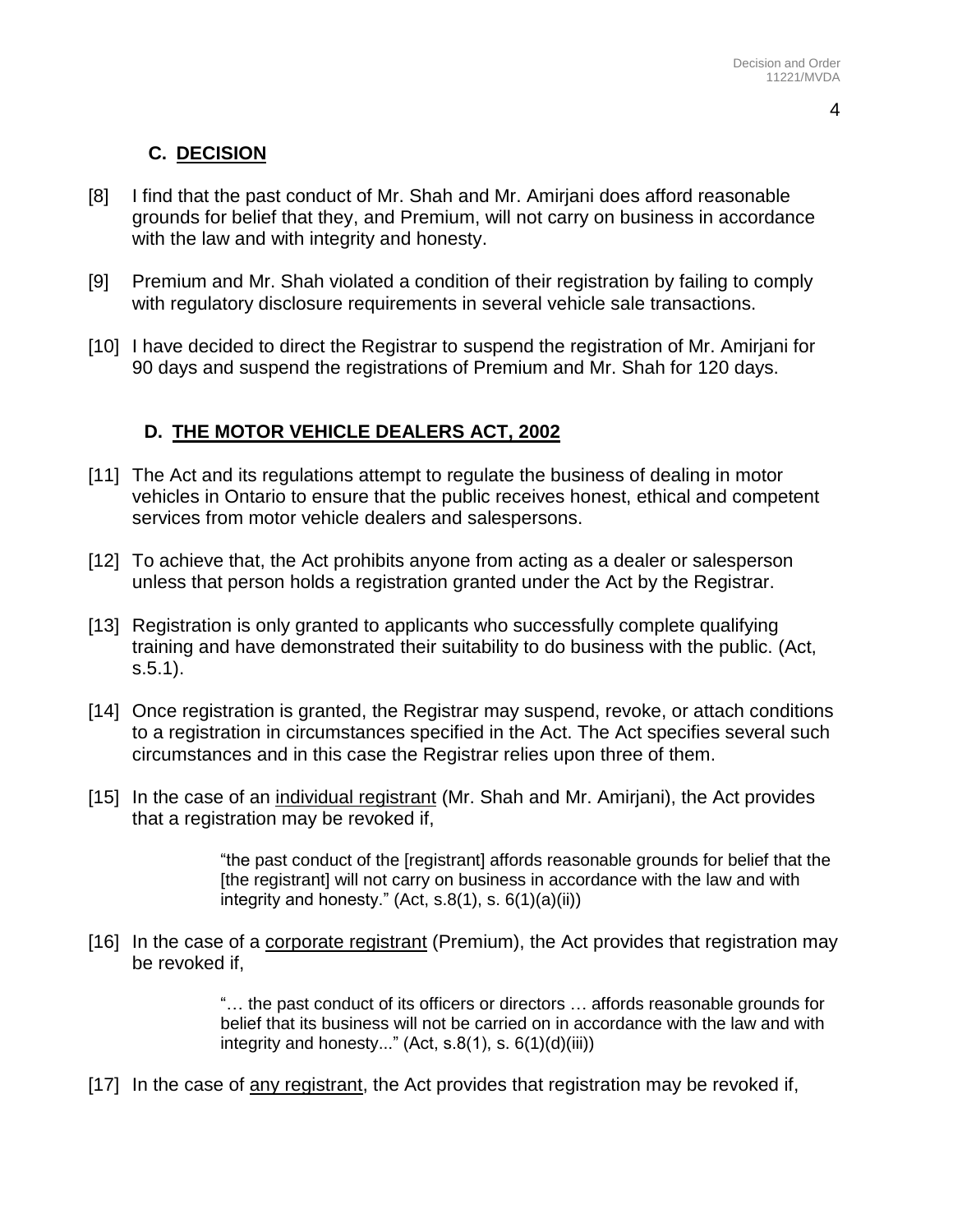## C. DECISION

[8] I find that the past conduct of Mr. Shah and Mr. Amirjani does afford reasonable grounds for belief that they, and Premium, will not carry on business in accordance with the law and with integrity and honesty.

[9] Premium and Mr. Shah violated a condition of their registration by failing to comply with regulatory disclosure requirements in several vehicle sale transactions.

[10] I have decided to direct the Registrar to suspend the registration of Mr. Amirjani for 90 days and suspend the registrations of Premium and Mr. Shah for 120 days.

## D. THE MOTOR VEHICLE DEALERS ACT, 2002

[11] The Act and its regulations attempt to regulate the business of dealing in motor vehicles in Ontario to ensure that the public receives honest, ethical and competent services from motor vehicle dealers and salespersons.

[12] To achieve that, the Act prohibits anyone from acting as a dealer or salesperson unless that person holds a registration granted under the Act by the Registrar.

[13] Registration is only granted to applicants who successfully complete qualifying training and have demonstrated their suitability to do business with the public. (Act, s.5.1).

[14] Once registration is granted, the Registrar may suspend, revoke, or attach conditions to a registration in circumstances specified in the Act. The Act specifies several such circumstances and in this case the Registrar relies upon three of them.

[15] In the case of an individual registrant (Mr. Shah and Mr. Amirjani), the Act provides that a registration may be revoked if,

> "the past conduct of the [registrant] affords reasonable grounds for belief that the [the registrant] will not carry on business in accordance with the law and with integrity and honesty." (Act, s.8(1), s. 6(1)(a)(ii))

[16] In the case of a corporate registrant (Premium), the Act provides that registration may be revoked if,

> "… the past conduct of its officers or directors … affords reasonable grounds for belief that its business will not be carried on in accordance with the law and with integrity and honesty..." (Act, s.8(1), s. 6(1)(d)(iii))

[17] In the case of any registrant, the Act provides that registration may be revoked if,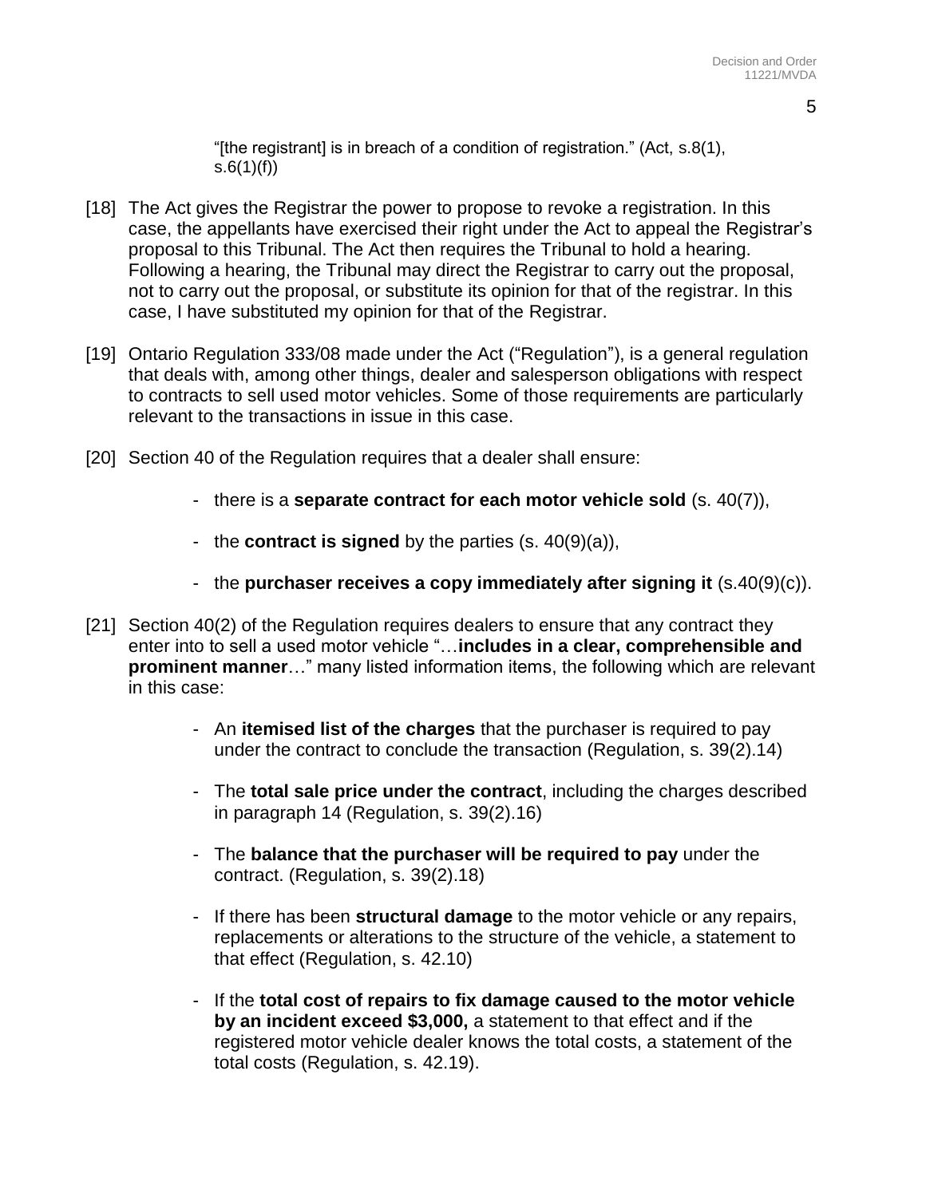> "[the registrant] is in breach of a condition of registration." (Act, s.8(1), s.6(1)(f))

[18] The Act gives the Registrar the power to propose to revoke a registration. In this case, the appellants have exercised their right under the Act to appeal the Registrar's proposal to this Tribunal. The Act then requires the Tribunal to hold a hearing. Following a hearing, the Tribunal may direct the Registrar to carry out the proposal, not to carry out the proposal, or substitute its opinion for that of the registrar. In this case, I have substituted my opinion for that of the Registrar.

[19] Ontario Regulation 333/08 made under the Act ("Regulation"), is a general regulation that deals with, among other things, dealer and salesperson obligations with respect to contracts to sell used motor vehicles. Some of those requirements are particularly relevant to the transactions in issue in this case.

[20] Section 40 of the Regulation requires that a dealer shall ensure:

- there is a **separate contract for each motor vehicle sold** (s. 40(7)),
- the **contract is signed** by the parties (s. 40(9)(a)),
- the **purchaser receives a copy immediately after signing it** (s.40(9)(c)).

[21] Section 40(2) of the Regulation requires dealers to ensure that any contract they enter into to sell a used motor vehicle "…**includes in a clear, comprehensible and prominent manner**…" many listed information items, the following which are relevant in this case:

- An **itemised list of the charges** that the purchaser is required to pay under the contract to conclude the transaction (Regulation, s. 39(2).14)
- The **total sale price under the contract**, including the charges described in paragraph 14 (Regulation, s. 39(2).16)
- The **balance that the purchaser will be required to pay** under the contract. (Regulation, s. 39(2).18)
- If there has been **structural damage** to the motor vehicle or any repairs, replacements or alterations to the structure of the vehicle, a statement to that effect (Regulation, s. 42.10)
- If the **total cost of repairs to fix damage caused to the motor vehicle by an incident exceed $3,000,** a statement to that effect and if the registered motor vehicle dealer knows the total costs, a statement of the total costs (Regulation, s. 42.19).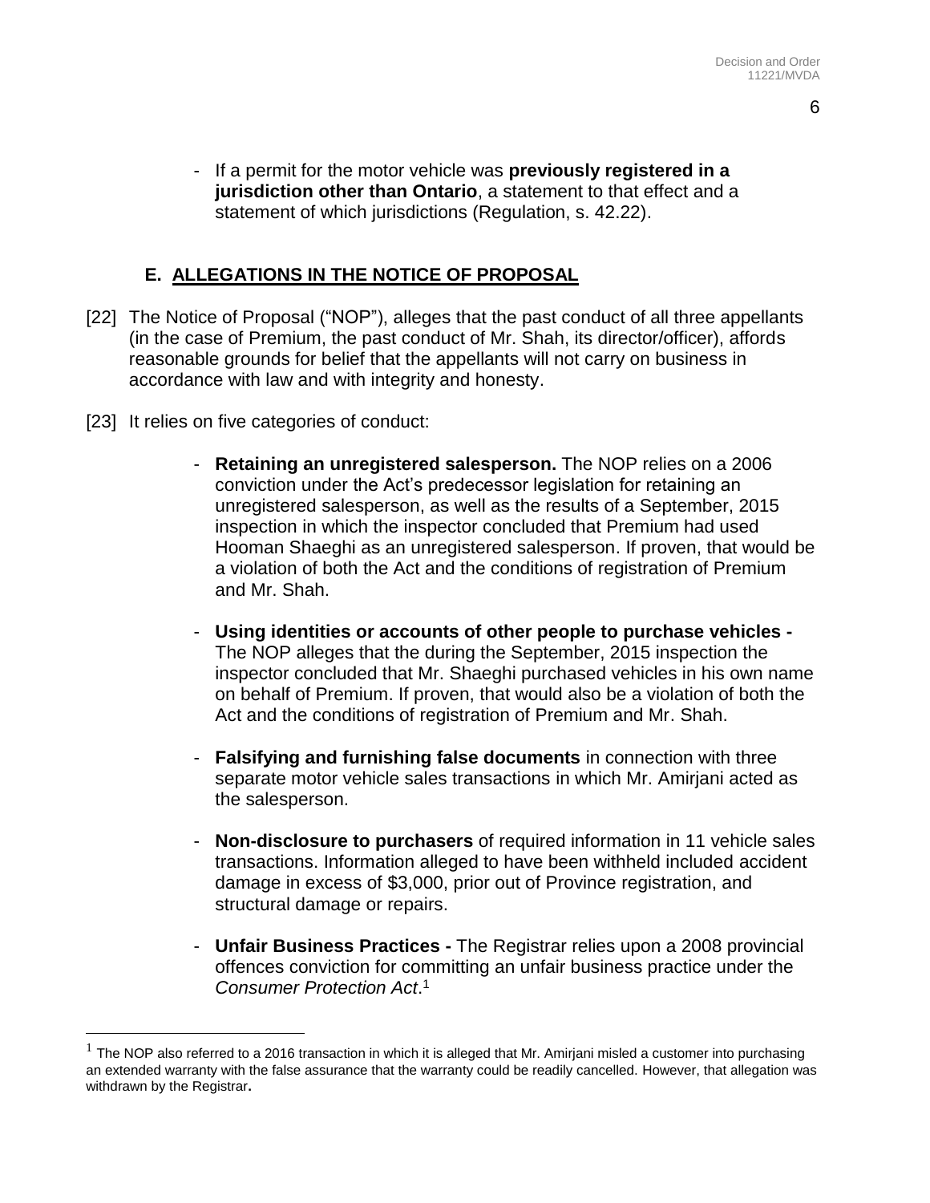- If a permit for the motor vehicle was **previously registered in a jurisdiction other than Ontario**, a statement to that effect and a statement of which jurisdictions (Regulation, s. 42.22).

## E. ALLEGATIONS IN THE NOTICE OF PROPOSAL

[22] The Notice of Proposal ("NOP"), alleges that the past conduct of all three appellants (in the case of Premium, the past conduct of Mr. Shah, its director/officer), affords reasonable grounds for belief that the appellants will not carry on business in accordance with law and with integrity and honesty.

[23] It relies on five categories of conduct:

- **Retaining an unregistered salesperson.** The NOP relies on a 2006 conviction under the Act's predecessor legislation for retaining an unregistered salesperson, as well as the results of a September, 2015 inspection in which the inspector concluded that Premium had used Hooman Shaeghi as an unregistered salesperson. If proven, that would be a violation of both the Act and the conditions of registration of Premium and Mr. Shah.
- **Using identities or accounts of other people to purchase vehicles -** The NOP alleges that the during the September, 2015 inspection the inspector concluded that Mr. Shaeghi purchased vehicles in his own name on behalf of Premium. If proven, that would also be a violation of both the Act and the conditions of registration of Premium and Mr. Shah.
- **Falsifying and furnishing false documents** in connection with three separate motor vehicle sales transactions in which Mr. Amirjani acted as the salesperson.
- **Non-disclosure to purchasers** of required information in 11 vehicle sales transactions. Information alleged to have been withheld included accident damage in excess of $3,000, prior out of Province registration, and structural damage or repairs.
- **Unfair Business Practices -** The Registrar relies upon a 2008 provincial offences conviction for committing an unfair business practice under the *Consumer Protection Act*.[1]

[1] The NOP also referred to a 2016 transaction in which it is alleged that Mr. Amirjani misled a customer into purchasing an extended warranty with the false assurance that the warranty could be readily cancelled. However, that allegation was withdrawn by the Registrar.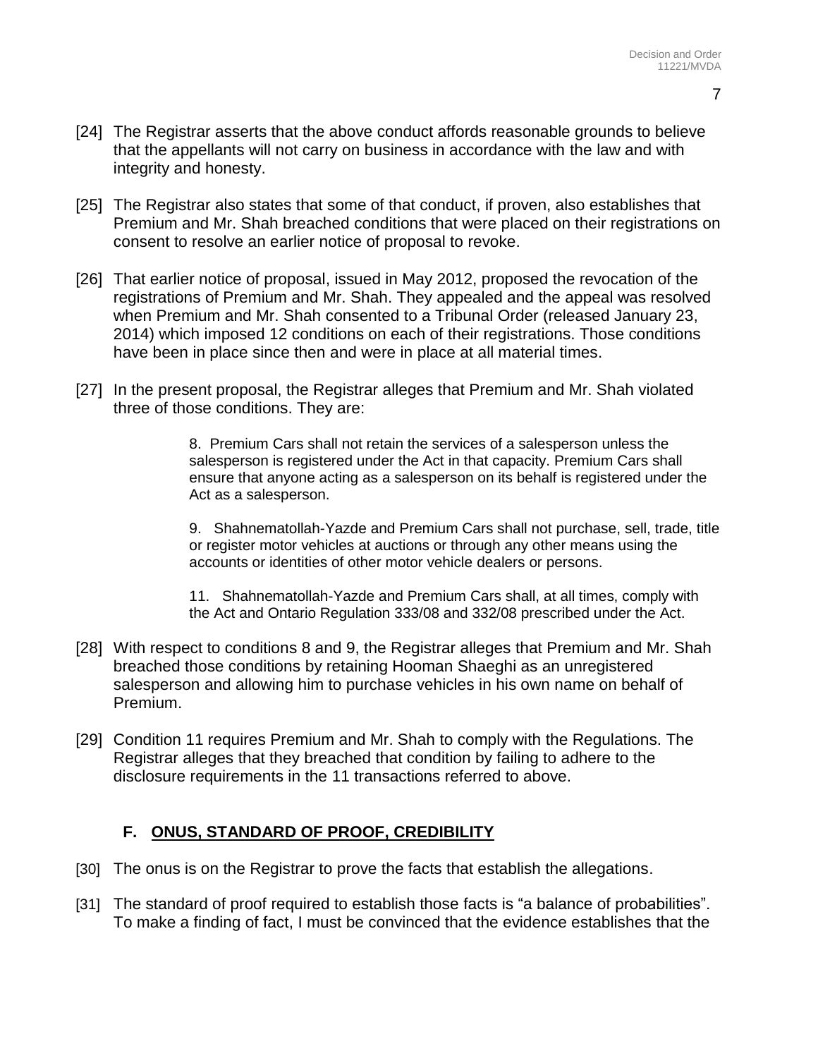[24] The Registrar asserts that the above conduct affords reasonable grounds to believe that the appellants will not carry on business in accordance with the law and with integrity and honesty.

[25] The Registrar also states that some of that conduct, if proven, also establishes that Premium and Mr. Shah breached conditions that were placed on their registrations on consent to resolve an earlier notice of proposal to revoke.

[26] That earlier notice of proposal, issued in May 2012, proposed the revocation of the registrations of Premium and Mr. Shah. They appealed and the appeal was resolved when Premium and Mr. Shah consented to a Tribunal Order (released January 23, 2014) which imposed 12 conditions on each of their registrations. Those conditions have been in place since then and were in place at all material times.

[27] In the present proposal, the Registrar alleges that Premium and Mr. Shah violated three of those conditions. They are:

> 8. Premium Cars shall not retain the services of a salesperson unless the salesperson is registered under the Act in that capacity. Premium Cars shall ensure that anyone acting as a salesperson on its behalf is registered under the Act as a salesperson.
>
> 9. Shahnematollah-Yazde and Premium Cars shall not purchase, sell, trade, title or register motor vehicles at auctions or through any other means using the accounts or identities of other motor vehicle dealers or persons.
>
> 11. Shahnematollah-Yazde and Premium Cars shall, at all times, comply with the Act and Ontario Regulation 333/08 and 332/08 prescribed under the Act.

[28] With respect to conditions 8 and 9, the Registrar alleges that Premium and Mr. Shah breached those conditions by retaining Hooman Shaeghi as an unregistered salesperson and allowing him to purchase vehicles in his own name on behalf of Premium.

[29] Condition 11 requires Premium and Mr. Shah to comply with the Regulations. The Registrar alleges that they breached that condition by failing to adhere to the disclosure requirements in the 11 transactions referred to above.

## F. ONUS, STANDARD OF PROOF, CREDIBILITY

[30] The onus is on the Registrar to prove the facts that establish the allegations.

[31] The standard of proof required to establish those facts is "a balance of probabilities". To make a finding of fact, I must be convinced that the evidence establishes that the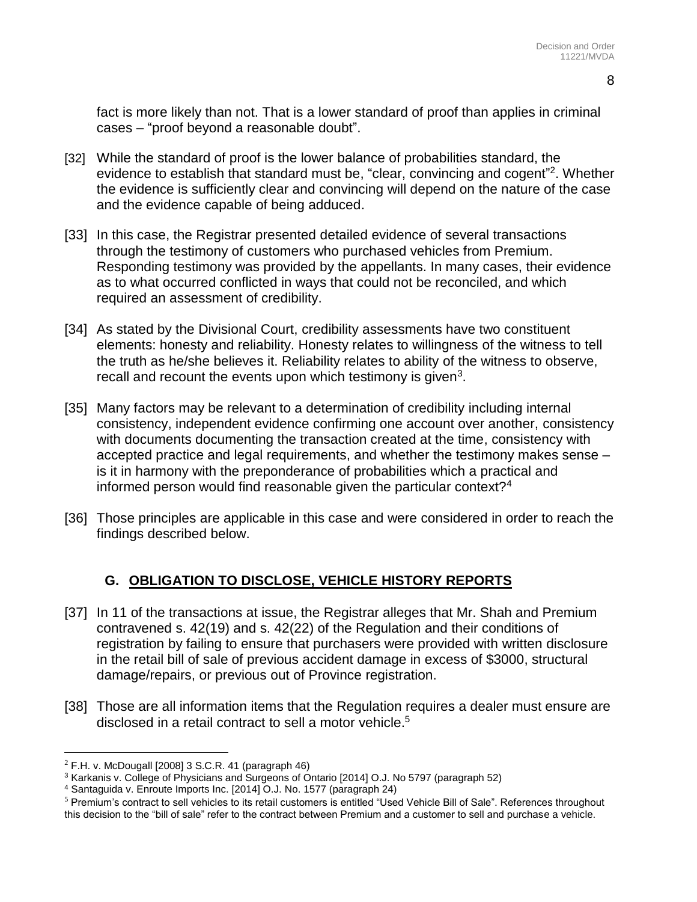fact is more likely than not. That is a lower standard of proof than applies in criminal cases – "proof beyond a reasonable doubt".

[32] While the standard of proof is the lower balance of probabilities standard, the evidence to establish that standard must be, "clear, convincing and cogent"[2]. Whether the evidence is sufficiently clear and convincing will depend on the nature of the case and the evidence capable of being adduced.

[33] In this case, the Registrar presented detailed evidence of several transactions through the testimony of customers who purchased vehicles from Premium. Responding testimony was provided by the appellants. In many cases, their evidence as to what occurred conflicted in ways that could not be reconciled, and which required an assessment of credibility.

[34] As stated by the Divisional Court, credibility assessments have two constituent elements: honesty and reliability. Honesty relates to willingness of the witness to tell the truth as he/she believes it. Reliability relates to ability of the witness to observe, recall and recount the events upon which testimony is given[3].

[35] Many factors may be relevant to a determination of credibility including internal consistency, independent evidence confirming one account over another, consistency with documents documenting the transaction created at the time, consistency with accepted practice and legal requirements, and whether the testimony makes sense – is it in harmony with the preponderance of probabilities which a practical and informed person would find reasonable given the particular context?[4]

[36] Those principles are applicable in this case and were considered in order to reach the findings described below.

## G. OBLIGATION TO DISCLOSE, VEHICLE HISTORY REPORTS

[37] In 11 of the transactions at issue, the Registrar alleges that Mr. Shah and Premium contravened s. 42(19) and s. 42(22) of the Regulation and their conditions of registration by failing to ensure that purchasers were provided with written disclosure in the retail bill of sale of previous accident damage in excess of $3000, structural damage/repairs, or previous out of Province registration.

[38] Those are all information items that the Regulation requires a dealer must ensure are disclosed in a retail contract to sell a motor vehicle.[5]

---

[2] F.H. v. McDougall [2008] 3 S.C.R. 41 (paragraph 46)

[3] Karkanis v. College of Physicians and Surgeons of Ontario [2014] O.J. No 5797 (paragraph 52)

[4] Santaguida v. Enroute Imports Inc. [2014] O.J. No. 1577 (paragraph 24)

[5] Premium's contract to sell vehicles to its retail customers is entitled "Used Vehicle Bill of Sale". References throughout this decision to the "bill of sale" refer to the contract between Premium and a customer to sell and purchase a vehicle.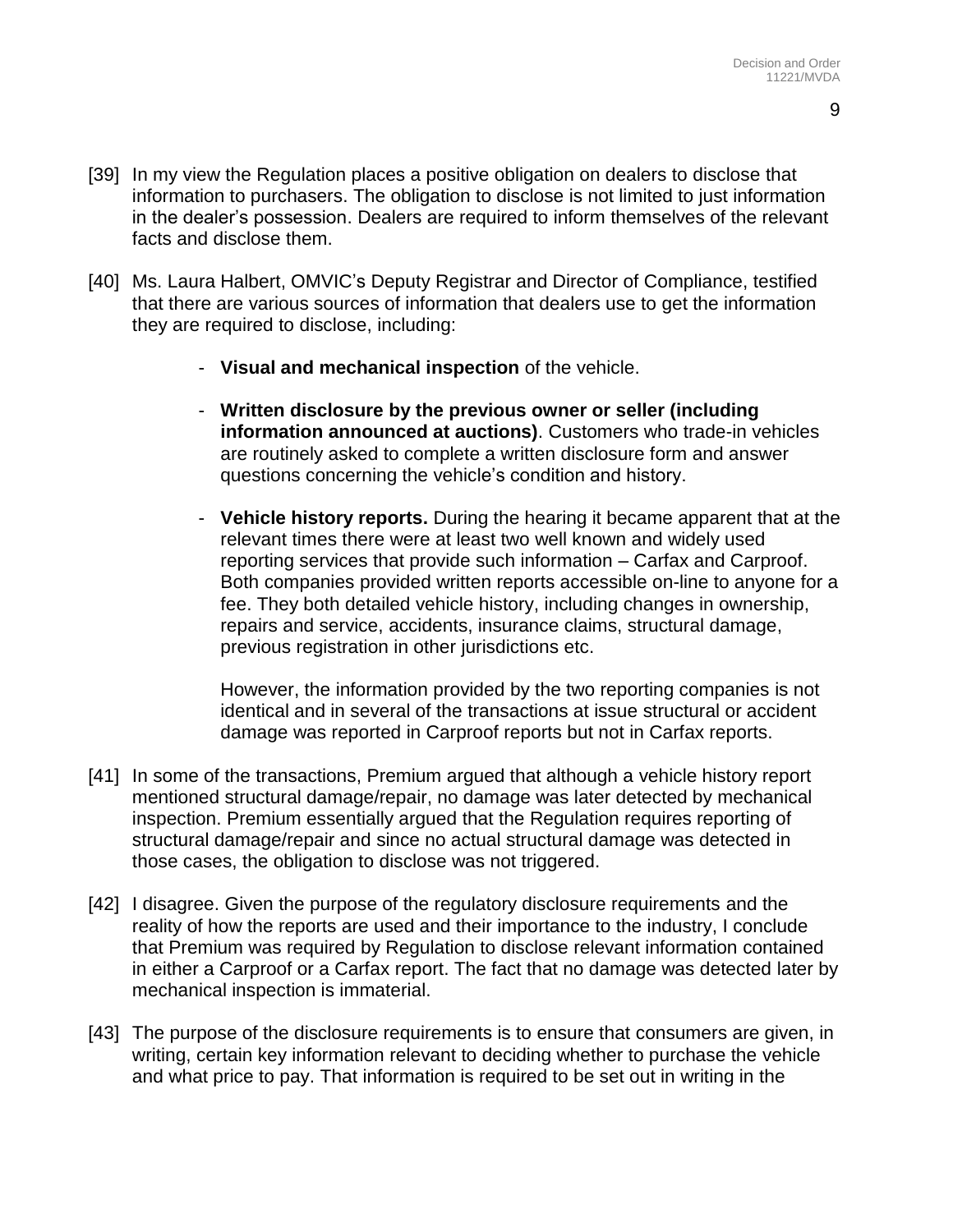[39] In my view the Regulation places a positive obligation on dealers to disclose that information to purchasers. The obligation to disclose is not limited to just information in the dealer's possession. Dealers are required to inform themselves of the relevant facts and disclose them.

[40] Ms. Laura Halbert, OMVIC's Deputy Registrar and Director of Compliance, testified that there are various sources of information that dealers use to get the information they are required to disclose, including:

- **Visual and mechanical inspection** of the vehicle.

- **Written disclosure by the previous owner or seller (including information announced at auctions)**. Customers who trade-in vehicles are routinely asked to complete a written disclosure form and answer questions concerning the vehicle's condition and history.

- **Vehicle history reports.** During the hearing it became apparent that at the relevant times there were at least two well known and widely used reporting services that provide such information – Carfax and Carproof. Both companies provided written reports accessible on-line to anyone for a fee. They both detailed vehicle history, including changes in ownership, repairs and service, accidents, insurance claims, structural damage, previous registration in other jurisdictions etc.

  However, the information provided by the two reporting companies is not identical and in several of the transactions at issue structural or accident damage was reported in Carproof reports but not in Carfax reports.

[41] In some of the transactions, Premium argued that although a vehicle history report mentioned structural damage/repair, no damage was later detected by mechanical inspection. Premium essentially argued that the Regulation requires reporting of structural damage/repair and since no actual structural damage was detected in those cases, the obligation to disclose was not triggered.

[42] I disagree. Given the purpose of the regulatory disclosure requirements and the reality of how the reports are used and their importance to the industry, I conclude that Premium was required by Regulation to disclose relevant information contained in either a Carproof or a Carfax report. The fact that no damage was detected later by mechanical inspection is immaterial.

[43] The purpose of the disclosure requirements is to ensure that consumers are given, in writing, certain key information relevant to deciding whether to purchase the vehicle and what price to pay. That information is required to be set out in writing in the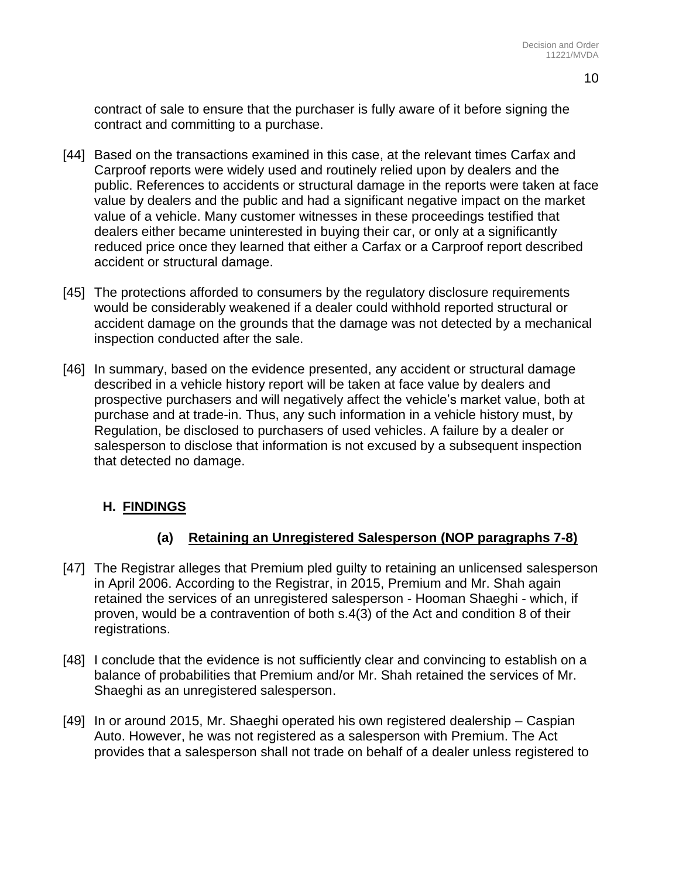contract of sale to ensure that the purchaser is fully aware of it before signing the contract and committing to a purchase.

[44] Based on the transactions examined in this case, at the relevant times Carfax and Carproof reports were widely used and routinely relied upon by dealers and the public. References to accidents or structural damage in the reports were taken at face value by dealers and the public and had a significant negative impact on the market value of a vehicle. Many customer witnesses in these proceedings testified that dealers either became uninterested in buying their car, or only at a significantly reduced price once they learned that either a Carfax or a Carproof report described accident or structural damage.

[45] The protections afforded to consumers by the regulatory disclosure requirements would be considerably weakened if a dealer could withhold reported structural or accident damage on the grounds that the damage was not detected by a mechanical inspection conducted after the sale.

[46] In summary, based on the evidence presented, any accident or structural damage described in a vehicle history report will be taken at face value by dealers and prospective purchasers and will negatively affect the vehicle's market value, both at purchase and at trade-in. Thus, any such information in a vehicle history must, by Regulation, be disclosed to purchasers of used vehicles. A failure by a dealer or salesperson to disclose that information is not excused by a subsequent inspection that detected no damage.

## H. FINDINGS

### (a) Retaining an Unregistered Salesperson (NOP paragraphs 7-8)

[47] The Registrar alleges that Premium pled guilty to retaining an unlicensed salesperson in April 2006. According to the Registrar, in 2015, Premium and Mr. Shah again retained the services of an unregistered salesperson - Hooman Shaeghi - which, if proven, would be a contravention of both s.4(3) of the Act and condition 8 of their registrations.

[48] I conclude that the evidence is not sufficiently clear and convincing to establish on a balance of probabilities that Premium and/or Mr. Shah retained the services of Mr. Shaeghi as an unregistered salesperson.

[49] In or around 2015, Mr. Shaeghi operated his own registered dealership – Caspian Auto. However, he was not registered as a salesperson with Premium. The Act provides that a salesperson shall not trade on behalf of a dealer unless registered to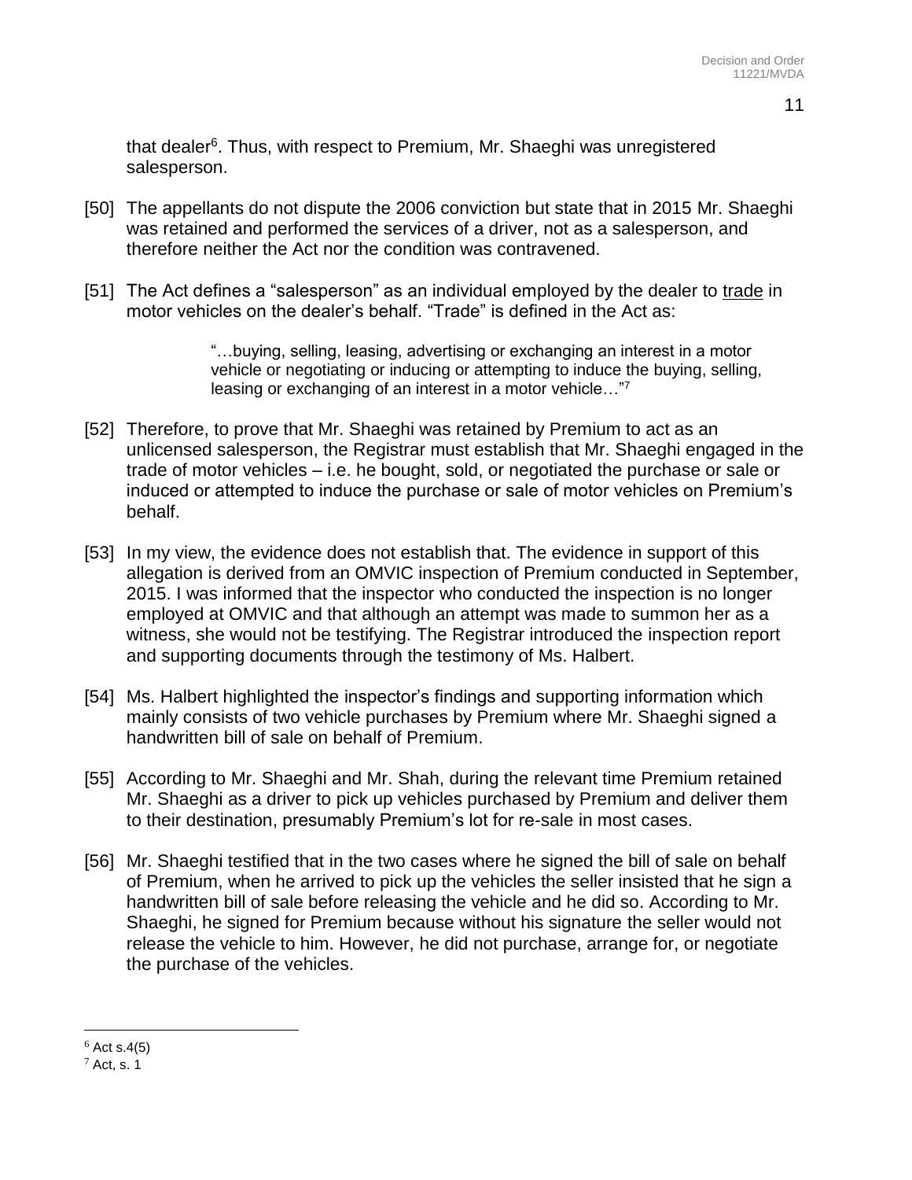that dealer[6]. Thus, with respect to Premium, Mr. Shaeghi was unregistered salesperson.

[50] The appellants do not dispute the 2006 conviction but state that in 2015 Mr. Shaeghi was retained and performed the services of a driver, not as a salesperson, and therefore neither the Act nor the condition was contravened.

[51] The Act defines a "salesperson" as an individual employed by the dealer to <u>trade</u> in motor vehicles on the dealer's behalf. "Trade" is defined in the Act as:

> "…buying, selling, leasing, advertising or exchanging an interest in a motor vehicle or negotiating or inducing or attempting to induce the buying, selling, leasing or exchanging of an interest in a motor vehicle…"[7]

[52] Therefore, to prove that Mr. Shaeghi was retained by Premium to act as an unlicensed salesperson, the Registrar must establish that Mr. Shaeghi engaged in the trade of motor vehicles – i.e. he bought, sold, or negotiated the purchase or sale or induced or attempted to induce the purchase or sale of motor vehicles on Premium's behalf.

[53] In my view, the evidence does not establish that. The evidence in support of this allegation is derived from an OMVIC inspection of Premium conducted in September, 2015. I was informed that the inspector who conducted the inspection is no longer employed at OMVIC and that although an attempt was made to summon her as a witness, she would not be testifying. The Registrar introduced the inspection report and supporting documents through the testimony of Ms. Halbert.

[54] Ms. Halbert highlighted the inspector's findings and supporting information which mainly consists of two vehicle purchases by Premium where Mr. Shaeghi signed a handwritten bill of sale on behalf of Premium.

[55] According to Mr. Shaeghi and Mr. Shah, during the relevant time Premium retained Mr. Shaeghi as a driver to pick up vehicles purchased by Premium and deliver them to their destination, presumably Premium's lot for re-sale in most cases.

[56] Mr. Shaeghi testified that in the two cases where he signed the bill of sale on behalf of Premium, when he arrived to pick up the vehicles the seller insisted that he sign a handwritten bill of sale before releasing the vehicle and he did so. According to Mr. Shaeghi, he signed for Premium because without his signature the seller would not release the vehicle to him. However, he did not purchase, arrange for, or negotiate the purchase of the vehicles.

---

[6] Act s.4(5)

[7] Act, s. 1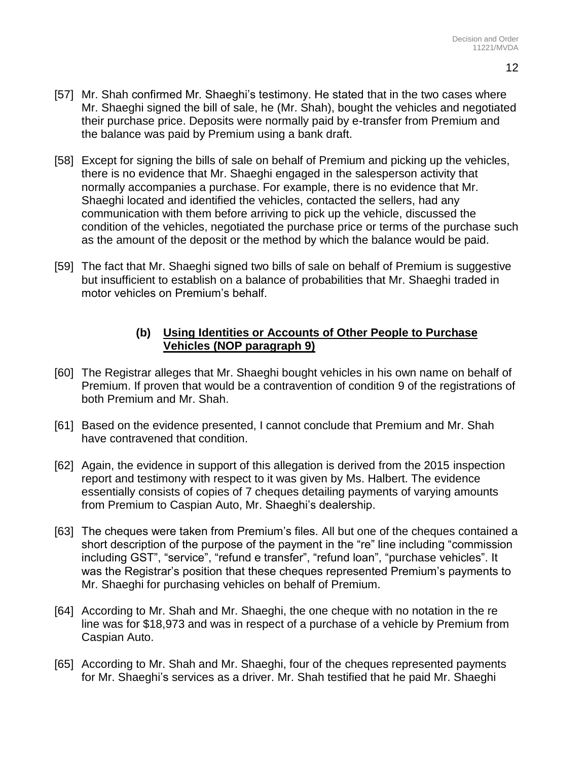[57] Mr. Shah confirmed Mr. Shaeghi's testimony. He stated that in the two cases where Mr. Shaeghi signed the bill of sale, he (Mr. Shah), bought the vehicles and negotiated their purchase price. Deposits were normally paid by e-transfer from Premium and the balance was paid by Premium using a bank draft.

[58] Except for signing the bills of sale on behalf of Premium and picking up the vehicles, there is no evidence that Mr. Shaeghi engaged in the salesperson activity that normally accompanies a purchase. For example, there is no evidence that Mr. Shaeghi located and identified the vehicles, contacted the sellers, had any communication with them before arriving to pick up the vehicle, discussed the condition of the vehicles, negotiated the purchase price or terms of the purchase such as the amount of the deposit or the method by which the balance would be paid.

[59] The fact that Mr. Shaeghi signed two bills of sale on behalf of Premium is suggestive but insufficient to establish on a balance of probabilities that Mr. Shaeghi traded in motor vehicles on Premium's behalf.

### (b) Using Identities or Accounts of Other People to Purchase Vehicles (NOP paragraph 9)

[60] The Registrar alleges that Mr. Shaeghi bought vehicles in his own name on behalf of Premium. If proven that would be a contravention of condition 9 of the registrations of both Premium and Mr. Shah.

[61] Based on the evidence presented, I cannot conclude that Premium and Mr. Shah have contravened that condition.

[62] Again, the evidence in support of this allegation is derived from the 2015 inspection report and testimony with respect to it was given by Ms. Halbert. The evidence essentially consists of copies of 7 cheques detailing payments of varying amounts from Premium to Caspian Auto, Mr. Shaeghi's dealership.

[63] The cheques were taken from Premium's files. All but one of the cheques contained a short description of the purpose of the payment in the "re" line including "commission including GST", "service", "refund e transfer", "refund loan", "purchase vehicles". It was the Registrar's position that these cheques represented Premium's payments to Mr. Shaeghi for purchasing vehicles on behalf of Premium.

[64] According to Mr. Shah and Mr. Shaeghi, the one cheque with no notation in the re line was for $18,973 and was in respect of a purchase of a vehicle by Premium from Caspian Auto.

[65] According to Mr. Shah and Mr. Shaeghi, four of the cheques represented payments for Mr. Shaeghi's services as a driver. Mr. Shah testified that he paid Mr. Shaeghi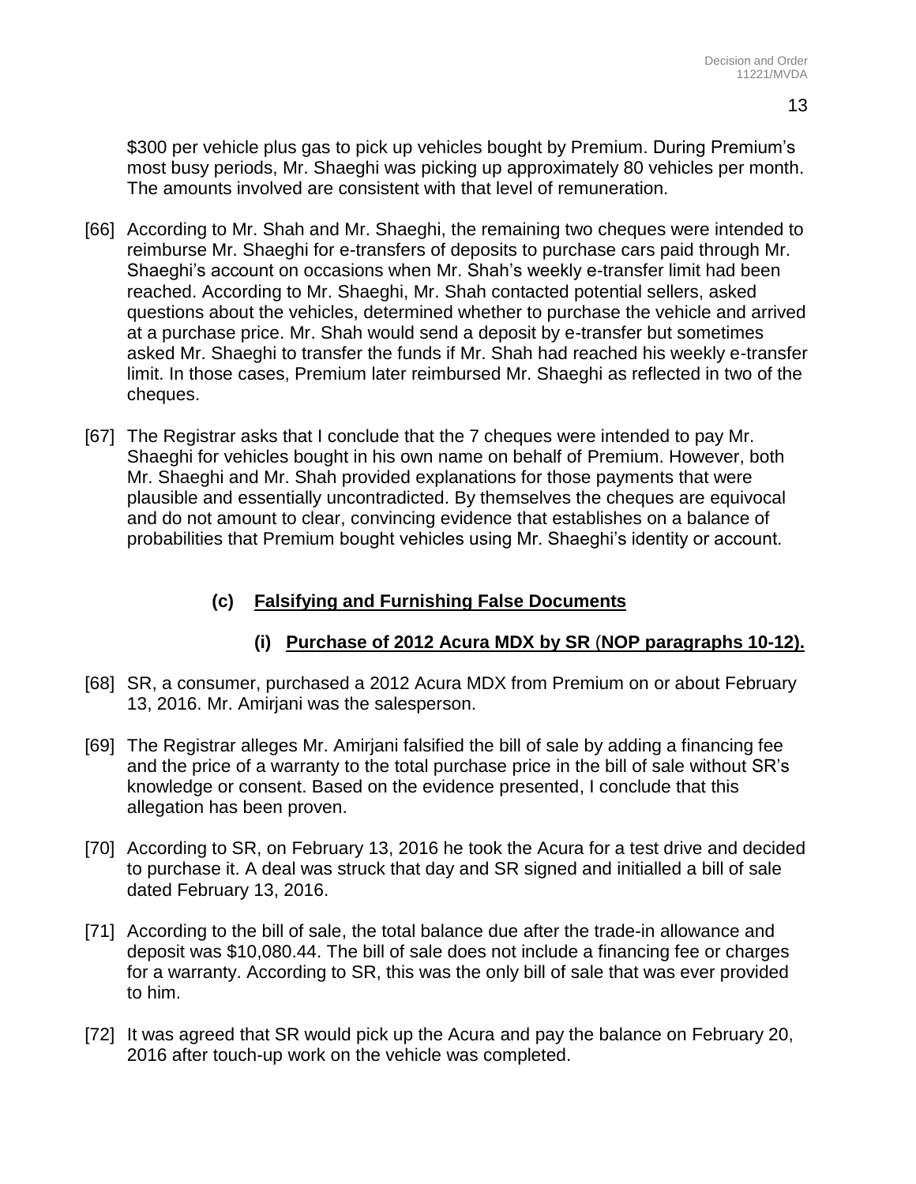$300 per vehicle plus gas to pick up vehicles bought by Premium. During Premium's most busy periods, Mr. Shaeghi was picking up approximately 80 vehicles per month. The amounts involved are consistent with that level of remuneration.

[66] According to Mr. Shah and Mr. Shaeghi, the remaining two cheques were intended to reimburse Mr. Shaeghi for e-transfers of deposits to purchase cars paid through Mr. Shaeghi's account on occasions when Mr. Shah's weekly e-transfer limit had been reached. According to Mr. Shaeghi, Mr. Shah contacted potential sellers, asked questions about the vehicles, determined whether to purchase the vehicle and arrived at a purchase price. Mr. Shah would send a deposit by e-transfer but sometimes asked Mr. Shaeghi to transfer the funds if Mr. Shah had reached his weekly e-transfer limit. In those cases, Premium later reimbursed Mr. Shaeghi as reflected in two of the cheques.

[67] The Registrar asks that I conclude that the 7 cheques were intended to pay Mr. Shaeghi for vehicles bought in his own name on behalf of Premium. However, both Mr. Shaeghi and Mr. Shah provided explanations for those payments that were plausible and essentially uncontradicted. By themselves the cheques are equivocal and do not amount to clear, convincing evidence that establishes on a balance of probabilities that Premium bought vehicles using Mr. Shaeghi's identity or account.

### (c) Falsifying and Furnishing False Documents

#### (i) Purchase of 2012 Acura MDX by SR (NOP paragraphs 10-12).

[68] SR, a consumer, purchased a 2012 Acura MDX from Premium on or about February 13, 2016. Mr. Amirjani was the salesperson.

[69] The Registrar alleges Mr. Amirjani falsified the bill of sale by adding a financing fee and the price of a warranty to the total purchase price in the bill of sale without SR's knowledge or consent. Based on the evidence presented, I conclude that this allegation has been proven.

[70] According to SR, on February 13, 2016 he took the Acura for a test drive and decided to purchase it. A deal was struck that day and SR signed and initialled a bill of sale dated February 13, 2016.

[71] According to the bill of sale, the total balance due after the trade-in allowance and deposit was $10,080.44. The bill of sale does not include a financing fee or charges for a warranty. According to SR, this was the only bill of sale that was ever provided to him.

[72] It was agreed that SR would pick up the Acura and pay the balance on February 20, 2016 after touch-up work on the vehicle was completed.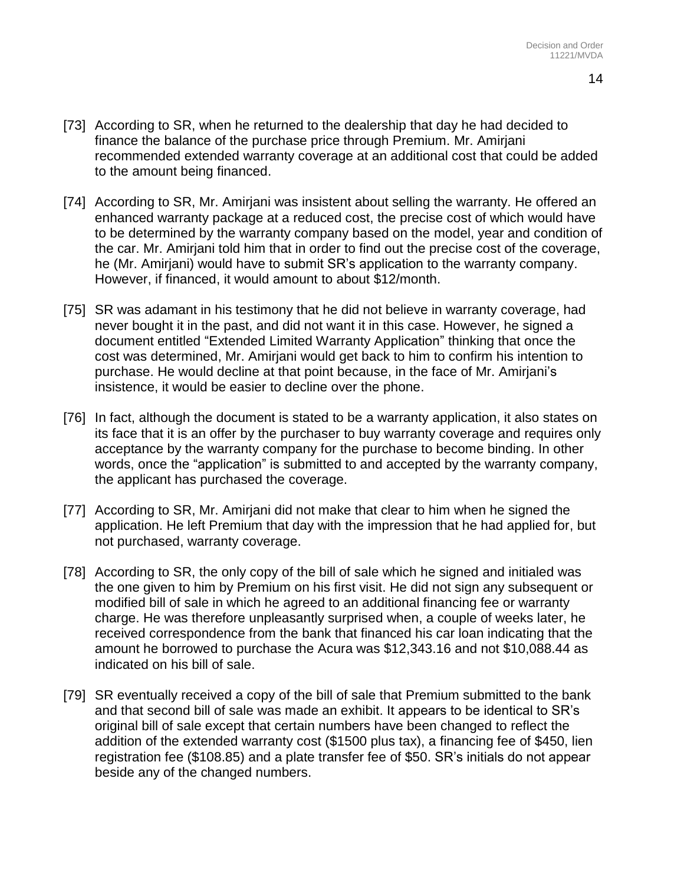[73] According to SR, when he returned to the dealership that day he had decided to finance the balance of the purchase price through Premium. Mr. Amirjani recommended extended warranty coverage at an additional cost that could be added to the amount being financed.

[74] According to SR, Mr. Amirjani was insistent about selling the warranty. He offered an enhanced warranty package at a reduced cost, the precise cost of which would have to be determined by the warranty company based on the model, year and condition of the car. Mr. Amirjani told him that in order to find out the precise cost of the coverage, he (Mr. Amirjani) would have to submit SR's application to the warranty company. However, if financed, it would amount to about $12/month.

[75] SR was adamant in his testimony that he did not believe in warranty coverage, had never bought it in the past, and did not want it in this case. However, he signed a document entitled "Extended Limited Warranty Application" thinking that once the cost was determined, Mr. Amirjani would get back to him to confirm his intention to purchase. He would decline at that point because, in the face of Mr. Amirjani's insistence, it would be easier to decline over the phone.

[76] In fact, although the document is stated to be a warranty application, it also states on its face that it is an offer by the purchaser to buy warranty coverage and requires only acceptance by the warranty company for the purchase to become binding. In other words, once the "application" is submitted to and accepted by the warranty company, the applicant has purchased the coverage.

[77] According to SR, Mr. Amirjani did not make that clear to him when he signed the application. He left Premium that day with the impression that he had applied for, but not purchased, warranty coverage.

[78] According to SR, the only copy of the bill of sale which he signed and initialed was the one given to him by Premium on his first visit. He did not sign any subsequent or modified bill of sale in which he agreed to an additional financing fee or warranty charge. He was therefore unpleasantly surprised when, a couple of weeks later, he received correspondence from the bank that financed his car loan indicating that the amount he borrowed to purchase the Acura was $12,343.16 and not $10,088.44 as indicated on his bill of sale.

[79] SR eventually received a copy of the bill of sale that Premium submitted to the bank and that second bill of sale was made an exhibit. It appears to be identical to SR's original bill of sale except that certain numbers have been changed to reflect the addition of the extended warranty cost ($1500 plus tax), a financing fee of $450, lien registration fee ($108.85) and a plate transfer fee of $50. SR's initials do not appear beside any of the changed numbers.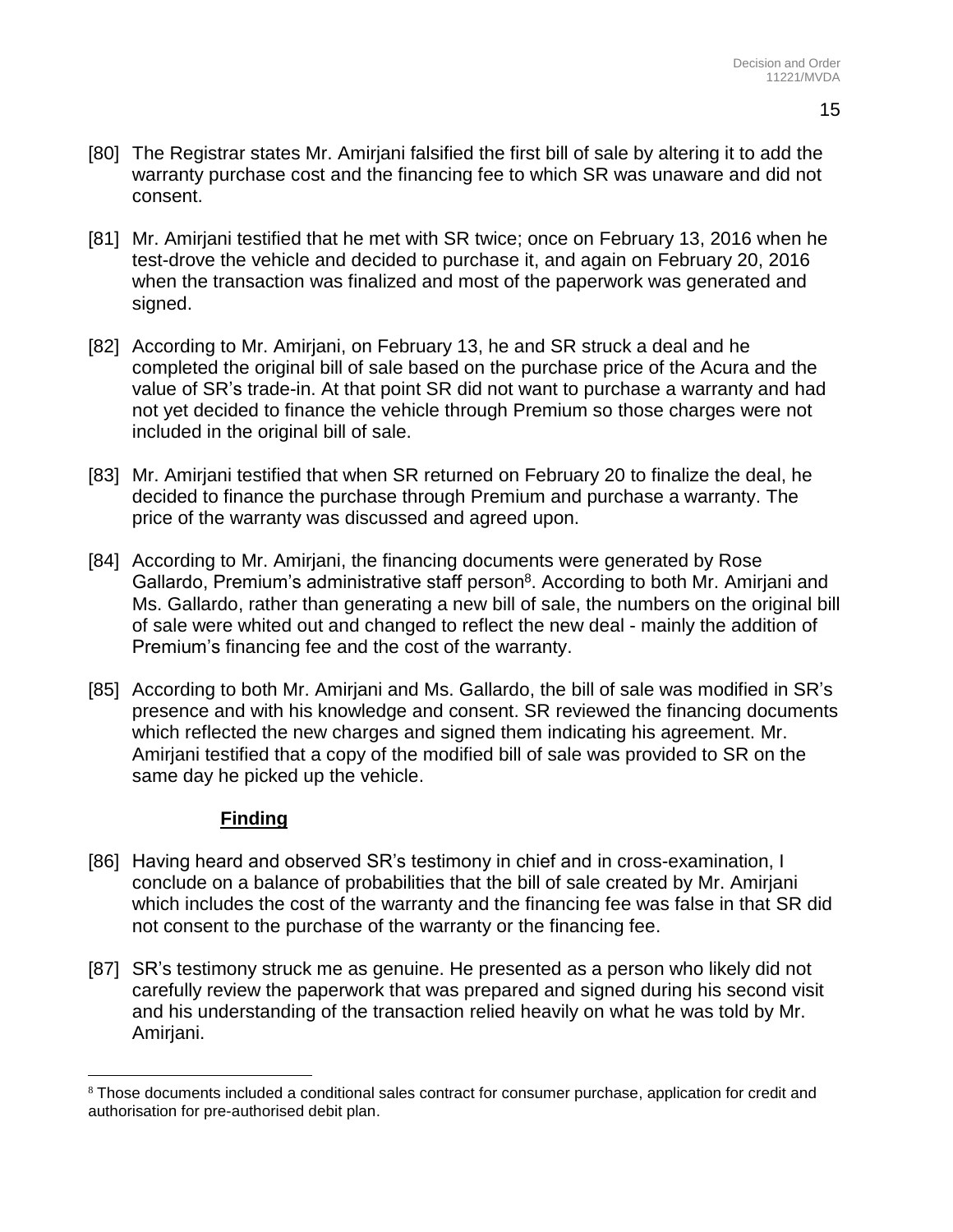[80] The Registrar states Mr. Amirjani falsified the first bill of sale by altering it to add the warranty purchase cost and the financing fee to which SR was unaware and did not consent.

[81] Mr. Amirjani testified that he met with SR twice; once on February 13, 2016 when he test-drove the vehicle and decided to purchase it, and again on February 20, 2016 when the transaction was finalized and most of the paperwork was generated and signed.

[82] According to Mr. Amirjani, on February 13, he and SR struck a deal and he completed the original bill of sale based on the purchase price of the Acura and the value of SR's trade-in. At that point SR did not want to purchase a warranty and had not yet decided to finance the vehicle through Premium so those charges were not included in the original bill of sale.

[83] Mr. Amirjani testified that when SR returned on February 20 to finalize the deal, he decided to finance the purchase through Premium and purchase a warranty. The price of the warranty was discussed and agreed upon.

[84] According to Mr. Amirjani, the financing documents were generated by Rose Gallardo, Premium's administrative staff person[8]. According to both Mr. Amirjani and Ms. Gallardo, rather than generating a new bill of sale, the numbers on the original bill of sale were whited out and changed to reflect the new deal - mainly the addition of Premium's financing fee and the cost of the warranty.

[85] According to both Mr. Amirjani and Ms. Gallardo, the bill of sale was modified in SR's presence and with his knowledge and consent. SR reviewed the financing documents which reflected the new charges and signed them indicating his agreement. Mr. Amirjani testified that a copy of the modified bill of sale was provided to SR on the same day he picked up the vehicle.

### **Finding**

[86] Having heard and observed SR's testimony in chief and in cross-examination, I conclude on a balance of probabilities that the bill of sale created by Mr. Amirjani which includes the cost of the warranty and the financing fee was false in that SR did not consent to the purchase of the warranty or the financing fee.

[87] SR's testimony struck me as genuine. He presented as a person who likely did not carefully review the paperwork that was prepared and signed during his second visit and his understanding of the transaction relied heavily on what he was told by Mr. Amirjani.

---

[8] Those documents included a conditional sales contract for consumer purchase, application for credit and authorisation for pre-authorised debit plan.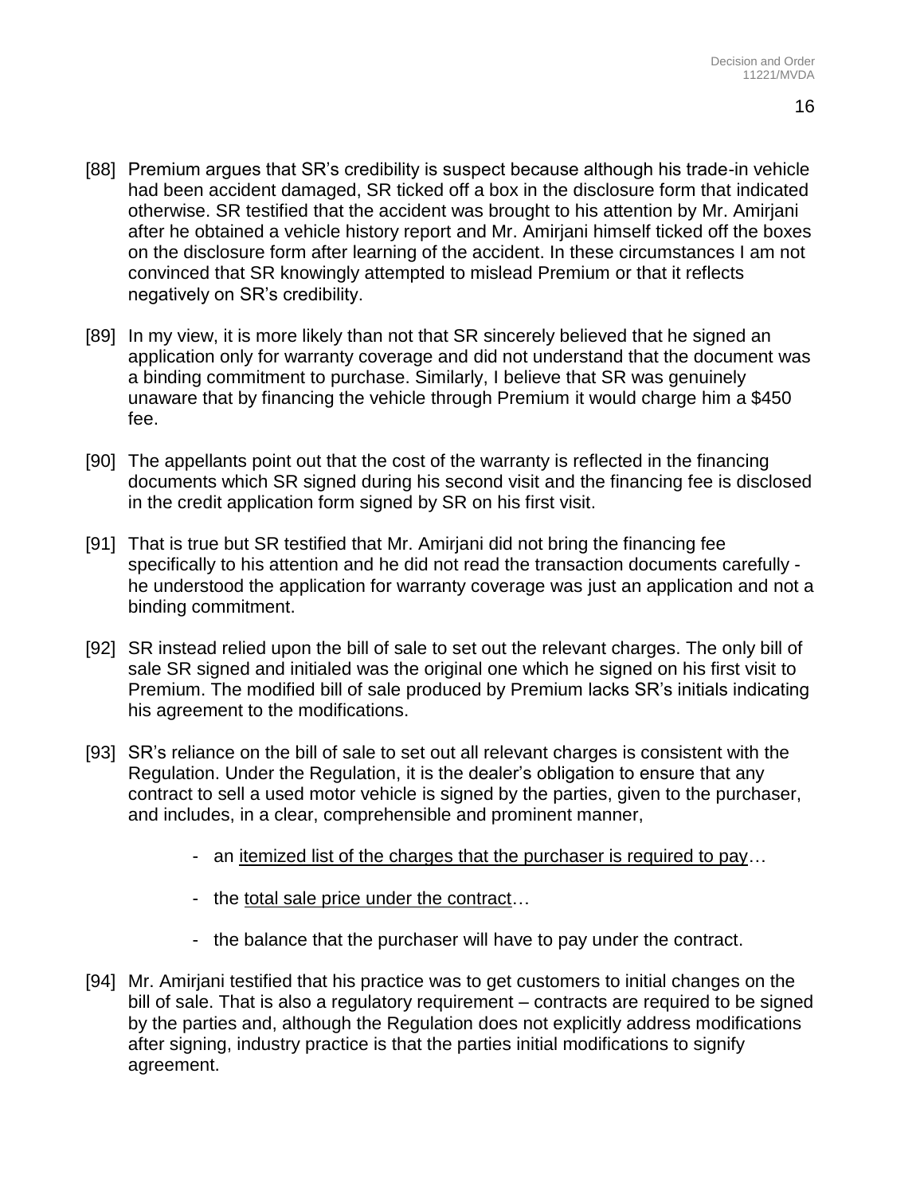[88] Premium argues that SR's credibility is suspect because although his trade-in vehicle had been accident damaged, SR ticked off a box in the disclosure form that indicated otherwise. SR testified that the accident was brought to his attention by Mr. Amirjani after he obtained a vehicle history report and Mr. Amirjani himself ticked off the boxes on the disclosure form after learning of the accident. In these circumstances I am not convinced that SR knowingly attempted to mislead Premium or that it reflects negatively on SR's credibility.

[89] In my view, it is more likely than not that SR sincerely believed that he signed an application only for warranty coverage and did not understand that the document was a binding commitment to purchase. Similarly, I believe that SR was genuinely unaware that by financing the vehicle through Premium it would charge him a $450 fee.

[90] The appellants point out that the cost of the warranty is reflected in the financing documents which SR signed during his second visit and the financing fee is disclosed in the credit application form signed by SR on his first visit.

[91] That is true but SR testified that Mr. Amirjani did not bring the financing fee specifically to his attention and he did not read the transaction documents carefully - he understood the application for warranty coverage was just an application and not a binding commitment.

[92] SR instead relied upon the bill of sale to set out the relevant charges. The only bill of sale SR signed and initialed was the original one which he signed on his first visit to Premium. The modified bill of sale produced by Premium lacks SR's initials indicating his agreement to the modifications.

[93] SR's reliance on the bill of sale to set out all relevant charges is consistent with the Regulation. Under the Regulation, it is the dealer's obligation to ensure that any contract to sell a used motor vehicle is signed by the parties, given to the purchaser, and includes, in a clear, comprehensible and prominent manner,

- an <u>itemized list of the charges that the purchaser is required to pay</u>…
- the <u>total sale price under the contract</u>…
- the balance that the purchaser will have to pay under the contract.

[94] Mr. Amirjani testified that his practice was to get customers to initial changes on the bill of sale. That is also a regulatory requirement – contracts are required to be signed by the parties and, although the Regulation does not explicitly address modifications after signing, industry practice is that the parties initial modifications to signify agreement.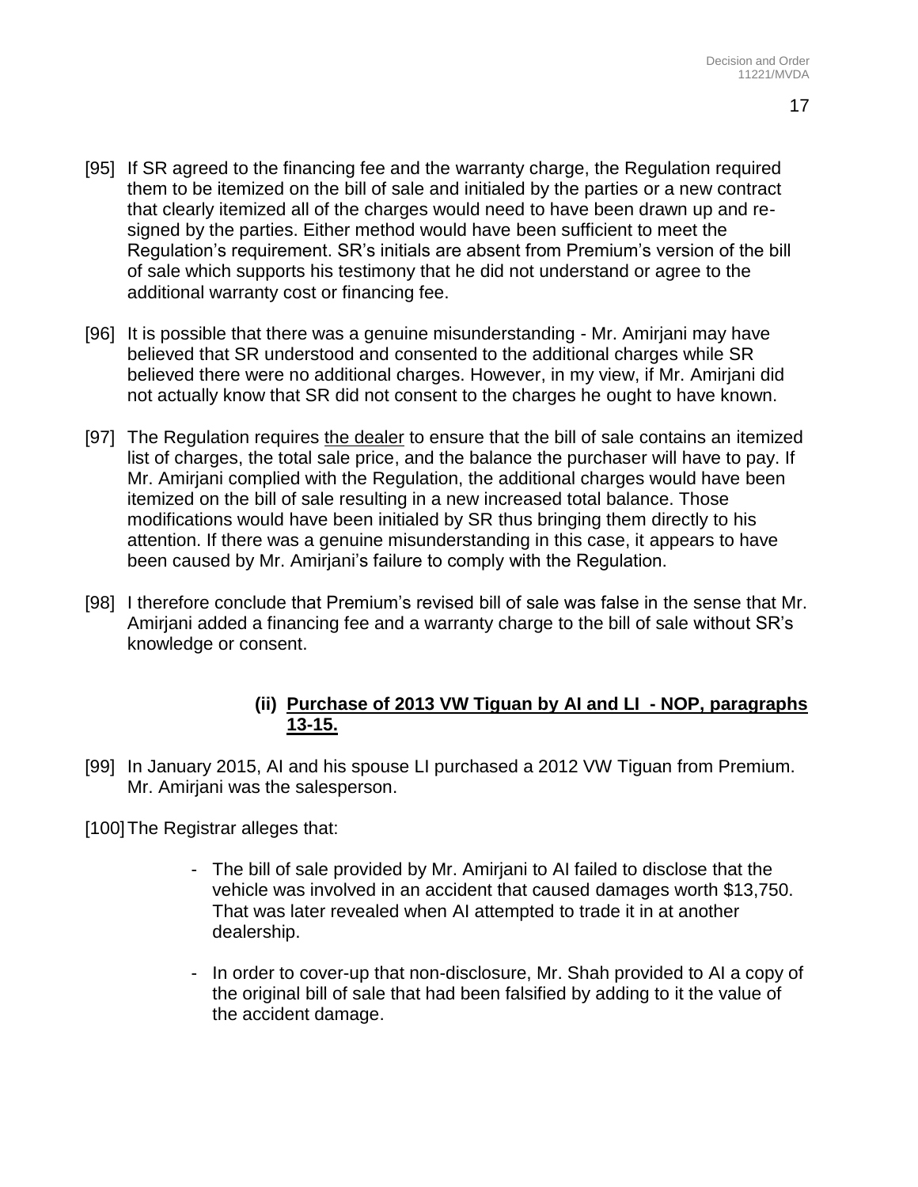[95] If SR agreed to the financing fee and the warranty charge, the Regulation required them to be itemized on the bill of sale and initialed by the parties or a new contract that clearly itemized all of the charges would need to have been drawn up and re-signed by the parties. Either method would have been sufficient to meet the Regulation's requirement. SR's initials are absent from Premium's version of the bill of sale which supports his testimony that he did not understand or agree to the additional warranty cost or financing fee.

[96] It is possible that there was a genuine misunderstanding - Mr. Amirjani may have believed that SR understood and consented to the additional charges while SR believed there were no additional charges. However, in my view, if Mr. Amirjani did not actually know that SR did not consent to the charges he ought to have known.

[97] The Regulation requires <u>the dealer</u> to ensure that the bill of sale contains an itemized list of charges, the total sale price, and the balance the purchaser will have to pay. If Mr. Amirjani complied with the Regulation, the additional charges would have been itemized on the bill of sale resulting in a new increased total balance. Those modifications would have been initialed by SR thus bringing them directly to his attention. If there was a genuine misunderstanding in this case, it appears to have been caused by Mr. Amirjani's failure to comply with the Regulation.

[98] I therefore conclude that Premium's revised bill of sale was false in the sense that Mr. Amirjani added a financing fee and a warranty charge to the bill of sale without SR's knowledge or consent.

#### (ii) Purchase of 2013 VW Tiguan by AI and LI - NOP, paragraphs 13-15.

[99] In January 2015, AI and his spouse LI purchased a 2012 VW Tiguan from Premium. Mr. Amirjani was the salesperson.

[100] The Registrar alleges that:

- The bill of sale provided by Mr. Amirjani to AI failed to disclose that the vehicle was involved in an accident that caused damages worth $13,750. That was later revealed when AI attempted to trade it in at another dealership.
- In order to cover-up that non-disclosure, Mr. Shah provided to AI a copy of the original bill of sale that had been falsified by adding to it the value of the accident damage.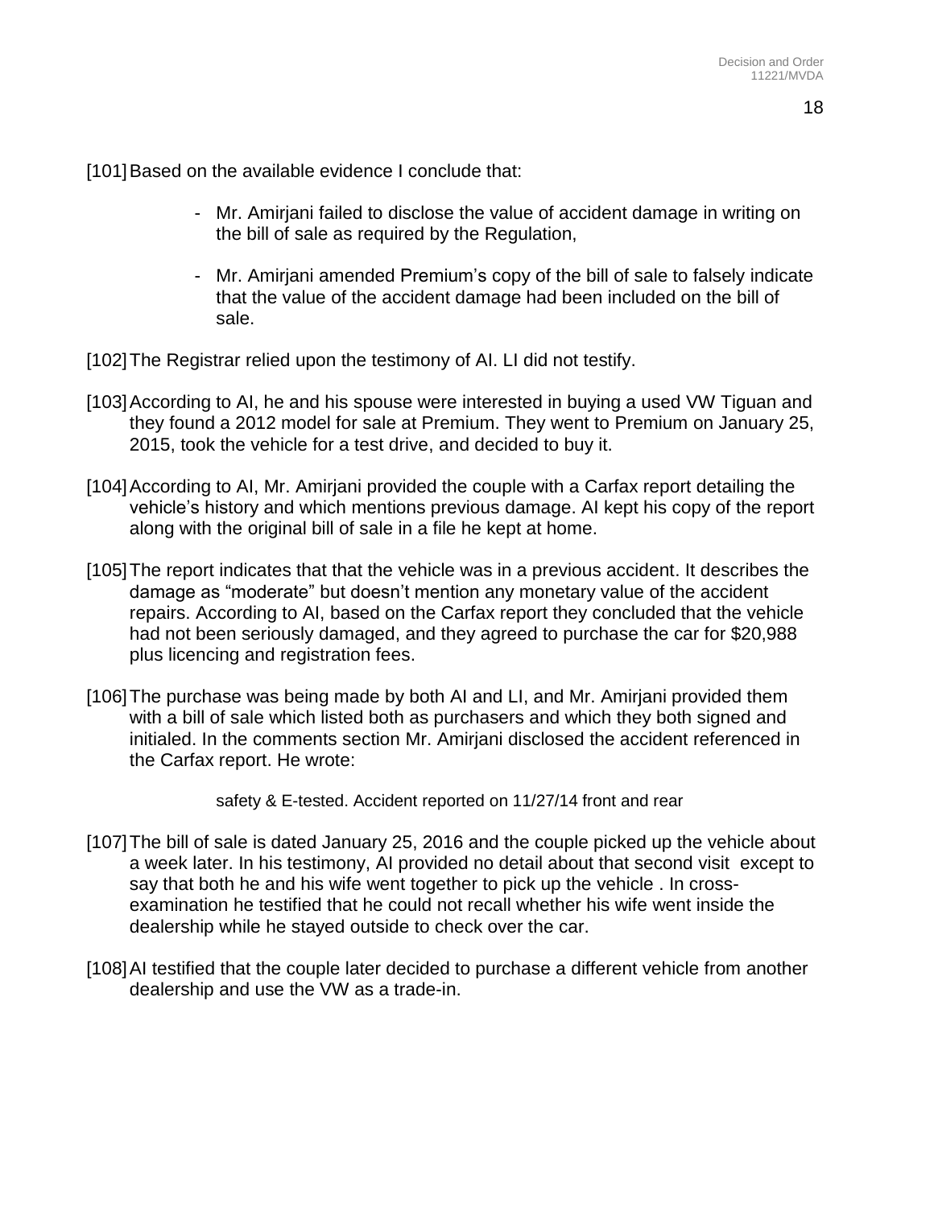[101] Based on the available evidence I conclude that:

- Mr. Amirjani failed to disclose the value of accident damage in writing on the bill of sale as required by the Regulation,

- Mr. Amirjani amended Premium's copy of the bill of sale to falsely indicate that the value of the accident damage had been included on the bill of sale.

[102] The Registrar relied upon the testimony of AI. LI did not testify.

[103] According to AI, he and his spouse were interested in buying a used VW Tiguan and they found a 2012 model for sale at Premium. They went to Premium on January 25, 2015, took the vehicle for a test drive, and decided to buy it.

[104] According to AI, Mr. Amirjani provided the couple with a Carfax report detailing the vehicle's history and which mentions previous damage. AI kept his copy of the report along with the original bill of sale in a file he kept at home.

[105] The report indicates that that the vehicle was in a previous accident. It describes the damage as "moderate" but doesn't mention any monetary value of the accident repairs. According to AI, based on the Carfax report they concluded that the vehicle had not been seriously damaged, and they agreed to purchase the car for $20,988 plus licencing and registration fees.

[106] The purchase was being made by both AI and LI, and Mr. Amirjani provided them with a bill of sale which listed both as purchasers and which they both signed and initialed. In the comments section Mr. Amirjani disclosed the accident referenced in the Carfax report. He wrote:

> safety & E-tested. Accident reported on 11/27/14 front and rear

[107] The bill of sale is dated January 25, 2016 and the couple picked up the vehicle about a week later. In his testimony, AI provided no detail about that second visit except to say that both he and his wife went together to pick up the vehicle . In cross-examination he testified that he could not recall whether his wife went inside the dealership while he stayed outside to check over the car.

[108] AI testified that the couple later decided to purchase a different vehicle from another dealership and use the VW as a trade-in.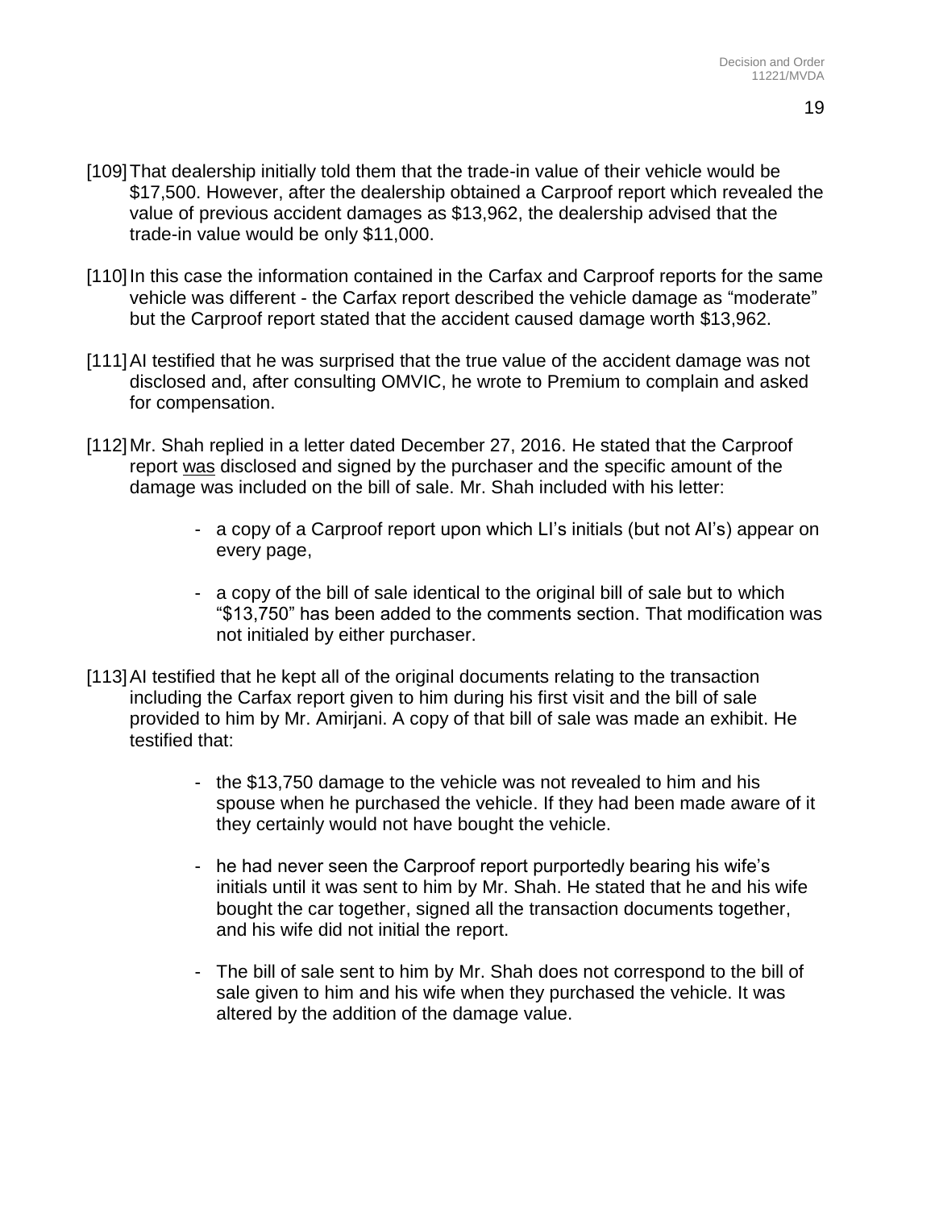[109] That dealership initially told them that the trade-in value of their vehicle would be $17,500. However, after the dealership obtained a Carproof report which revealed the value of previous accident damages as $13,962, the dealership advised that the trade-in value would be only $11,000.

[110] In this case the information contained in the Carfax and Carproof reports for the same vehicle was different - the Carfax report described the vehicle damage as "moderate" but the Carproof report stated that the accident caused damage worth $13,962.

[111] AI testified that he was surprised that the true value of the accident damage was not disclosed and, after consulting OMVIC, he wrote to Premium to complain and asked for compensation.

[112] Mr. Shah replied in a letter dated December 27, 2016. He stated that the Carproof report <u>was</u> disclosed and signed by the purchaser and the specific amount of the damage was included on the bill of sale. Mr. Shah included with his letter:

- a copy of a Carproof report upon which LI's initials (but not AI's) appear on every page,

- a copy of the bill of sale identical to the original bill of sale but to which "$13,750" has been added to the comments section. That modification was not initialed by either purchaser.

[113] AI testified that he kept all of the original documents relating to the transaction including the Carfax report given to him during his first visit and the bill of sale provided to him by Mr. Amirjani. A copy of that bill of sale was made an exhibit. He testified that:

- the $13,750 damage to the vehicle was not revealed to him and his spouse when he purchased the vehicle. If they had been made aware of it they certainly would not have bought the vehicle.

- he had never seen the Carproof report purportedly bearing his wife's initials until it was sent to him by Mr. Shah. He stated that he and his wife bought the car together, signed all the transaction documents together, and his wife did not initial the report.

- The bill of sale sent to him by Mr. Shah does not correspond to the bill of sale given to him and his wife when they purchased the vehicle. It was altered by the addition of the damage value.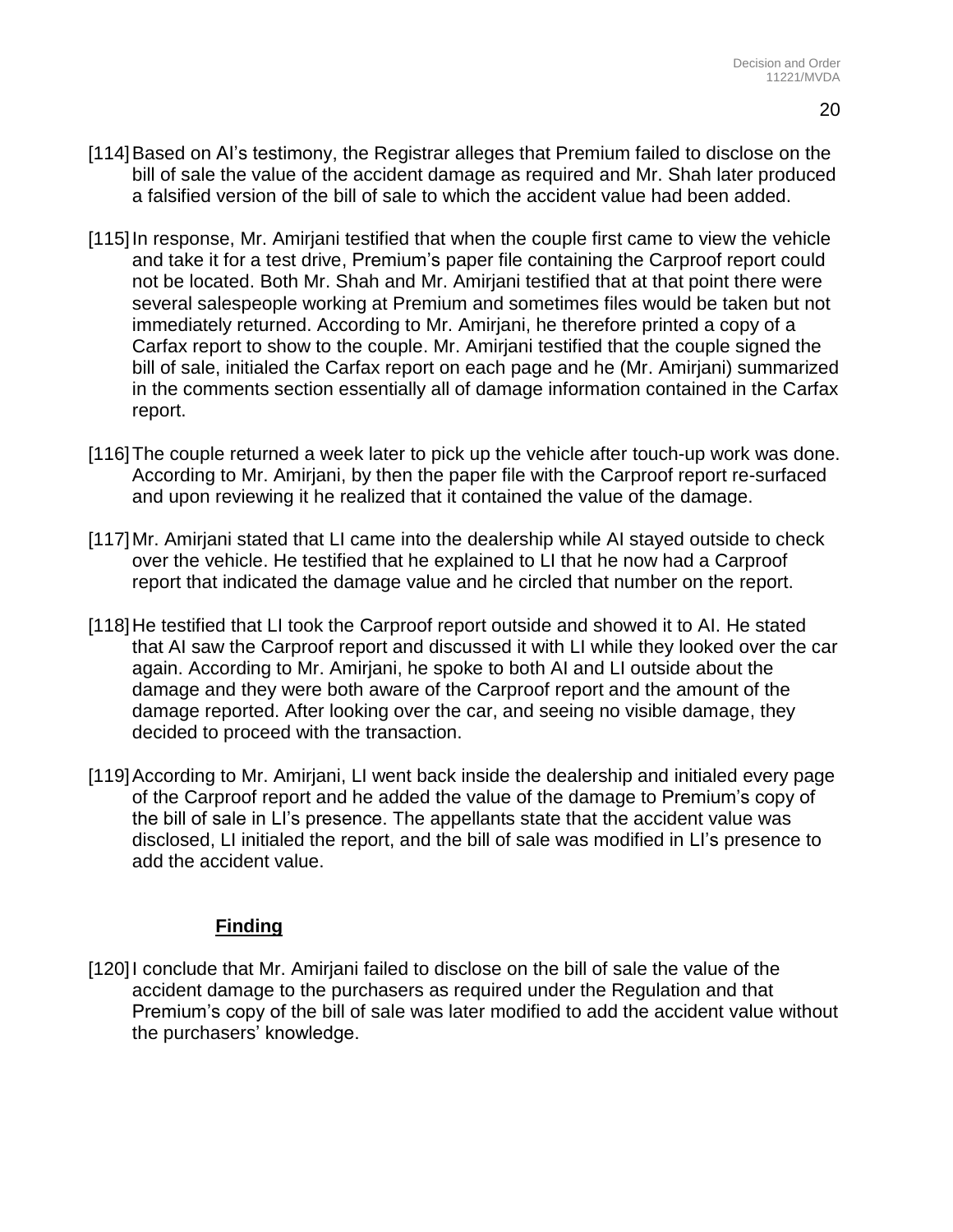[114] Based on AI's testimony, the Registrar alleges that Premium failed to disclose on the bill of sale the value of the accident damage as required and Mr. Shah later produced a falsified version of the bill of sale to which the accident value had been added.

[115] In response, Mr. Amirjani testified that when the couple first came to view the vehicle and take it for a test drive, Premium's paper file containing the Carproof report could not be located. Both Mr. Shah and Mr. Amirjani testified that at that point there were several salespeople working at Premium and sometimes files would be taken but not immediately returned. According to Mr. Amirjani, he therefore printed a copy of a Carfax report to show to the couple. Mr. Amirjani testified that the couple signed the bill of sale, initialed the Carfax report on each page and he (Mr. Amirjani) summarized in the comments section essentially all of damage information contained in the Carfax report.

[116] The couple returned a week later to pick up the vehicle after touch-up work was done. According to Mr. Amirjani, by then the paper file with the Carproof report re-surfaced and upon reviewing it he realized that it contained the value of the damage.

[117] Mr. Amirjani stated that LI came into the dealership while AI stayed outside to check over the vehicle. He testified that he explained to LI that he now had a Carproof report that indicated the damage value and he circled that number on the report.

[118] He testified that LI took the Carproof report outside and showed it to AI. He stated that AI saw the Carproof report and discussed it with LI while they looked over the car again. According to Mr. Amirjani, he spoke to both AI and LI outside about the damage and they were both aware of the Carproof report and the amount of the damage reported. After looking over the car, and seeing no visible damage, they decided to proceed with the transaction.

[119] According to Mr. Amirjani, LI went back inside the dealership and initialed every page of the Carproof report and he added the value of the damage to Premium's copy of the bill of sale in LI's presence. The appellants state that the accident value was disclosed, LI initialed the report, and the bill of sale was modified in LI's presence to add the accident value.

### Finding

[120] I conclude that Mr. Amirjani failed to disclose on the bill of sale the value of the accident damage to the purchasers as required under the Regulation and that Premium's copy of the bill of sale was later modified to add the accident value without the purchasers' knowledge.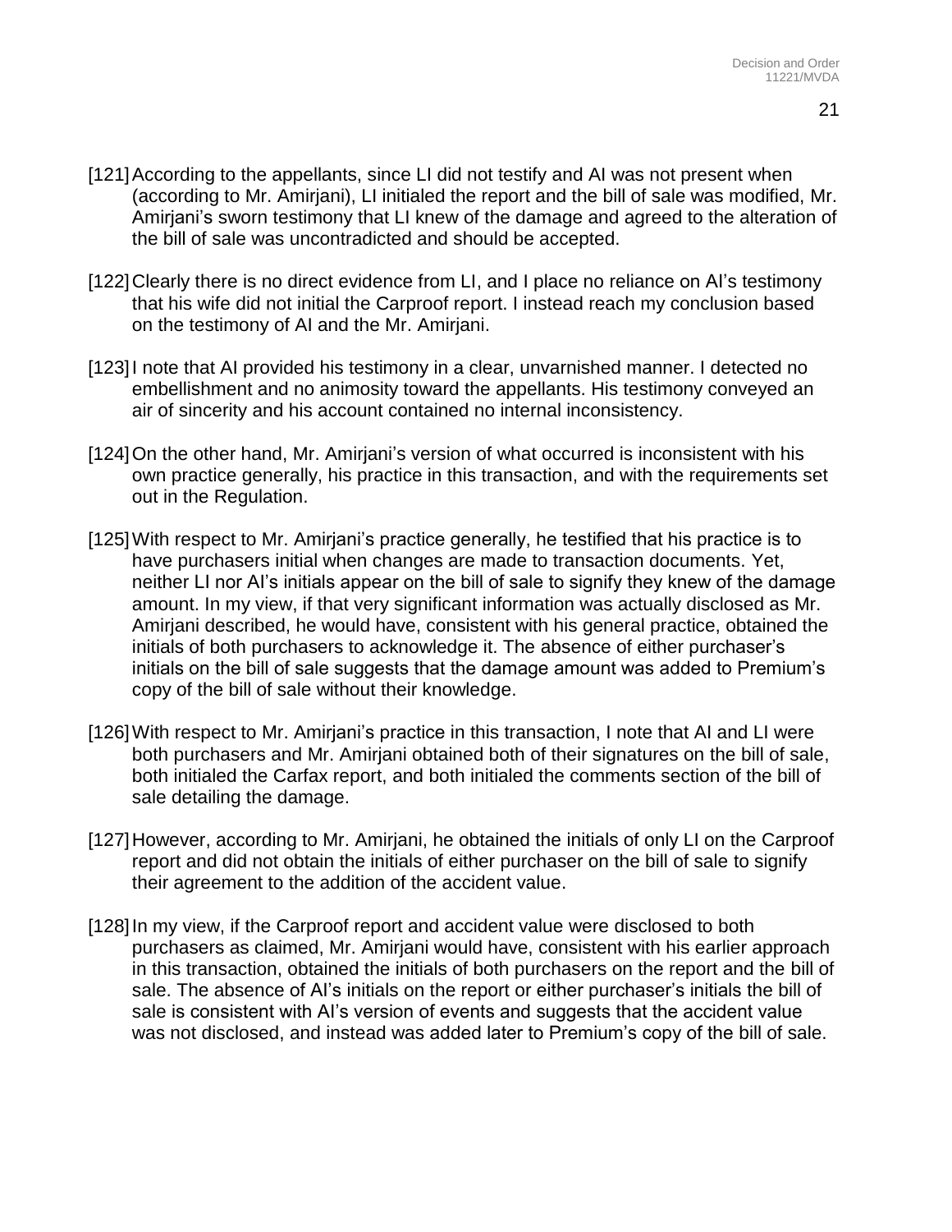[121] According to the appellants, since LI did not testify and AI was not present when (according to Mr. Amirjani), LI initialed the report and the bill of sale was modified, Mr. Amirjani's sworn testimony that LI knew of the damage and agreed to the alteration of the bill of sale was uncontradicted and should be accepted.

[122] Clearly there is no direct evidence from LI, and I place no reliance on AI's testimony that his wife did not initial the Carproof report. I instead reach my conclusion based on the testimony of AI and the Mr. Amirjani.

[123] I note that AI provided his testimony in a clear, unvarnished manner. I detected no embellishment and no animosity toward the appellants. His testimony conveyed an air of sincerity and his account contained no internal inconsistency.

[124] On the other hand, Mr. Amirjani's version of what occurred is inconsistent with his own practice generally, his practice in this transaction, and with the requirements set out in the Regulation.

[125] With respect to Mr. Amirjani's practice generally, he testified that his practice is to have purchasers initial when changes are made to transaction documents. Yet, neither LI nor AI's initials appear on the bill of sale to signify they knew of the damage amount. In my view, if that very significant information was actually disclosed as Mr. Amirjani described, he would have, consistent with his general practice, obtained the initials of both purchasers to acknowledge it. The absence of either purchaser's initials on the bill of sale suggests that the damage amount was added to Premium's copy of the bill of sale without their knowledge.

[126] With respect to Mr. Amirjani's practice in this transaction, I note that AI and LI were both purchasers and Mr. Amirjani obtained both of their signatures on the bill of sale, both initialed the Carfax report, and both initialed the comments section of the bill of sale detailing the damage.

[127] However, according to Mr. Amirjani, he obtained the initials of only LI on the Carproof report and did not obtain the initials of either purchaser on the bill of sale to signify their agreement to the addition of the accident value.

[128] In my view, if the Carproof report and accident value were disclosed to both purchasers as claimed, Mr. Amirjani would have, consistent with his earlier approach in this transaction, obtained the initials of both purchasers on the report and the bill of sale. The absence of AI's initials on the report or either purchaser's initials the bill of sale is consistent with AI's version of events and suggests that the accident value was not disclosed, and instead was added later to Premium's copy of the bill of sale.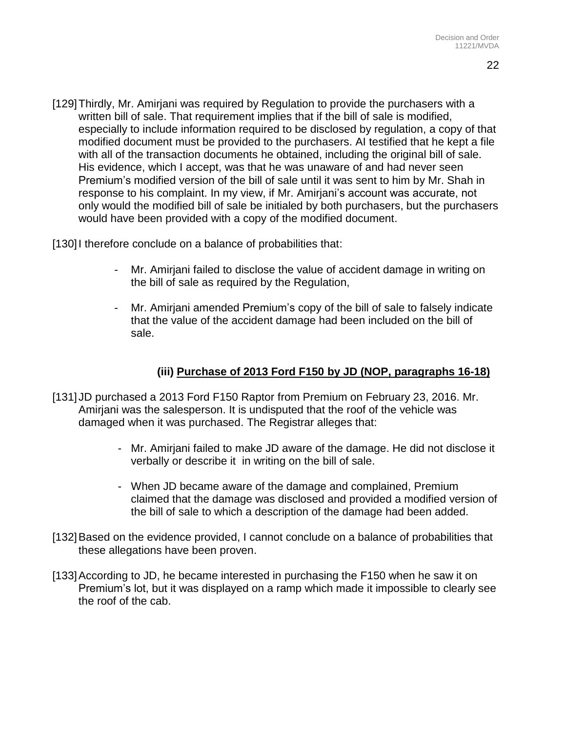[129] Thirdly, Mr. Amirjani was required by Regulation to provide the purchasers with a written bill of sale. That requirement implies that if the bill of sale is modified, especially to include information required to be disclosed by regulation, a copy of that modified document must be provided to the purchasers. AI testified that he kept a file with all of the transaction documents he obtained, including the original bill of sale. His evidence, which I accept, was that he was unaware of and had never seen Premium's modified version of the bill of sale until it was sent to him by Mr. Shah in response to his complaint. In my view, if Mr. Amirjani's account was accurate, not only would the modified bill of sale be initialed by both purchasers, but the purchasers would have been provided with a copy of the modified document.

[130] I therefore conclude on a balance of probabilities that:

- Mr. Amirjani failed to disclose the value of accident damage in writing on the bill of sale as required by the Regulation,
- Mr. Amirjani amended Premium's copy of the bill of sale to falsely indicate that the value of the accident damage had been included on the bill of sale.

### (iii) Purchase of 2013 Ford F150 by JD (NOP, paragraphs 16-18)

[131] JD purchased a 2013 Ford F150 Raptor from Premium on February 23, 2016. Mr. Amirjani was the salesperson. It is undisputed that the roof of the vehicle was damaged when it was purchased. The Registrar alleges that:

- Mr. Amirjani failed to make JD aware of the damage. He did not disclose it verbally or describe it in writing on the bill of sale.
- When JD became aware of the damage and complained, Premium claimed that the damage was disclosed and provided a modified version of the bill of sale to which a description of the damage had been added.

[132] Based on the evidence provided, I cannot conclude on a balance of probabilities that these allegations have been proven.

[133] According to JD, he became interested in purchasing the F150 when he saw it on Premium's lot, but it was displayed on a ramp which made it impossible to clearly see the roof of the cab.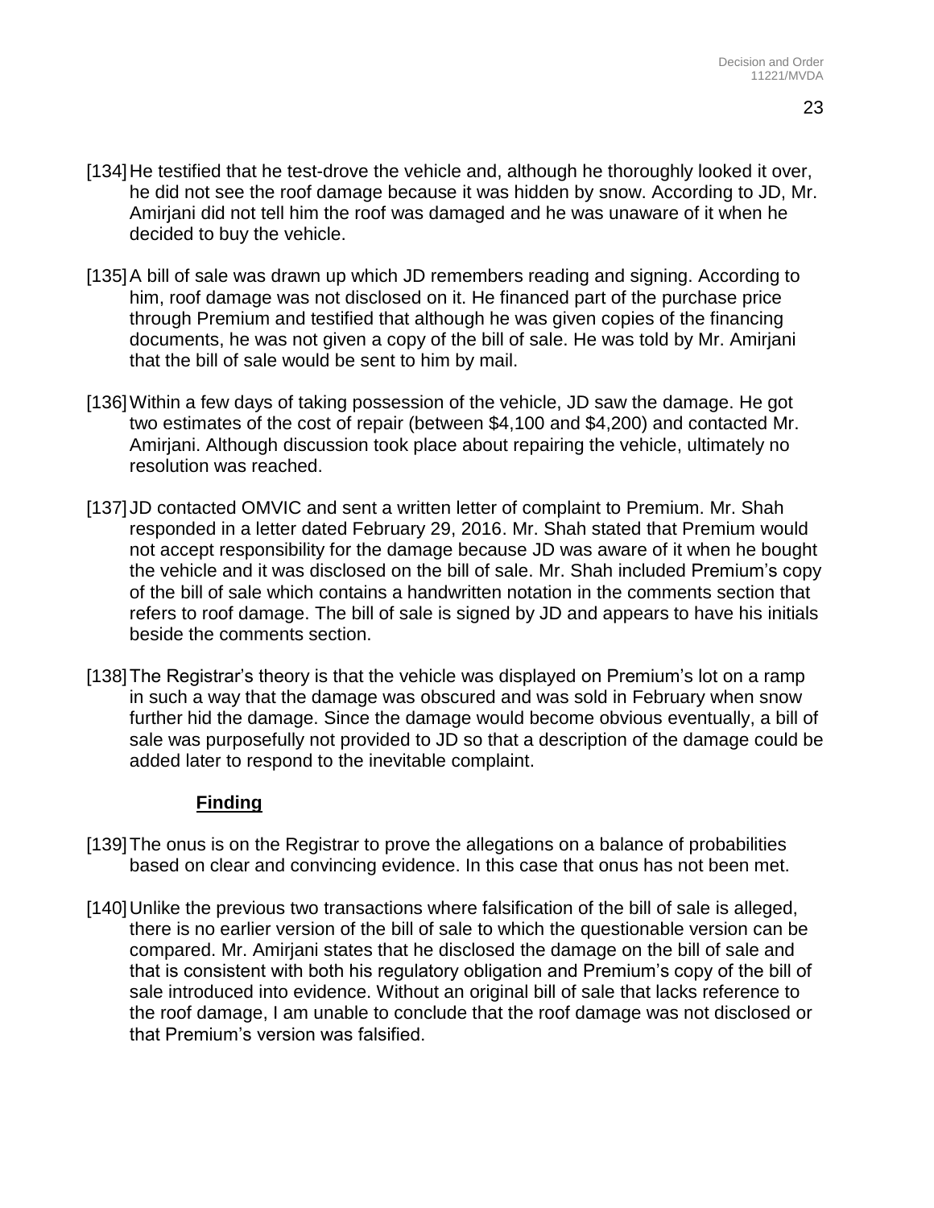[134] He testified that he test-drove the vehicle and, although he thoroughly looked it over, he did not see the roof damage because it was hidden by snow. According to JD, Mr. Amirjani did not tell him the roof was damaged and he was unaware of it when he decided to buy the vehicle.

[135] A bill of sale was drawn up which JD remembers reading and signing. According to him, roof damage was not disclosed on it. He financed part of the purchase price through Premium and testified that although he was given copies of the financing documents, he was not given a copy of the bill of sale. He was told by Mr. Amirjani that the bill of sale would be sent to him by mail.

[136] Within a few days of taking possession of the vehicle, JD saw the damage. He got two estimates of the cost of repair (between $4,100 and $4,200) and contacted Mr. Amirjani. Although discussion took place about repairing the vehicle, ultimately no resolution was reached.

[137] JD contacted OMVIC and sent a written letter of complaint to Premium. Mr. Shah responded in a letter dated February 29, 2016. Mr. Shah stated that Premium would not accept responsibility for the damage because JD was aware of it when he bought the vehicle and it was disclosed on the bill of sale. Mr. Shah included Premium's copy of the bill of sale which contains a handwritten notation in the comments section that refers to roof damage. The bill of sale is signed by JD and appears to have his initials beside the comments section.

[138] The Registrar's theory is that the vehicle was displayed on Premium's lot on a ramp in such a way that the damage was obscured and was sold in February when snow further hid the damage. Since the damage would become obvious eventually, a bill of sale was purposefully not provided to JD so that a description of the damage could be added later to respond to the inevitable complaint.

### Finding

[139] The onus is on the Registrar to prove the allegations on a balance of probabilities based on clear and convincing evidence. In this case that onus has not been met.

[140] Unlike the previous two transactions where falsification of the bill of sale is alleged, there is no earlier version of the bill of sale to which the questionable version can be compared. Mr. Amirjani states that he disclosed the damage on the bill of sale and that is consistent with both his regulatory obligation and Premium's copy of the bill of sale introduced into evidence. Without an original bill of sale that lacks reference to the roof damage, I am unable to conclude that the roof damage was not disclosed or that Premium's version was falsified.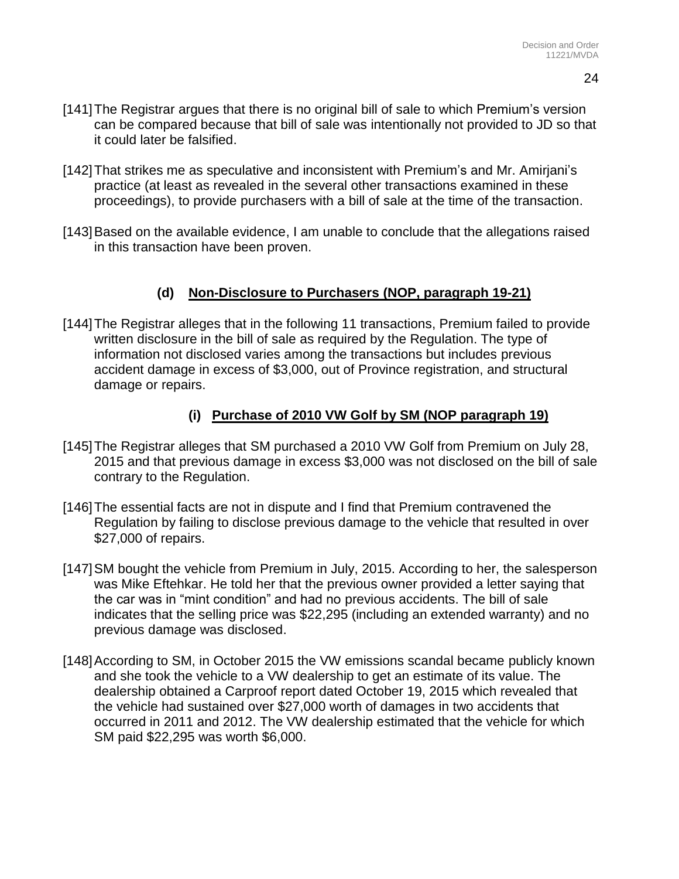[141] The Registrar argues that there is no original bill of sale to which Premium's version can be compared because that bill of sale was intentionally not provided to JD so that it could later be falsified.

[142] That strikes me as speculative and inconsistent with Premium's and Mr. Amirjani's practice (at least as revealed in the several other transactions examined in these proceedings), to provide purchasers with a bill of sale at the time of the transaction.

[143] Based on the available evidence, I am unable to conclude that the allegations raised in this transaction have been proven.

### (d) Non-Disclosure to Purchasers (NOP, paragraph 19-21)

[144] The Registrar alleges that in the following 11 transactions, Premium failed to provide written disclosure in the bill of sale as required by the Regulation. The type of information not disclosed varies among the transactions but includes previous accident damage in excess of $3,000, out of Province registration, and structural damage or repairs.

#### (i) Purchase of 2010 VW Golf by SM (NOP paragraph 19)

[145] The Registrar alleges that SM purchased a 2010 VW Golf from Premium on July 28, 2015 and that previous damage in excess $3,000 was not disclosed on the bill of sale contrary to the Regulation.

[146] The essential facts are not in dispute and I find that Premium contravened the Regulation by failing to disclose previous damage to the vehicle that resulted in over $27,000 of repairs.

[147] SM bought the vehicle from Premium in July, 2015. According to her, the salesperson was Mike Eftehkar. He told her that the previous owner provided a letter saying that the car was in "mint condition" and had no previous accidents. The bill of sale indicates that the selling price was $22,295 (including an extended warranty) and no previous damage was disclosed.

[148] According to SM, in October 2015 the VW emissions scandal became publicly known and she took the vehicle to a VW dealership to get an estimate of its value. The dealership obtained a Carproof report dated October 19, 2015 which revealed that the vehicle had sustained over $27,000 worth of damages in two accidents that occurred in 2011 and 2012. The VW dealership estimated that the vehicle for which SM paid $22,295 was worth $6,000.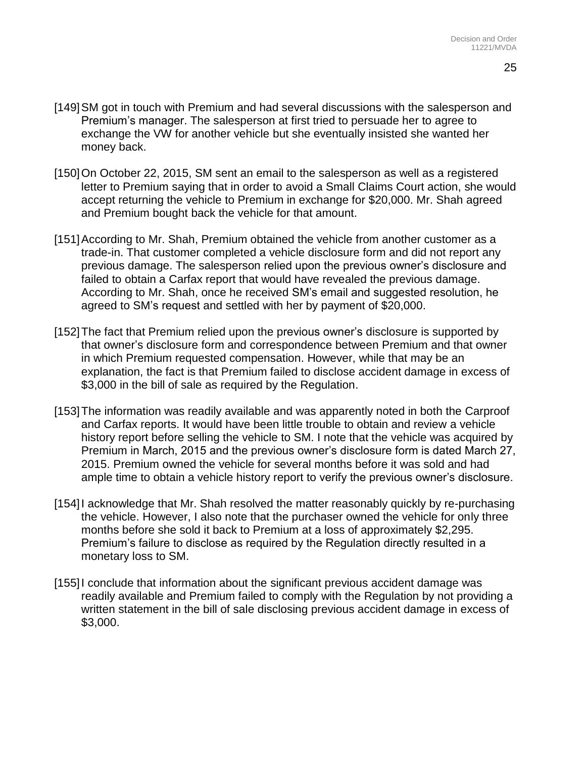[149] SM got in touch with Premium and had several discussions with the salesperson and Premium's manager. The salesperson at first tried to persuade her to agree to exchange the VW for another vehicle but she eventually insisted she wanted her money back.

[150] On October 22, 2015, SM sent an email to the salesperson as well as a registered letter to Premium saying that in order to avoid a Small Claims Court action, she would accept returning the vehicle to Premium in exchange for $20,000. Mr. Shah agreed and Premium bought back the vehicle for that amount.

[151] According to Mr. Shah, Premium obtained the vehicle from another customer as a trade-in. That customer completed a vehicle disclosure form and did not report any previous damage. The salesperson relied upon the previous owner's disclosure and failed to obtain a Carfax report that would have revealed the previous damage. According to Mr. Shah, once he received SM's email and suggested resolution, he agreed to SM's request and settled with her by payment of $20,000.

[152] The fact that Premium relied upon the previous owner's disclosure is supported by that owner's disclosure form and correspondence between Premium and that owner in which Premium requested compensation. However, while that may be an explanation, the fact is that Premium failed to disclose accident damage in excess of $3,000 in the bill of sale as required by the Regulation.

[153] The information was readily available and was apparently noted in both the Carproof and Carfax reports. It would have been little trouble to obtain and review a vehicle history report before selling the vehicle to SM. I note that the vehicle was acquired by Premium in March, 2015 and the previous owner's disclosure form is dated March 27, 2015. Premium owned the vehicle for several months before it was sold and had ample time to obtain a vehicle history report to verify the previous owner's disclosure.

[154] I acknowledge that Mr. Shah resolved the matter reasonably quickly by re-purchasing the vehicle. However, I also note that the purchaser owned the vehicle for only three months before she sold it back to Premium at a loss of approximately $2,295. Premium's failure to disclose as required by the Regulation directly resulted in a monetary loss to SM.

[155] I conclude that information about the significant previous accident damage was readily available and Premium failed to comply with the Regulation by not providing a written statement in the bill of sale disclosing previous accident damage in excess of $3,000.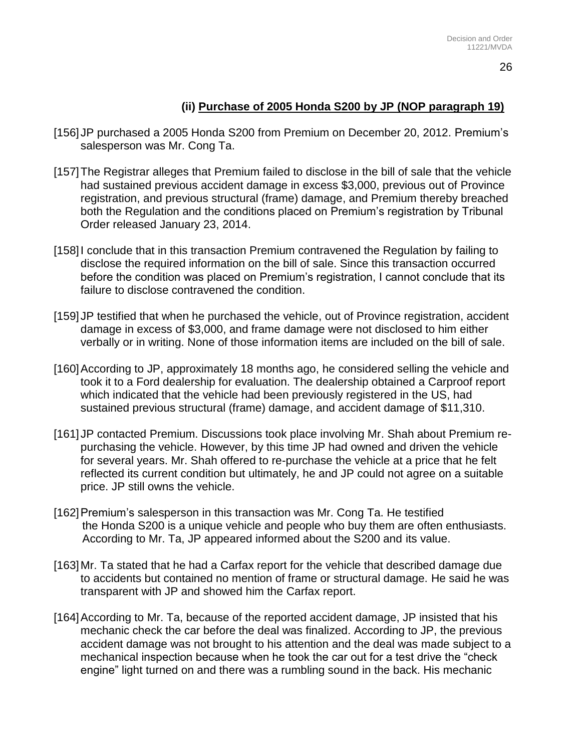### (ii) Purchase of 2005 Honda S200 by JP (NOP paragraph 19)

[156] JP purchased a 2005 Honda S200 from Premium on December 20, 2012. Premium's salesperson was Mr. Cong Ta.

[157] The Registrar alleges that Premium failed to disclose in the bill of sale that the vehicle had sustained previous accident damage in excess $3,000, previous out of Province registration, and previous structural (frame) damage, and Premium thereby breached both the Regulation and the conditions placed on Premium's registration by Tribunal Order released January 23, 2014.

[158] I conclude that in this transaction Premium contravened the Regulation by failing to disclose the required information on the bill of sale. Since this transaction occurred before the condition was placed on Premium's registration, I cannot conclude that its failure to disclose contravened the condition.

[159] JP testified that when he purchased the vehicle, out of Province registration, accident damage in excess of $3,000, and frame damage were not disclosed to him either verbally or in writing. None of those information items are included on the bill of sale.

[160] According to JP, approximately 18 months ago, he considered selling the vehicle and took it to a Ford dealership for evaluation. The dealership obtained a Carproof report which indicated that the vehicle had been previously registered in the US, had sustained previous structural (frame) damage, and accident damage of $11,310.

[161] JP contacted Premium. Discussions took place involving Mr. Shah about Premium re-purchasing the vehicle. However, by this time JP had owned and driven the vehicle for several years. Mr. Shah offered to re-purchase the vehicle at a price that he felt reflected its current condition but ultimately, he and JP could not agree on a suitable price. JP still owns the vehicle.

[162] Premium's salesperson in this transaction was Mr. Cong Ta. He testified the Honda S200 is a unique vehicle and people who buy them are often enthusiasts. According to Mr. Ta, JP appeared informed about the S200 and its value.

[163] Mr. Ta stated that he had a Carfax report for the vehicle that described damage due to accidents but contained no mention of frame or structural damage. He said he was transparent with JP and showed him the Carfax report.

[164] According to Mr. Ta, because of the reported accident damage, JP insisted that his mechanic check the car before the deal was finalized. According to JP, the previous accident damage was not brought to his attention and the deal was made subject to a mechanical inspection because when he took the car out for a test drive the "check engine" light turned on and there was a rumbling sound in the back. His mechanic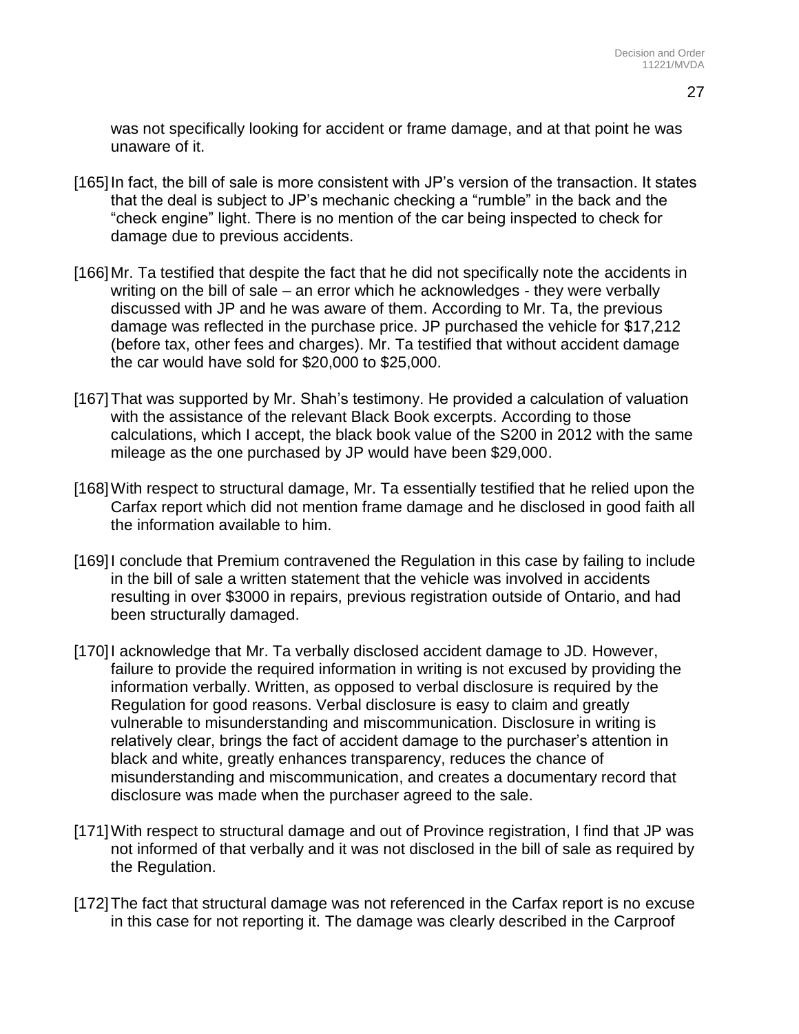was not specifically looking for accident or frame damage, and at that point he was unaware of it.

[165] In fact, the bill of sale is more consistent with JP's version of the transaction. It states that the deal is subject to JP's mechanic checking a "rumble" in the back and the "check engine" light. There is no mention of the car being inspected to check for damage due to previous accidents.

[166] Mr. Ta testified that despite the fact that he did not specifically note the accidents in writing on the bill of sale – an error which he acknowledges - they were verbally discussed with JP and he was aware of them. According to Mr. Ta, the previous damage was reflected in the purchase price. JP purchased the vehicle for $17,212 (before tax, other fees and charges). Mr. Ta testified that without accident damage the car would have sold for $20,000 to $25,000.

[167] That was supported by Mr. Shah's testimony. He provided a calculation of valuation with the assistance of the relevant Black Book excerpts. According to those calculations, which I accept, the black book value of the S200 in 2012 with the same mileage as the one purchased by JP would have been $29,000.

[168] With respect to structural damage, Mr. Ta essentially testified that he relied upon the Carfax report which did not mention frame damage and he disclosed in good faith all the information available to him.

[169] I conclude that Premium contravened the Regulation in this case by failing to include in the bill of sale a written statement that the vehicle was involved in accidents resulting in over $3000 in repairs, previous registration outside of Ontario, and had been structurally damaged.

[170] I acknowledge that Mr. Ta verbally disclosed accident damage to JD. However, failure to provide the required information in writing is not excused by providing the information verbally. Written, as opposed to verbal disclosure is required by the Regulation for good reasons. Verbal disclosure is easy to claim and greatly vulnerable to misunderstanding and miscommunication. Disclosure in writing is relatively clear, brings the fact of accident damage to the purchaser's attention in black and white, greatly enhances transparency, reduces the chance of misunderstanding and miscommunication, and creates a documentary record that disclosure was made when the purchaser agreed to the sale.

[171] With respect to structural damage and out of Province registration, I find that JP was not informed of that verbally and it was not disclosed in the bill of sale as required by the Regulation.

[172] The fact that structural damage was not referenced in the Carfax report is no excuse in this case for not reporting it. The damage was clearly described in the Carproof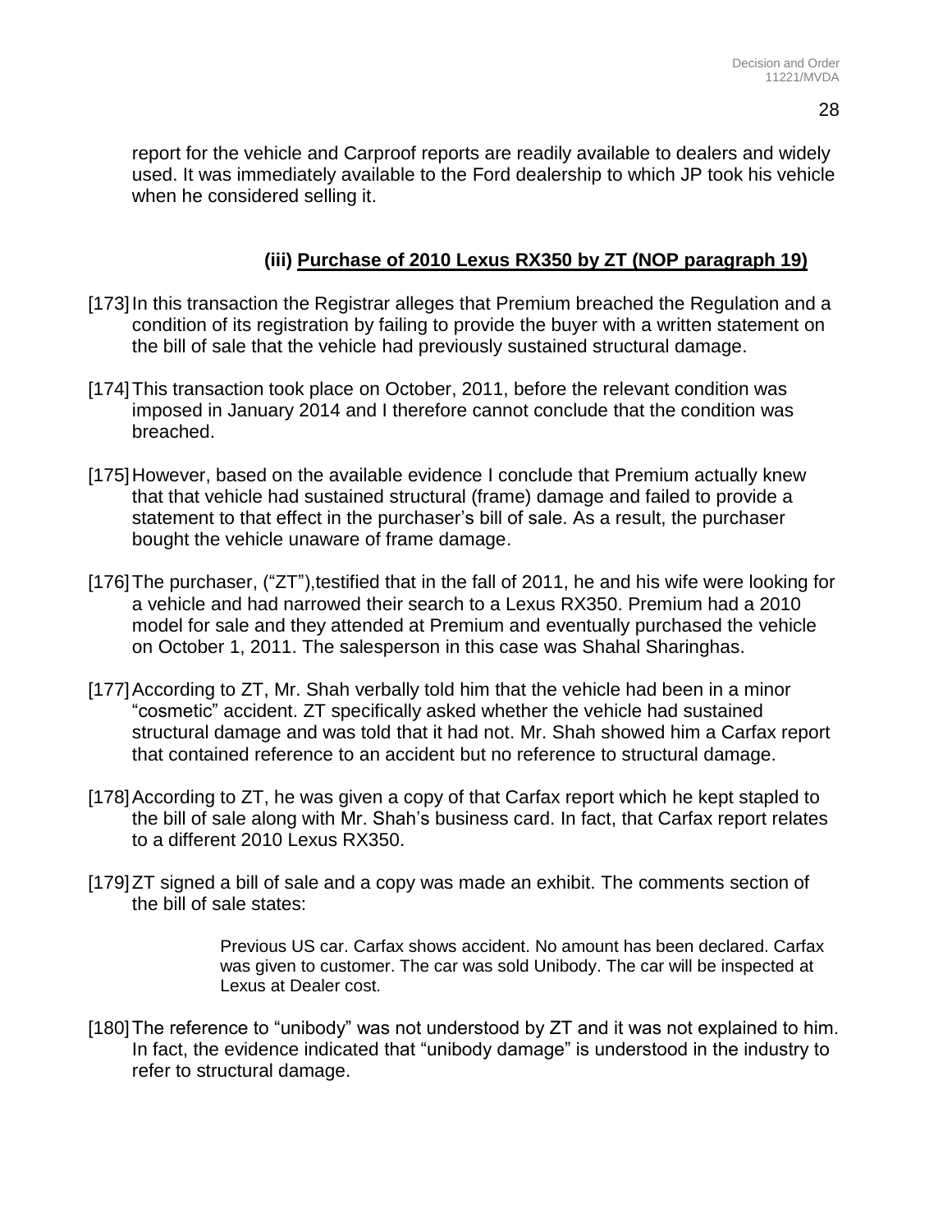report for the vehicle and Carproof reports are readily available to dealers and widely used. It was immediately available to the Ford dealership to which JP took his vehicle when he considered selling it.

### (iii) <u>Purchase of 2010 Lexus RX350 by ZT (NOP paragraph 19)</u>

[173] In this transaction the Registrar alleges that Premium breached the Regulation and a condition of its registration by failing to provide the buyer with a written statement on the bill of sale that the vehicle had previously sustained structural damage.

[174] This transaction took place on October, 2011, before the relevant condition was imposed in January 2014 and I therefore cannot conclude that the condition was breached.

[175] However, based on the available evidence I conclude that Premium actually knew that that vehicle had sustained structural (frame) damage and failed to provide a statement to that effect in the purchaser's bill of sale. As a result, the purchaser bought the vehicle unaware of frame damage.

[176] The purchaser, ("ZT"),testified that in the fall of 2011, he and his wife were looking for a vehicle and had narrowed their search to a Lexus RX350. Premium had a 2010 model for sale and they attended at Premium and eventually purchased the vehicle on October 1, 2011. The salesperson in this case was Shahal Sharinghas.

[177] According to ZT, Mr. Shah verbally told him that the vehicle had been in a minor "cosmetic" accident. ZT specifically asked whether the vehicle had sustained structural damage and was told that it had not. Mr. Shah showed him a Carfax report that contained reference to an accident but no reference to structural damage.

[178] According to ZT, he was given a copy of that Carfax report which he kept stapled to the bill of sale along with Mr. Shah's business card. In fact, that Carfax report relates to a different 2010 Lexus RX350.

[179] ZT signed a bill of sale and a copy was made an exhibit. The comments section of the bill of sale states:

> Previous US car. Carfax shows accident. No amount has been declared. Carfax was given to customer. The car was sold Unibody. The car will be inspected at Lexus at Dealer cost.

[180] The reference to "unibody" was not understood by ZT and it was not explained to him. In fact, the evidence indicated that "unibody damage" is understood in the industry to refer to structural damage.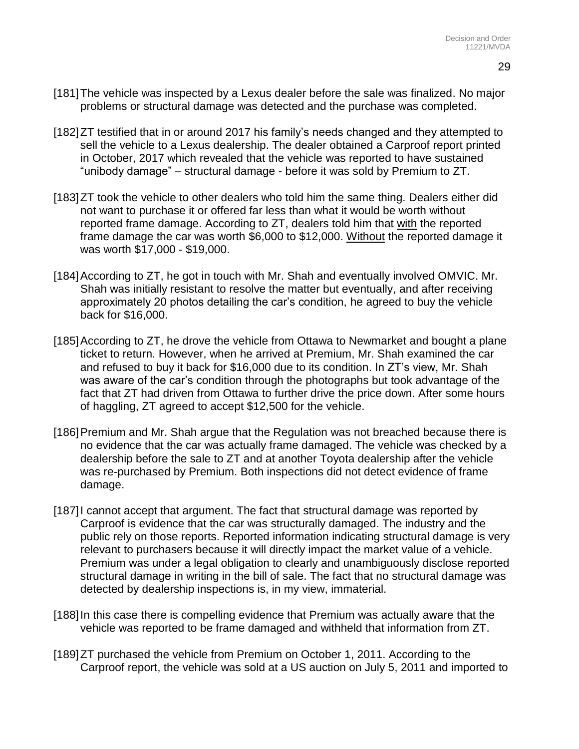[181] The vehicle was inspected by a Lexus dealer before the sale was finalized. No major problems or structural damage was detected and the purchase was completed.

[182] ZT testified that in or around 2017 his family's needs changed and they attempted to sell the vehicle to a Lexus dealership. The dealer obtained a Carproof report printed in October, 2017 which revealed that the vehicle was reported to have sustained "unibody damage" – structural damage - before it was sold by Premium to ZT.

[183] ZT took the vehicle to other dealers who told him the same thing. Dealers either did not want to purchase it or offered far less than what it would be worth without reported frame damage. According to ZT, dealers told him that <u>with</u> the reported frame damage the car was worth $6,000 to $12,000. <u>Without</u> the reported damage it was worth $17,000 - $19,000.

[184] According to ZT, he got in touch with Mr. Shah and eventually involved OMVIC. Mr. Shah was initially resistant to resolve the matter but eventually, and after receiving approximately 20 photos detailing the car's condition, he agreed to buy the vehicle back for $16,000.

[185] According to ZT, he drove the vehicle from Ottawa to Newmarket and bought a plane ticket to return. However, when he arrived at Premium, Mr. Shah examined the car and refused to buy it back for $16,000 due to its condition. In ZT's view, Mr. Shah was aware of the car's condition through the photographs but took advantage of the fact that ZT had driven from Ottawa to further drive the price down. After some hours of haggling, ZT agreed to accept $12,500 for the vehicle.

[186] Premium and Mr. Shah argue that the Regulation was not breached because there is no evidence that the car was actually frame damaged. The vehicle was checked by a dealership before the sale to ZT and at another Toyota dealership after the vehicle was re-purchased by Premium. Both inspections did not detect evidence of frame damage.

[187] I cannot accept that argument. The fact that structural damage was reported by Carproof is evidence that the car was structurally damaged. The industry and the public rely on those reports. Reported information indicating structural damage is very relevant to purchasers because it will directly impact the market value of a vehicle. Premium was under a legal obligation to clearly and unambiguously disclose reported structural damage in writing in the bill of sale. The fact that no structural damage was detected by dealership inspections is, in my view, immaterial.

[188] In this case there is compelling evidence that Premium was actually aware that the vehicle was reported to be frame damaged and withheld that information from ZT.

[189] ZT purchased the vehicle from Premium on October 1, 2011. According to the Carproof report, the vehicle was sold at a US auction on July 5, 2011 and imported to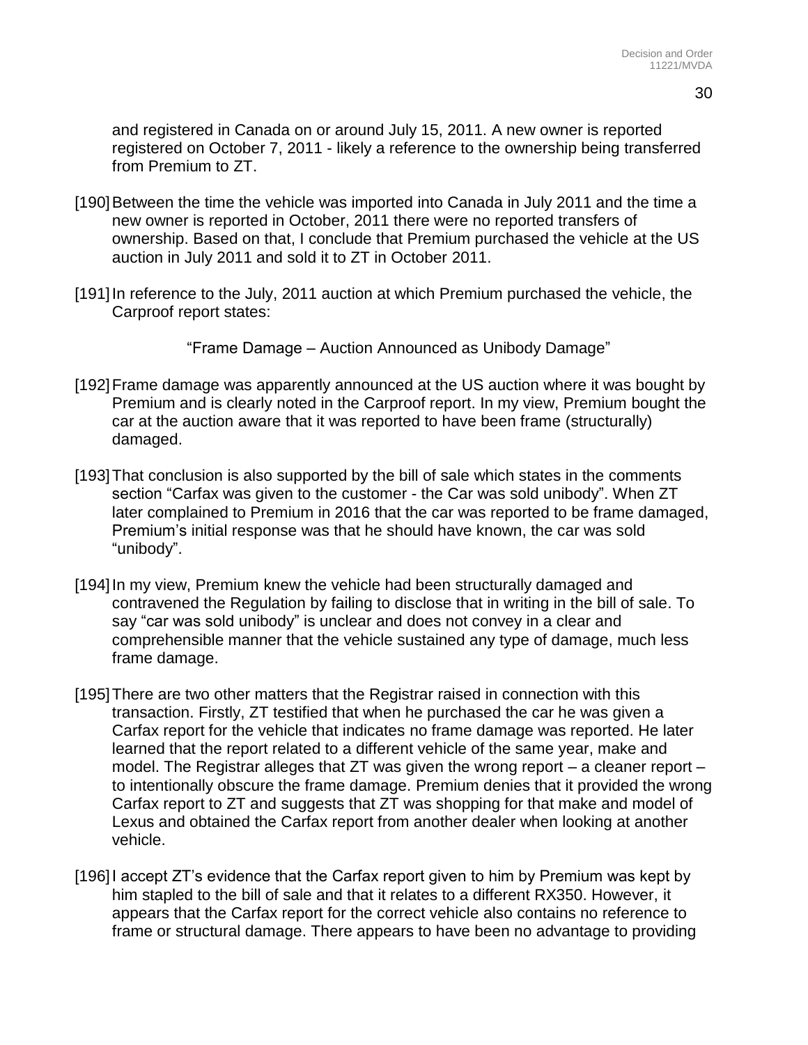and registered in Canada on or around July 15, 2011. A new owner is reported registered on October 7, 2011 - likely a reference to the ownership being transferred from Premium to ZT.

[190] Between the time the vehicle was imported into Canada in July 2011 and the time a new owner is reported in October, 2011 there were no reported transfers of ownership. Based on that, I conclude that Premium purchased the vehicle at the US auction in July 2011 and sold it to ZT in October 2011.

[191] In reference to the July, 2011 auction at which Premium purchased the vehicle, the Carproof report states:

> "Frame Damage – Auction Announced as Unibody Damage"

[192] Frame damage was apparently announced at the US auction where it was bought by Premium and is clearly noted in the Carproof report. In my view, Premium bought the car at the auction aware that it was reported to have been frame (structurally) damaged.

[193] That conclusion is also supported by the bill of sale which states in the comments section "Carfax was given to the customer - the Car was sold unibody". When ZT later complained to Premium in 2016 that the car was reported to be frame damaged, Premium's initial response was that he should have known, the car was sold "unibody".

[194] In my view, Premium knew the vehicle had been structurally damaged and contravened the Regulation by failing to disclose that in writing in the bill of sale. To say "car was sold unibody" is unclear and does not convey in a clear and comprehensible manner that the vehicle sustained any type of damage, much less frame damage.

[195] There are two other matters that the Registrar raised in connection with this transaction. Firstly, ZT testified that when he purchased the car he was given a Carfax report for the vehicle that indicates no frame damage was reported. He later learned that the report related to a different vehicle of the same year, make and model. The Registrar alleges that ZT was given the wrong report – a cleaner report – to intentionally obscure the frame damage. Premium denies that it provided the wrong Carfax report to ZT and suggests that ZT was shopping for that make and model of Lexus and obtained the Carfax report from another dealer when looking at another vehicle.

[196] I accept ZT's evidence that the Carfax report given to him by Premium was kept by him stapled to the bill of sale and that it relates to a different RX350. However, it appears that the Carfax report for the correct vehicle also contains no reference to frame or structural damage. There appears to have been no advantage to providing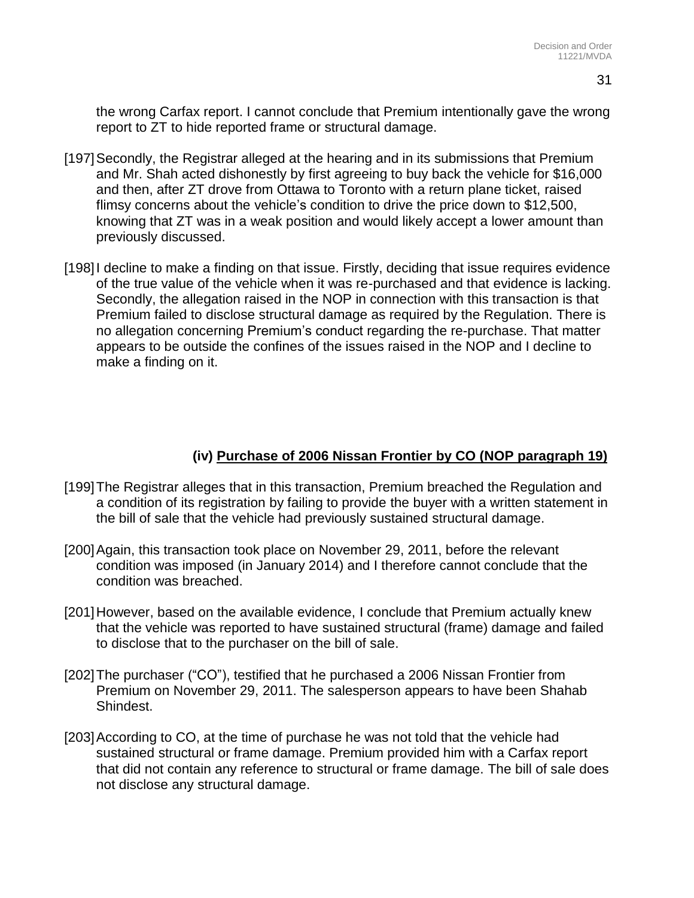the wrong Carfax report. I cannot conclude that Premium intentionally gave the wrong report to ZT to hide reported frame or structural damage.

[197] Secondly, the Registrar alleged at the hearing and in its submissions that Premium and Mr. Shah acted dishonestly by first agreeing to buy back the vehicle for $16,000 and then, after ZT drove from Ottawa to Toronto with a return plane ticket, raised flimsy concerns about the vehicle's condition to drive the price down to $12,500, knowing that ZT was in a weak position and would likely accept a lower amount than previously discussed.

[198] I decline to make a finding on that issue. Firstly, deciding that issue requires evidence of the true value of the vehicle when it was re-purchased and that evidence is lacking. Secondly, the allegation raised in the NOP in connection with this transaction is that Premium failed to disclose structural damage as required by the Regulation. There is no allegation concerning Premium's conduct regarding the re-purchase. That matter appears to be outside the confines of the issues raised in the NOP and I decline to make a finding on it.

### (iv) Purchase of 2006 Nissan Frontier by CO (NOP paragraph 19)

[199] The Registrar alleges that in this transaction, Premium breached the Regulation and a condition of its registration by failing to provide the buyer with a written statement in the bill of sale that the vehicle had previously sustained structural damage.

[200] Again, this transaction took place on November 29, 2011, before the relevant condition was imposed (in January 2014) and I therefore cannot conclude that the condition was breached.

[201] However, based on the available evidence, I conclude that Premium actually knew that the vehicle was reported to have sustained structural (frame) damage and failed to disclose that to the purchaser on the bill of sale.

[202] The purchaser ("CO"), testified that he purchased a 2006 Nissan Frontier from Premium on November 29, 2011. The salesperson appears to have been Shahab Shindest.

[203] According to CO, at the time of purchase he was not told that the vehicle had sustained structural or frame damage. Premium provided him with a Carfax report that did not contain any reference to structural or frame damage. The bill of sale does not disclose any structural damage.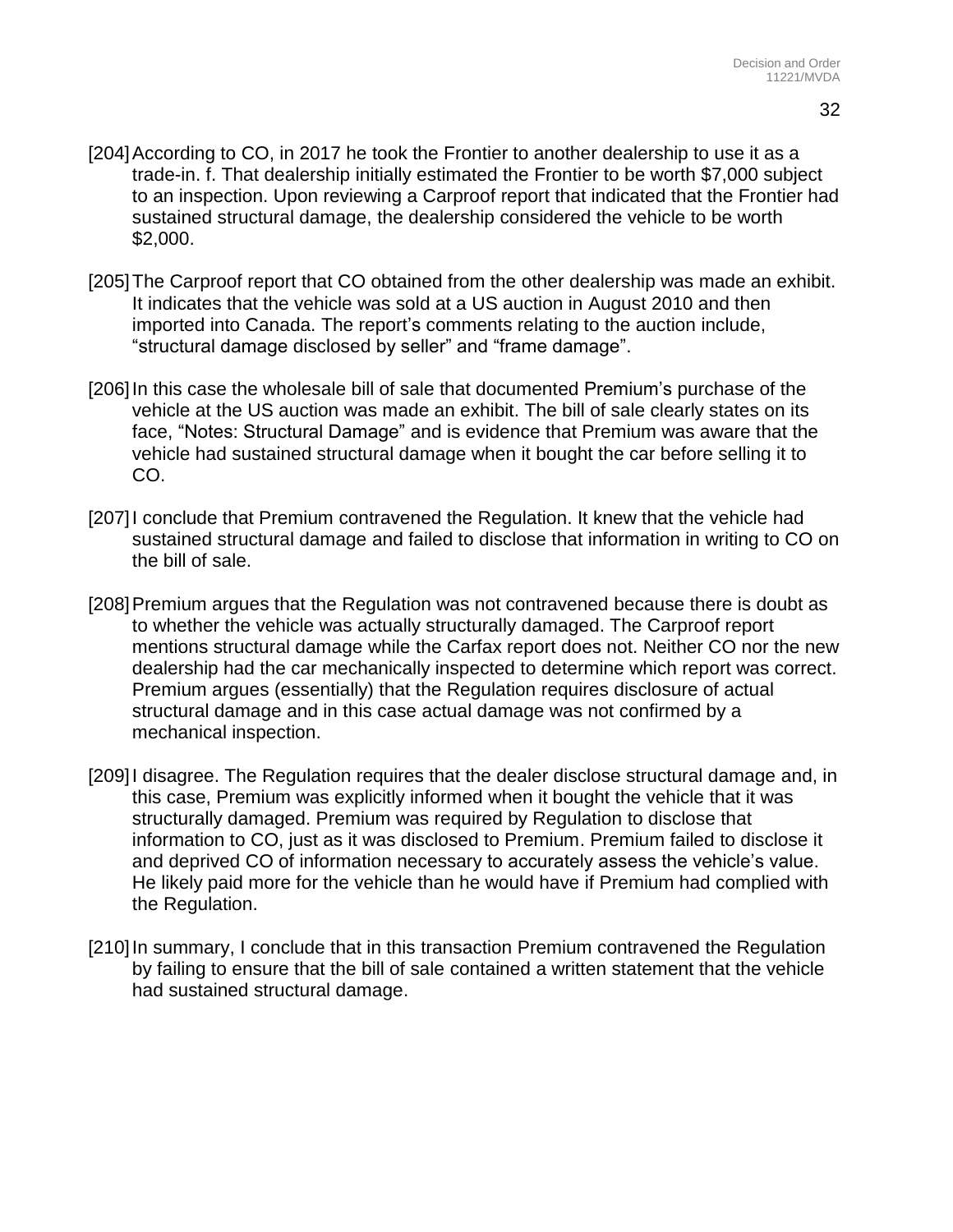[204] According to CO, in 2017 he took the Frontier to another dealership to use it as a trade-in. f. That dealership initially estimated the Frontier to be worth $7,000 subject to an inspection. Upon reviewing a Carproof report that indicated that the Frontier had sustained structural damage, the dealership considered the vehicle to be worth $2,000.

[205] The Carproof report that CO obtained from the other dealership was made an exhibit. It indicates that the vehicle was sold at a US auction in August 2010 and then imported into Canada. The report's comments relating to the auction include, "structural damage disclosed by seller" and "frame damage".

[206] In this case the wholesale bill of sale that documented Premium's purchase of the vehicle at the US auction was made an exhibit. The bill of sale clearly states on its face, "Notes: Structural Damage" and is evidence that Premium was aware that the vehicle had sustained structural damage when it bought the car before selling it to CO.

[207] I conclude that Premium contravened the Regulation. It knew that the vehicle had sustained structural damage and failed to disclose that information in writing to CO on the bill of sale.

[208] Premium argues that the Regulation was not contravened because there is doubt as to whether the vehicle was actually structurally damaged. The Carproof report mentions structural damage while the Carfax report does not. Neither CO nor the new dealership had the car mechanically inspected to determine which report was correct. Premium argues (essentially) that the Regulation requires disclosure of actual structural damage and in this case actual damage was not confirmed by a mechanical inspection.

[209] I disagree. The Regulation requires that the dealer disclose structural damage and, in this case, Premium was explicitly informed when it bought the vehicle that it was structurally damaged. Premium was required by Regulation to disclose that information to CO, just as it was disclosed to Premium. Premium failed to disclose it and deprived CO of information necessary to accurately assess the vehicle's value. He likely paid more for the vehicle than he would have if Premium had complied with the Regulation.

[210] In summary, I conclude that in this transaction Premium contravened the Regulation by failing to ensure that the bill of sale contained a written statement that the vehicle had sustained structural damage.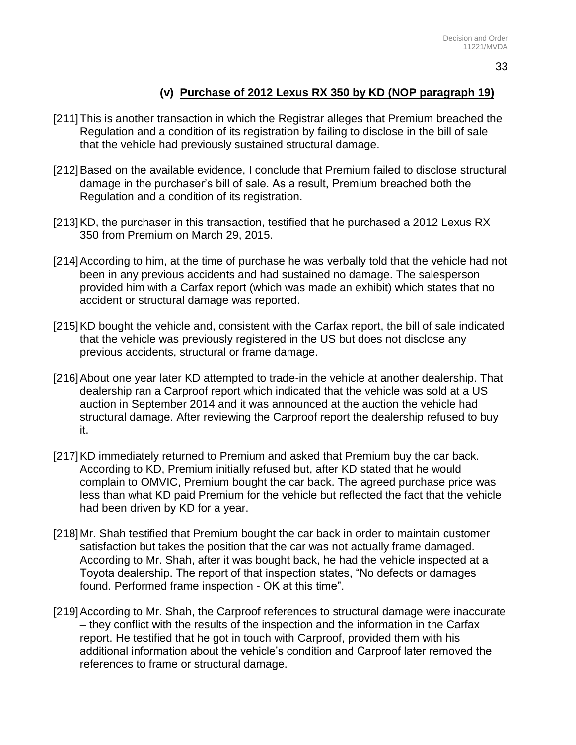### (v) Purchase of 2012 Lexus RX 350 by KD (NOP paragraph 19)

[211] This is another transaction in which the Registrar alleges that Premium breached the Regulation and a condition of its registration by failing to disclose in the bill of sale that the vehicle had previously sustained structural damage.

[212] Based on the available evidence, I conclude that Premium failed to disclose structural damage in the purchaser's bill of sale. As a result, Premium breached both the Regulation and a condition of its registration.

[213] KD, the purchaser in this transaction, testified that he purchased a 2012 Lexus RX 350 from Premium on March 29, 2015.

[214] According to him, at the time of purchase he was verbally told that the vehicle had not been in any previous accidents and had sustained no damage. The salesperson provided him with a Carfax report (which was made an exhibit) which states that no accident or structural damage was reported.

[215] KD bought the vehicle and, consistent with the Carfax report, the bill of sale indicated that the vehicle was previously registered in the US but does not disclose any previous accidents, structural or frame damage.

[216] About one year later KD attempted to trade-in the vehicle at another dealership. That dealership ran a Carproof report which indicated that the vehicle was sold at a US auction in September 2014 and it was announced at the auction the vehicle had structural damage. After reviewing the Carproof report the dealership refused to buy it.

[217] KD immediately returned to Premium and asked that Premium buy the car back. According to KD, Premium initially refused but, after KD stated that he would complain to OMVIC, Premium bought the car back. The agreed purchase price was less than what KD paid Premium for the vehicle but reflected the fact that the vehicle had been driven by KD for a year.

[218] Mr. Shah testified that Premium bought the car back in order to maintain customer satisfaction but takes the position that the car was not actually frame damaged. According to Mr. Shah, after it was bought back, he had the vehicle inspected at a Toyota dealership. The report of that inspection states, "No defects or damages found. Performed frame inspection - OK at this time".

[219] According to Mr. Shah, the Carproof references to structural damage were inaccurate – they conflict with the results of the inspection and the information in the Carfax report. He testified that he got in touch with Carproof, provided them with his additional information about the vehicle's condition and Carproof later removed the references to frame or structural damage.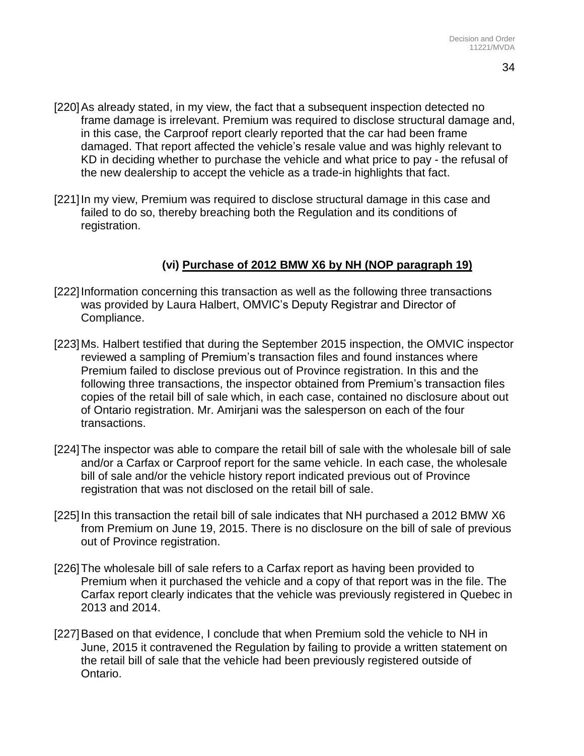[220] As already stated, in my view, the fact that a subsequent inspection detected no frame damage is irrelevant. Premium was required to disclose structural damage and, in this case, the Carproof report clearly reported that the car had been frame damaged. That report affected the vehicle's resale value and was highly relevant to KD in deciding whether to purchase the vehicle and what price to pay - the refusal of the new dealership to accept the vehicle as a trade-in highlights that fact.

[221] In my view, Premium was required to disclose structural damage in this case and failed to do so, thereby breaching both the Regulation and its conditions of registration.

### (vi) Purchase of 2012 BMW X6 by NH (NOP paragraph 19)

[222] Information concerning this transaction as well as the following three transactions was provided by Laura Halbert, OMVIC's Deputy Registrar and Director of Compliance.

[223] Ms. Halbert testified that during the September 2015 inspection, the OMVIC inspector reviewed a sampling of Premium's transaction files and found instances where Premium failed to disclose previous out of Province registration. In this and the following three transactions, the inspector obtained from Premium's transaction files copies of the retail bill of sale which, in each case, contained no disclosure about out of Ontario registration. Mr. Amirjani was the salesperson on each of the four transactions.

[224] The inspector was able to compare the retail bill of sale with the wholesale bill of sale and/or a Carfax or Carproof report for the same vehicle. In each case, the wholesale bill of sale and/or the vehicle history report indicated previous out of Province registration that was not disclosed on the retail bill of sale.

[225] In this transaction the retail bill of sale indicates that NH purchased a 2012 BMW X6 from Premium on June 19, 2015. There is no disclosure on the bill of sale of previous out of Province registration.

[226] The wholesale bill of sale refers to a Carfax report as having been provided to Premium when it purchased the vehicle and a copy of that report was in the file. The Carfax report clearly indicates that the vehicle was previously registered in Quebec in 2013 and 2014.

[227] Based on that evidence, I conclude that when Premium sold the vehicle to NH in June, 2015 it contravened the Regulation by failing to provide a written statement on the retail bill of sale that the vehicle had been previously registered outside of Ontario.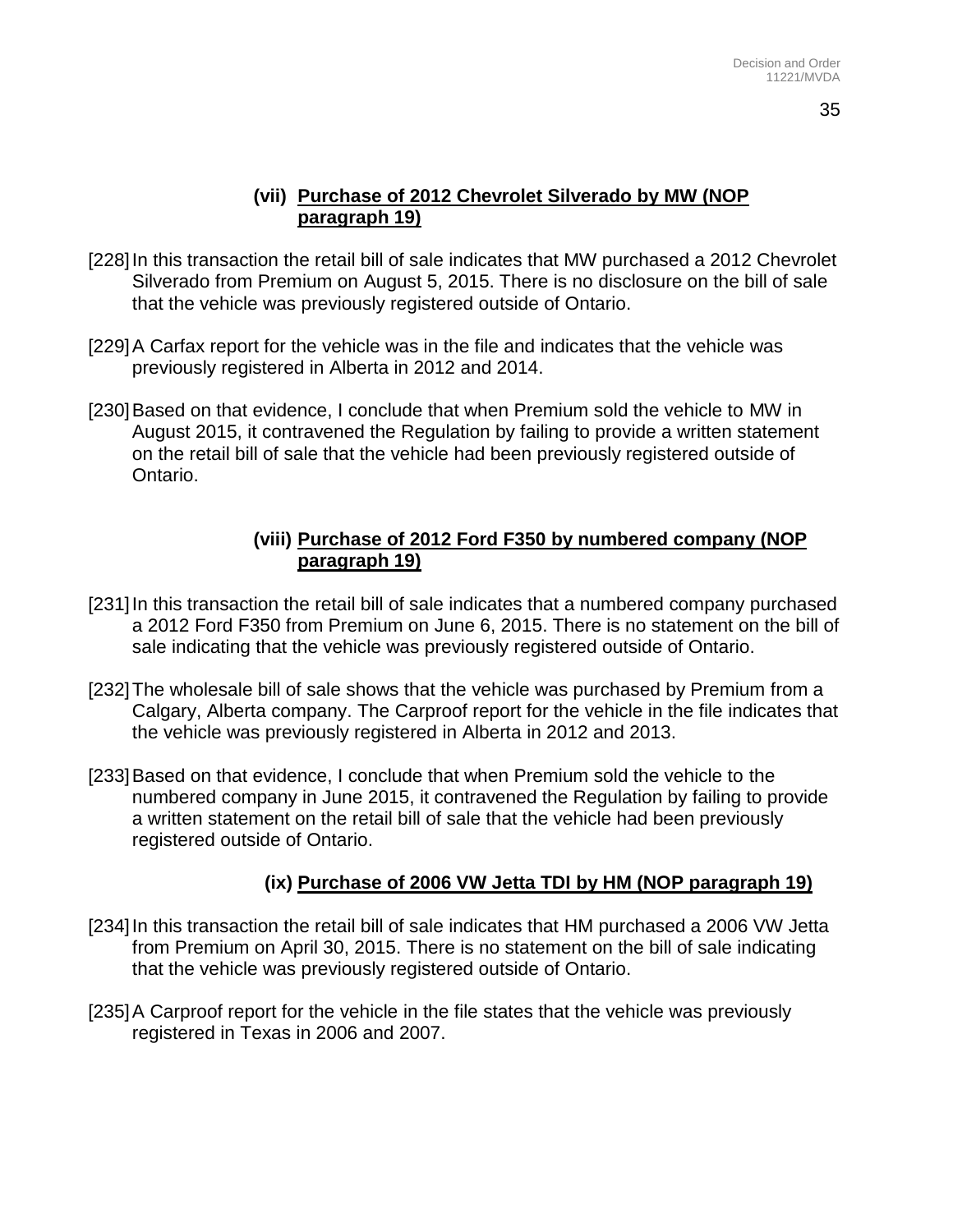#### (vii) Purchase of 2012 Chevrolet Silverado by MW (NOP paragraph 19)

[228] In this transaction the retail bill of sale indicates that MW purchased a 2012 Chevrolet Silverado from Premium on August 5, 2015. There is no disclosure on the bill of sale that the vehicle was previously registered outside of Ontario.

[229] A Carfax report for the vehicle was in the file and indicates that the vehicle was previously registered in Alberta in 2012 and 2014.

[230] Based on that evidence, I conclude that when Premium sold the vehicle to MW in August 2015, it contravened the Regulation by failing to provide a written statement on the retail bill of sale that the vehicle had been previously registered outside of Ontario.

#### (viii) Purchase of 2012 Ford F350 by numbered company (NOP paragraph 19)

[231] In this transaction the retail bill of sale indicates that a numbered company purchased a 2012 Ford F350 from Premium on June 6, 2015. There is no statement on the bill of sale indicating that the vehicle was previously registered outside of Ontario.

[232] The wholesale bill of sale shows that the vehicle was purchased by Premium from a Calgary, Alberta company. The Carproof report for the vehicle in the file indicates that the vehicle was previously registered in Alberta in 2012 and 2013.

[233] Based on that evidence, I conclude that when Premium sold the vehicle to the numbered company in June 2015, it contravened the Regulation by failing to provide a written statement on the retail bill of sale that the vehicle had been previously registered outside of Ontario.

#### (ix) Purchase of 2006 VW Jetta TDI by HM (NOP paragraph 19)

[234] In this transaction the retail bill of sale indicates that HM purchased a 2006 VW Jetta from Premium on April 30, 2015. There is no statement on the bill of sale indicating that the vehicle was previously registered outside of Ontario.

[235] A Carproof report for the vehicle in the file states that the vehicle was previously registered in Texas in 2006 and 2007.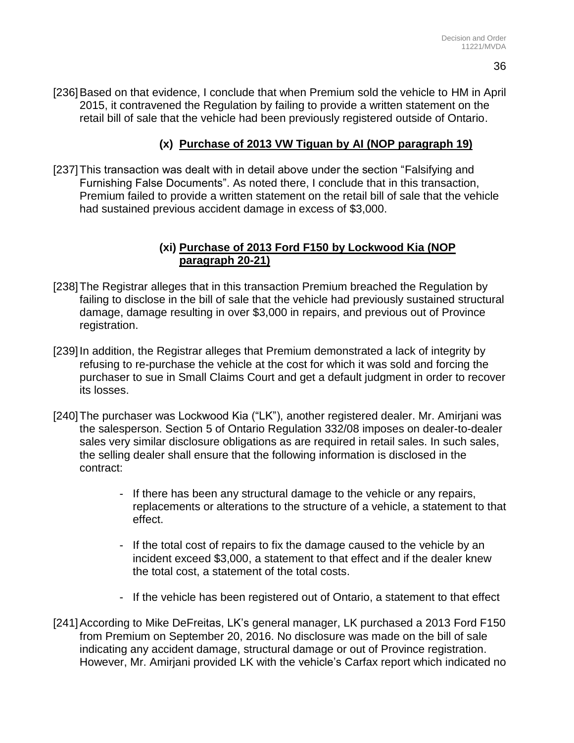[236] Based on that evidence, I conclude that when Premium sold the vehicle to HM in April 2015, it contravened the Regulation by failing to provide a written statement on the retail bill of sale that the vehicle had been previously registered outside of Ontario.

### (x) Purchase of 2013 VW Tiguan by AI (NOP paragraph 19)

[237] This transaction was dealt with in detail above under the section "Falsifying and Furnishing False Documents". As noted there, I conclude that in this transaction, Premium failed to provide a written statement on the retail bill of sale that the vehicle had sustained previous accident damage in excess of $3,000.

### (xi) Purchase of 2013 Ford F150 by Lockwood Kia (NOP paragraph 20-21)

[238] The Registrar alleges that in this transaction Premium breached the Regulation by failing to disclose in the bill of sale that the vehicle had previously sustained structural damage, damage resulting in over $3,000 in repairs, and previous out of Province registration.

[239] In addition, the Registrar alleges that Premium demonstrated a lack of integrity by refusing to re-purchase the vehicle at the cost for which it was sold and forcing the purchaser to sue in Small Claims Court and get a default judgment in order to recover its losses.

[240] The purchaser was Lockwood Kia ("LK"), another registered dealer. Mr. Amirjani was the salesperson. Section 5 of Ontario Regulation 332/08 imposes on dealer-to-dealer sales very similar disclosure obligations as are required in retail sales. In such sales, the selling dealer shall ensure that the following information is disclosed in the contract:

- If there has been any structural damage to the vehicle or any repairs, replacements or alterations to the structure of a vehicle, a statement to that effect.
- If the total cost of repairs to fix the damage caused to the vehicle by an incident exceed $3,000, a statement to that effect and if the dealer knew the total cost, a statement of the total costs.
- If the vehicle has been registered out of Ontario, a statement to that effect

[241] According to Mike DeFreitas, LK's general manager, LK purchased a 2013 Ford F150 from Premium on September 20, 2016. No disclosure was made on the bill of sale indicating any accident damage, structural damage or out of Province registration. However, Mr. Amirjani provided LK with the vehicle's Carfax report which indicated no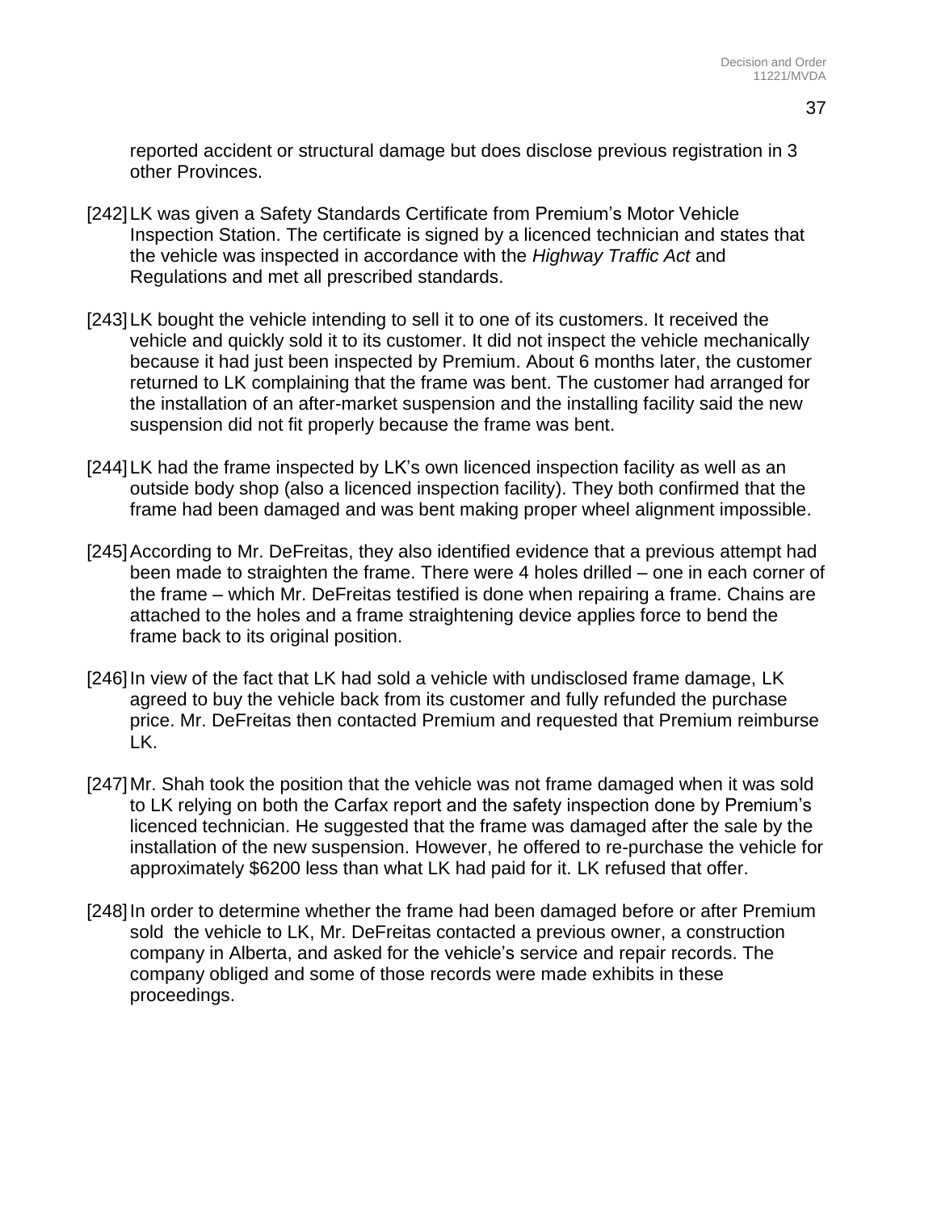reported accident or structural damage but does disclose previous registration in 3 other Provinces.

[242] LK was given a Safety Standards Certificate from Premium's Motor Vehicle Inspection Station. The certificate is signed by a licenced technician and states that the vehicle was inspected in accordance with the *Highway Traffic Act* and Regulations and met all prescribed standards.

[243] LK bought the vehicle intending to sell it to one of its customers. It received the vehicle and quickly sold it to its customer. It did not inspect the vehicle mechanically because it had just been inspected by Premium. About 6 months later, the customer returned to LK complaining that the frame was bent. The customer had arranged for the installation of an after-market suspension and the installing facility said the new suspension did not fit properly because the frame was bent.

[244] LK had the frame inspected by LK's own licenced inspection facility as well as an outside body shop (also a licenced inspection facility). They both confirmed that the frame had been damaged and was bent making proper wheel alignment impossible.

[245] According to Mr. DeFreitas, they also identified evidence that a previous attempt had been made to straighten the frame. There were 4 holes drilled – one in each corner of the frame – which Mr. DeFreitas testified is done when repairing a frame. Chains are attached to the holes and a frame straightening device applies force to bend the frame back to its original position.

[246] In view of the fact that LK had sold a vehicle with undisclosed frame damage, LK agreed to buy the vehicle back from its customer and fully refunded the purchase price. Mr. DeFreitas then contacted Premium and requested that Premium reimburse LK.

[247] Mr. Shah took the position that the vehicle was not frame damaged when it was sold to LK relying on both the Carfax report and the safety inspection done by Premium's licenced technician. He suggested that the frame was damaged after the sale by the installation of the new suspension. However, he offered to re-purchase the vehicle for approximately $6200 less than what LK had paid for it. LK refused that offer.

[248] In order to determine whether the frame had been damaged before or after Premium sold the vehicle to LK, Mr. DeFreitas contacted a previous owner, a construction company in Alberta, and asked for the vehicle's service and repair records. The company obliged and some of those records were made exhibits in these proceedings.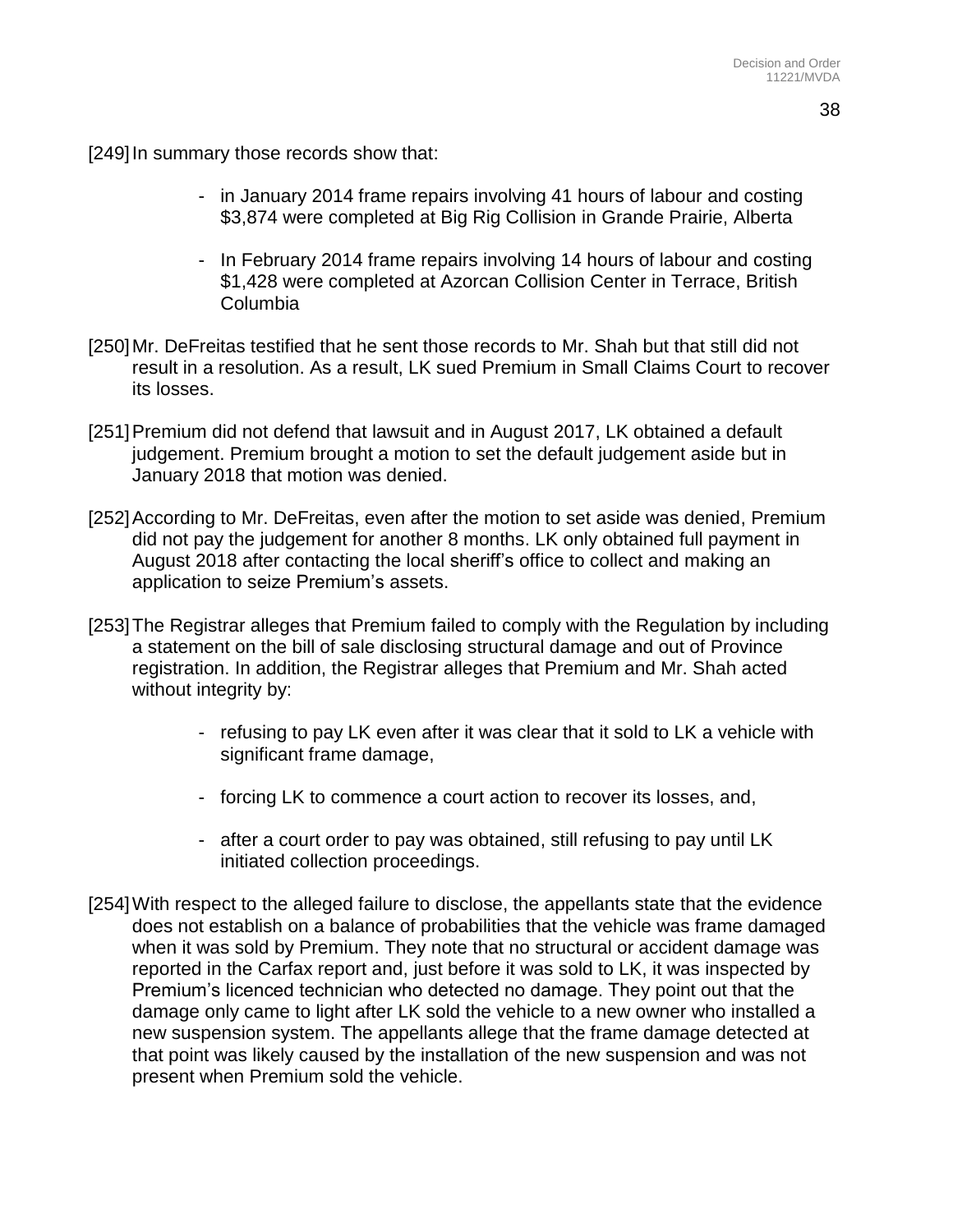[249] In summary those records show that:

- in January 2014 frame repairs involving 41 hours of labour and costing $3,874 were completed at Big Rig Collision in Grande Prairie, Alberta
- In February 2014 frame repairs involving 14 hours of labour and costing $1,428 were completed at Azorcan Collision Center in Terrace, British Columbia

[250] Mr. DeFreitas testified that he sent those records to Mr. Shah but that still did not result in a resolution. As a result, LK sued Premium in Small Claims Court to recover its losses.

[251] Premium did not defend that lawsuit and in August 2017, LK obtained a default judgement. Premium brought a motion to set the default judgement aside but in January 2018 that motion was denied.

[252] According to Mr. DeFreitas, even after the motion to set aside was denied, Premium did not pay the judgement for another 8 months. LK only obtained full payment in August 2018 after contacting the local sheriff's office to collect and making an application to seize Premium's assets.

[253] The Registrar alleges that Premium failed to comply with the Regulation by including a statement on the bill of sale disclosing structural damage and out of Province registration. In addition, the Registrar alleges that Premium and Mr. Shah acted without integrity by:

- refusing to pay LK even after it was clear that it sold to LK a vehicle with significant frame damage,
- forcing LK to commence a court action to recover its losses, and,
- after a court order to pay was obtained, still refusing to pay until LK initiated collection proceedings.

[254] With respect to the alleged failure to disclose, the appellants state that the evidence does not establish on a balance of probabilities that the vehicle was frame damaged when it was sold by Premium. They note that no structural or accident damage was reported in the Carfax report and, just before it was sold to LK, it was inspected by Premium's licenced technician who detected no damage. They point out that the damage only came to light after LK sold the vehicle to a new owner who installed a new suspension system. The appellants allege that the frame damage detected at that point was likely caused by the installation of the new suspension and was not present when Premium sold the vehicle.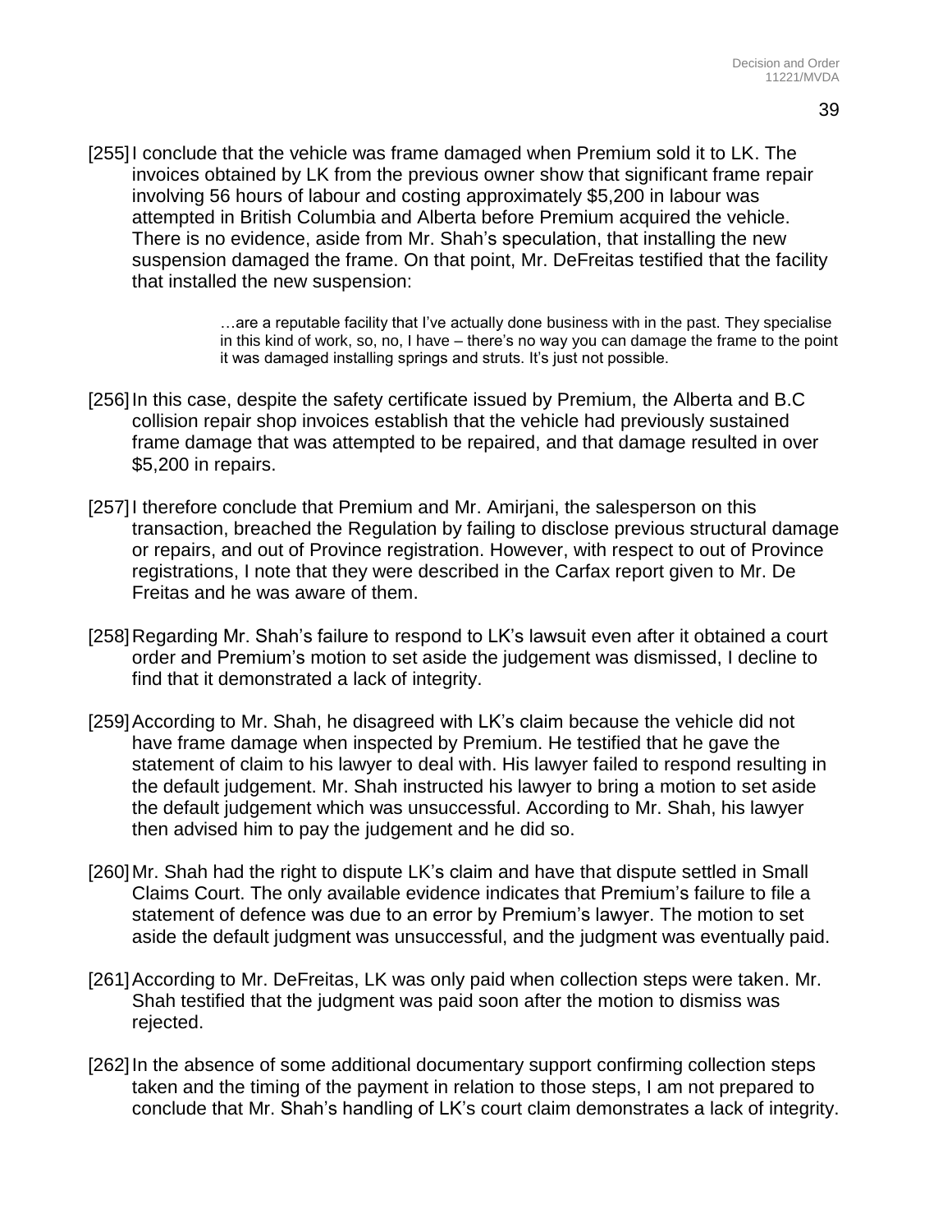[255] I conclude that the vehicle was frame damaged when Premium sold it to LK. The invoices obtained by LK from the previous owner show that significant frame repair involving 56 hours of labour and costing approximately $5,200 in labour was attempted in British Columbia and Alberta before Premium acquired the vehicle. There is no evidence, aside from Mr. Shah's speculation, that installing the new suspension damaged the frame. On that point, Mr. DeFreitas testified that the facility that installed the new suspension:

> …are a reputable facility that I've actually done business with in the past. They specialise in this kind of work, so, no, I have – there's no way you can damage the frame to the point it was damaged installing springs and struts. It's just not possible.

[256] In this case, despite the safety certificate issued by Premium, the Alberta and B.C collision repair shop invoices establish that the vehicle had previously sustained frame damage that was attempted to be repaired, and that damage resulted in over $5,200 in repairs.

[257] I therefore conclude that Premium and Mr. Amirjani, the salesperson on this transaction, breached the Regulation by failing to disclose previous structural damage or repairs, and out of Province registration. However, with respect to out of Province registrations, I note that they were described in the Carfax report given to Mr. De Freitas and he was aware of them.

[258] Regarding Mr. Shah's failure to respond to LK's lawsuit even after it obtained a court order and Premium's motion to set aside the judgement was dismissed, I decline to find that it demonstrated a lack of integrity.

[259] According to Mr. Shah, he disagreed with LK's claim because the vehicle did not have frame damage when inspected by Premium. He testified that he gave the statement of claim to his lawyer to deal with. His lawyer failed to respond resulting in the default judgement. Mr. Shah instructed his lawyer to bring a motion to set aside the default judgement which was unsuccessful. According to Mr. Shah, his lawyer then advised him to pay the judgement and he did so.

[260] Mr. Shah had the right to dispute LK's claim and have that dispute settled in Small Claims Court. The only available evidence indicates that Premium's failure to file a statement of defence was due to an error by Premium's lawyer. The motion to set aside the default judgment was unsuccessful, and the judgment was eventually paid.

[261] According to Mr. DeFreitas, LK was only paid when collection steps were taken. Mr. Shah testified that the judgment was paid soon after the motion to dismiss was rejected.

[262] In the absence of some additional documentary support confirming collection steps taken and the timing of the payment in relation to those steps, I am not prepared to conclude that Mr. Shah's handling of LK's court claim demonstrates a lack of integrity.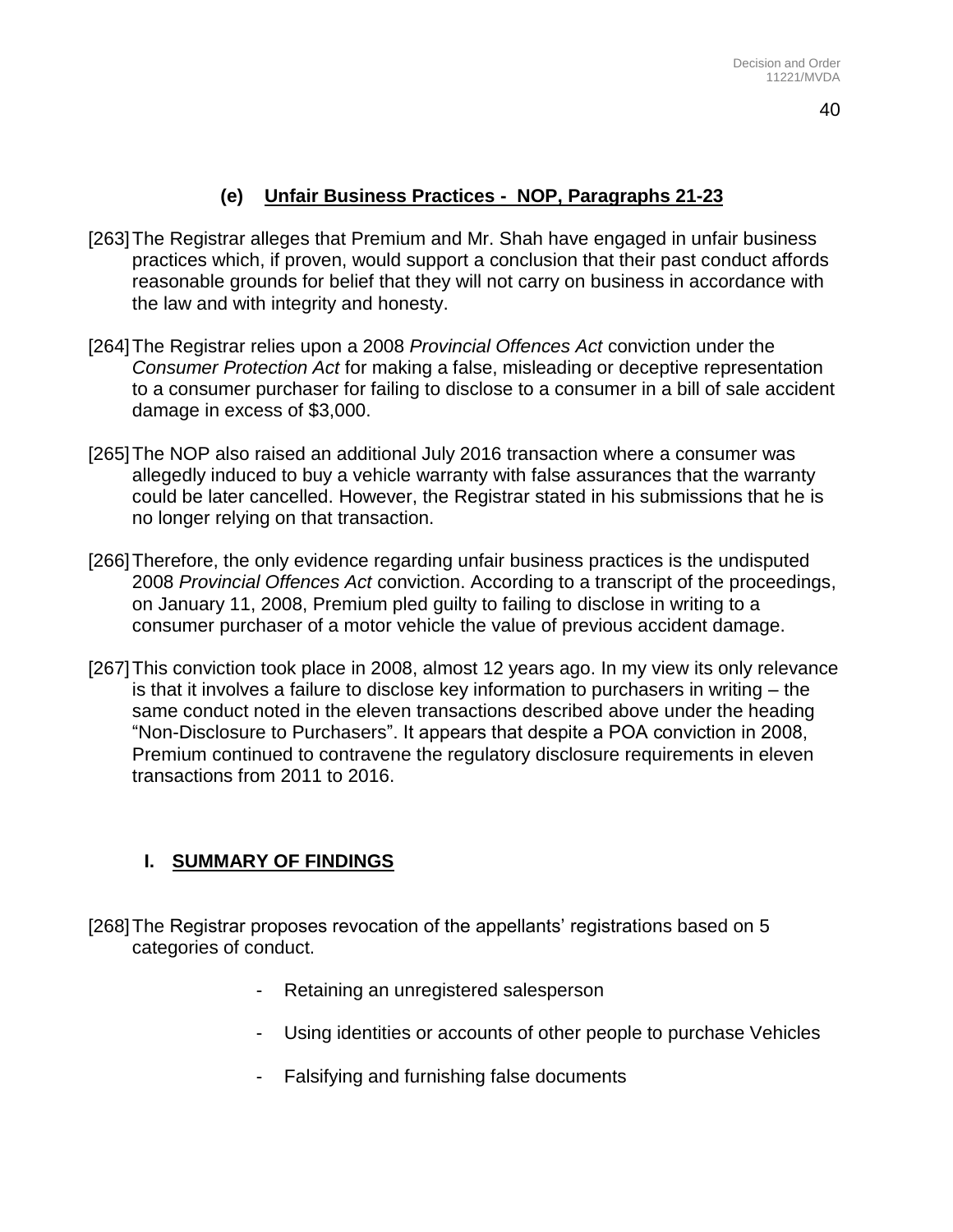### (e) Unfair Business Practices - NOP, Paragraphs 21-23

[263] The Registrar alleges that Premium and Mr. Shah have engaged in unfair business practices which, if proven, would support a conclusion that their past conduct affords reasonable grounds for belief that they will not carry on business in accordance with the law and with integrity and honesty.

[264] The Registrar relies upon a 2008 *Provincial Offences Act* conviction under the *Consumer Protection Act* for making a false, misleading or deceptive representation to a consumer purchaser for failing to disclose to a consumer in a bill of sale accident damage in excess of $3,000.

[265] The NOP also raised an additional July 2016 transaction where a consumer was allegedly induced to buy a vehicle warranty with false assurances that the warranty could be later cancelled. However, the Registrar stated in his submissions that he is no longer relying on that transaction.

[266] Therefore, the only evidence regarding unfair business practices is the undisputed 2008 *Provincial Offences Act* conviction. According to a transcript of the proceedings, on January 11, 2008, Premium pled guilty to failing to disclose in writing to a consumer purchaser of a motor vehicle the value of previous accident damage.

[267] This conviction took place in 2008, almost 12 years ago. In my view its only relevance is that it involves a failure to disclose key information to purchasers in writing – the same conduct noted in the eleven transactions described above under the heading "Non-Disclosure to Purchasers". It appears that despite a POA conviction in 2008, Premium continued to contravene the regulatory disclosure requirements in eleven transactions from 2011 to 2016.

## I. SUMMARY OF FINDINGS

[268] The Registrar proposes revocation of the appellants' registrations based on 5 categories of conduct.

- Retaining an unregistered salesperson
- Using identities or accounts of other people to purchase Vehicles
- Falsifying and furnishing false documents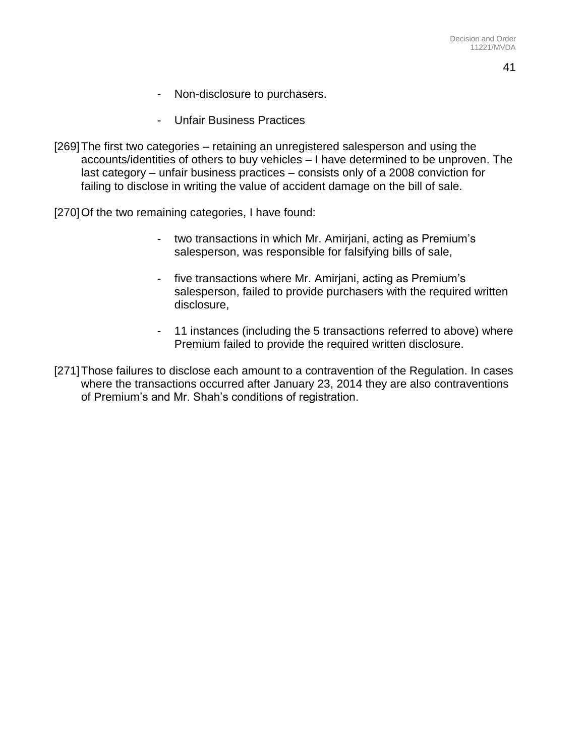- Non-disclosure to purchasers.
- Unfair Business Practices

[269] The first two categories – retaining an unregistered salesperson and using the accounts/identities of others to buy vehicles – I have determined to be unproven. The last category – unfair business practices – consists only of a 2008 conviction for failing to disclose in writing the value of accident damage on the bill of sale.

[270] Of the two remaining categories, I have found:

- two transactions in which Mr. Amirjani, acting as Premium's salesperson, was responsible for falsifying bills of sale,
- five transactions where Mr. Amirjani, acting as Premium's salesperson, failed to provide purchasers with the required written disclosure,
- 11 instances (including the 5 transactions referred to above) where Premium failed to provide the required written disclosure.

[271] Those failures to disclose each amount to a contravention of the Regulation. In cases where the transactions occurred after January 23, 2014 they are also contraventions of Premium's and Mr. Shah's conditions of registration.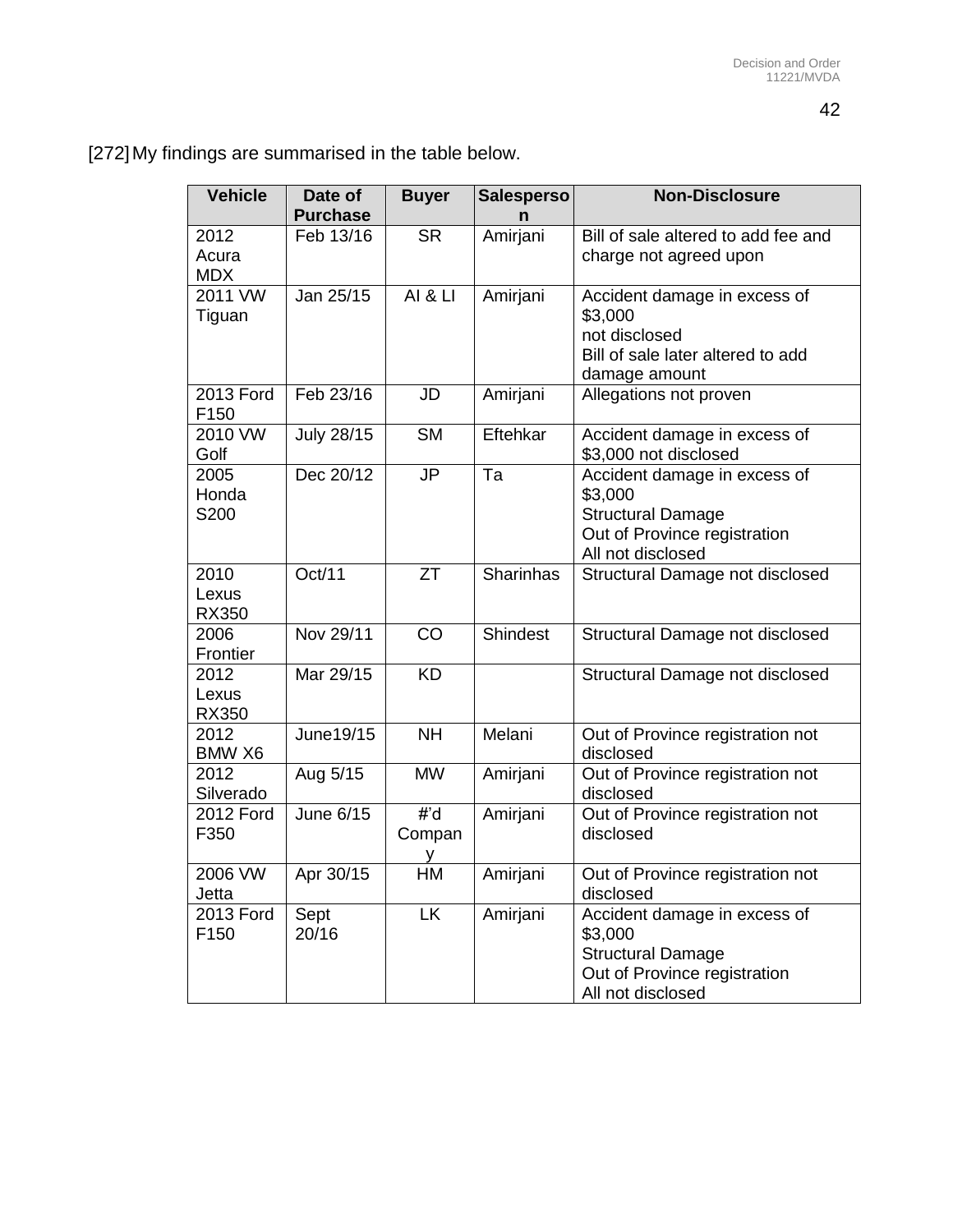[272] My findings are summarised in the table below.

| Vehicle | Date of Purchase | Buyer | Salesperson | Non-Disclosure |
|---|---|---|---|---|
| 2012 Acura MDX | Feb 13/16 | SR | Amirjani | Bill of sale altered to add fee and charge not agreed upon |
| 2011 VW Tiguan | Jan 25/15 | AI & LI | Amirjani | Accident damage in excess of $3,000 not disclosed<br>Bill of sale later altered to add damage amount |
| 2013 Ford F150 | Feb 23/16 | JD | Amirjani | Allegations not proven |
| 2010 VW Golf | July 28/15 | SM | Eftehkar | Accident damage in excess of $3,000 not disclosed |
| 2005 Honda S200 | Dec 20/12 | JP | Ta | Accident damage in excess of $3,000<br>Structural Damage<br>Out of Province registration<br>All not disclosed |
| 2010 Lexus RX350 | Oct/11 | ZT | Sharinhas | Structural Damage not disclosed |
| 2006 Frontier | Nov 29/11 | CO | Shindest | Structural Damage not disclosed |
| 2012 Lexus RX350 | Mar 29/15 | KD | | Structural Damage not disclosed |
| 2012 BMW X6 | June19/15 | NH | Melani | Out of Province registration not disclosed |
| 2012 Silverado | Aug 5/15 | MW | Amirjani | Out of Province registration not disclosed |
| 2012 Ford F350 | June 6/15 | #'d Company | Amirjani | Out of Province registration not disclosed |
| 2006 VW Jetta | Apr 30/15 | HM | Amirjani | Out of Province registration not disclosed |
| 2013 Ford F150 | Sept 20/16 | LK | Amirjani | Accident damage in excess of $3,000<br>Structural Damage<br>Out of Province registration<br>All not disclosed |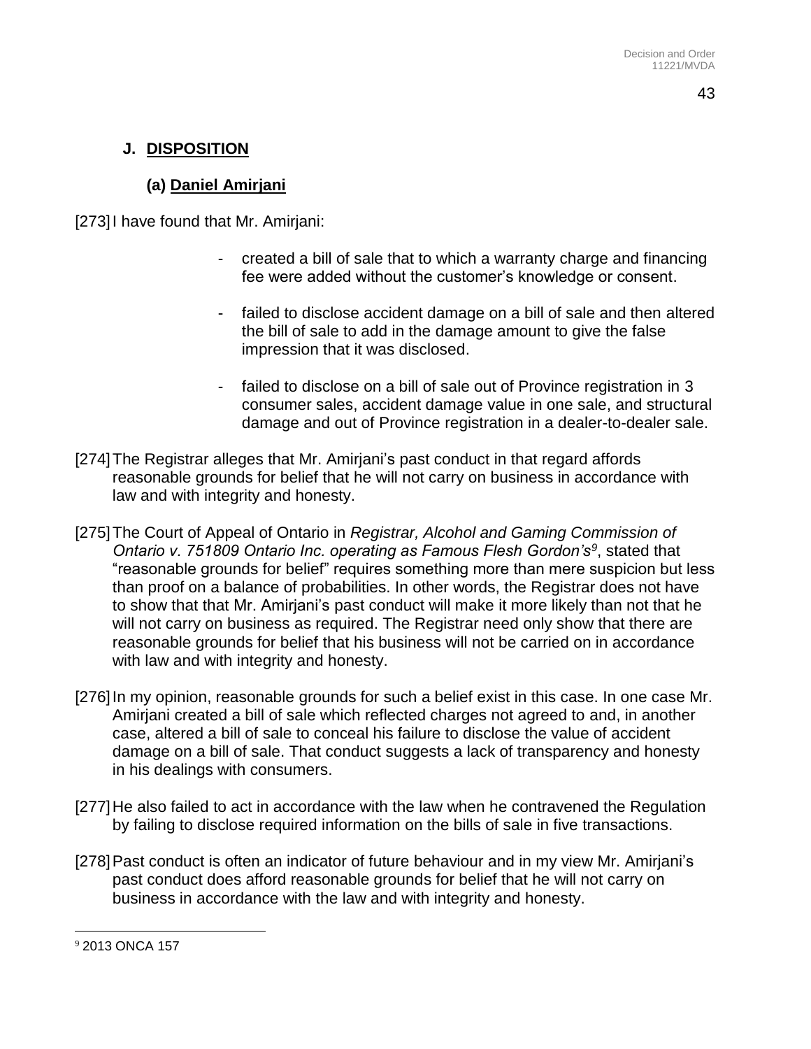## J. DISPOSITION

### (a) Daniel Amirjani

[273] I have found that Mr. Amirjani:

- created a bill of sale that to which a warranty charge and financing fee were added without the customer's knowledge or consent.
- failed to disclose accident damage on a bill of sale and then altered the bill of sale to add in the damage amount to give the false impression that it was disclosed.
- failed to disclose on a bill of sale out of Province registration in 3 consumer sales, accident damage value in one sale, and structural damage and out of Province registration in a dealer-to-dealer sale.

[274] The Registrar alleges that Mr. Amirjani's past conduct in that regard affords reasonable grounds for belief that he will not carry on business in accordance with law and with integrity and honesty.

[275] The Court of Appeal of Ontario in *Registrar, Alcohol and Gaming Commission of Ontario v. 751809 Ontario Inc. operating as Famous Flesh Gordon's*[9], stated that "reasonable grounds for belief" requires something more than mere suspicion but less than proof on a balance of probabilities. In other words, the Registrar does not have to show that that Mr. Amirjani's past conduct will make it more likely than not that he will not carry on business as required. The Registrar need only show that there are reasonable grounds for belief that his business will not be carried on in accordance with law and with integrity and honesty.

[276] In my opinion, reasonable grounds for such a belief exist in this case. In one case Mr. Amirjani created a bill of sale which reflected charges not agreed to and, in another case, altered a bill of sale to conceal his failure to disclose the value of accident damage on a bill of sale. That conduct suggests a lack of transparency and honesty in his dealings with consumers.

[277] He also failed to act in accordance with the law when he contravened the Regulation by failing to disclose required information on the bills of sale in five transactions.

[278] Past conduct is often an indicator of future behaviour and in my view Mr. Amirjani's past conduct does afford reasonable grounds for belief that he will not carry on business in accordance with the law and with integrity and honesty.

---

[9] 2013 ONCA 157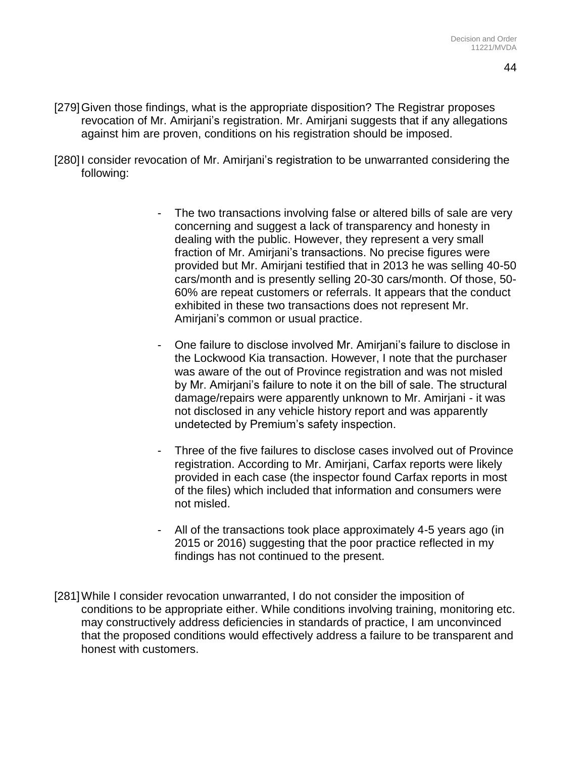[279] Given those findings, what is the appropriate disposition? The Registrar proposes revocation of Mr. Amirjani's registration. Mr. Amirjani suggests that if any allegations against him are proven, conditions on his registration should be imposed.

[280] I consider revocation of Mr. Amirjani's registration to be unwarranted considering the following:

- The two transactions involving false or altered bills of sale are very concerning and suggest a lack of transparency and honesty in dealing with the public. However, they represent a very small fraction of Mr. Amirjani's transactions. No precise figures were provided but Mr. Amirjani testified that in 2013 he was selling 40-50 cars/month and is presently selling 20-30 cars/month. Of those, 50-60% are repeat customers or referrals. It appears that the conduct exhibited in these two transactions does not represent Mr. Amirjani's common or usual practice.

- One failure to disclose involved Mr. Amirjani's failure to disclose in the Lockwood Kia transaction. However, I note that the purchaser was aware of the out of Province registration and was not misled by Mr. Amirjani's failure to note it on the bill of sale. The structural damage/repairs were apparently unknown to Mr. Amirjani - it was not disclosed in any vehicle history report and was apparently undetected by Premium's safety inspection.

- Three of the five failures to disclose cases involved out of Province registration. According to Mr. Amirjani, Carfax reports were likely provided in each case (the inspector found Carfax reports in most of the files) which included that information and consumers were not misled.

- All of the transactions took place approximately 4-5 years ago (in 2015 or 2016) suggesting that the poor practice reflected in my findings has not continued to the present.

[281] While I consider revocation unwarranted, I do not consider the imposition of conditions to be appropriate either. While conditions involving training, monitoring etc. may constructively address deficiencies in standards of practice, I am unconvinced that the proposed conditions would effectively address a failure to be transparent and honest with customers.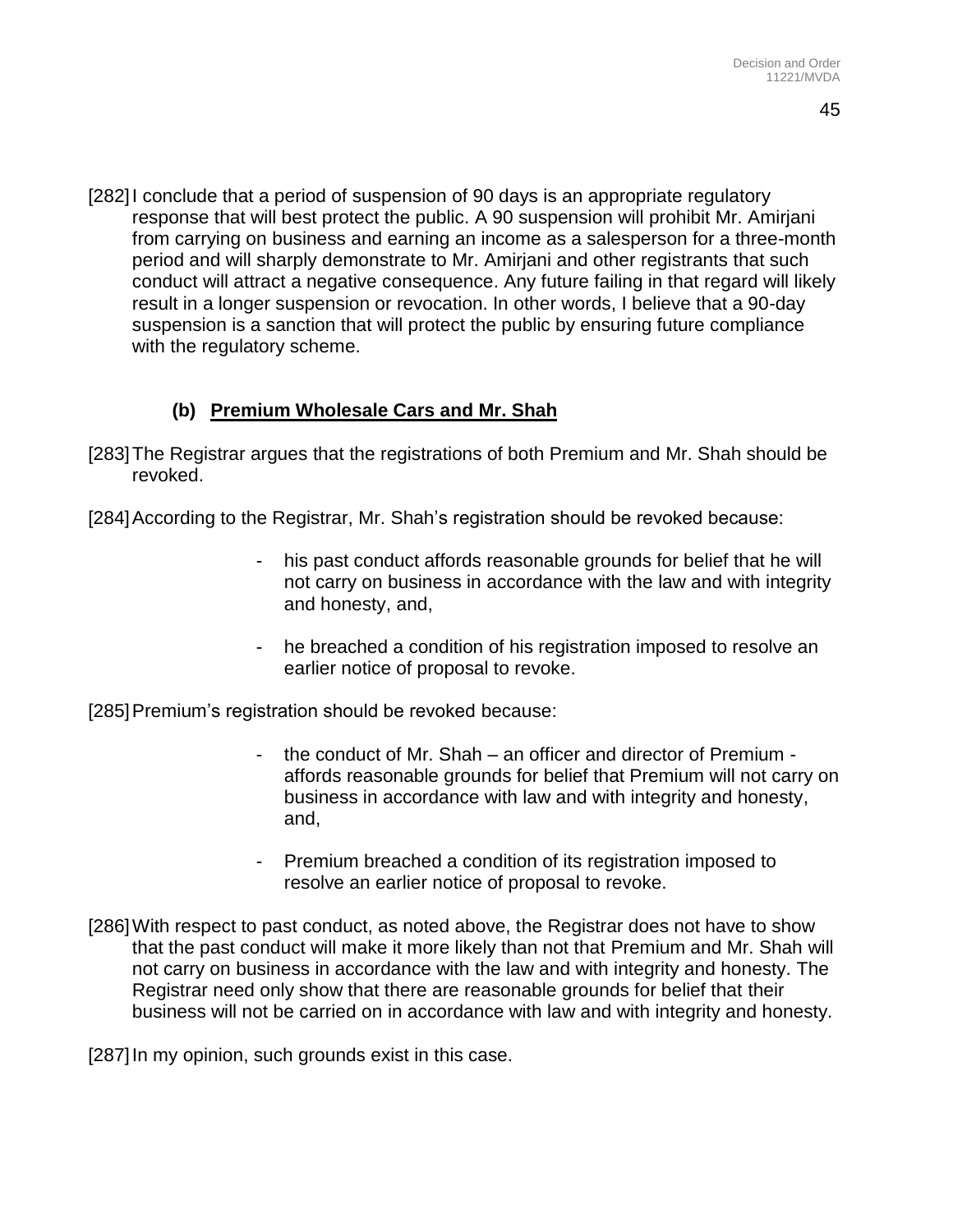[282] I conclude that a period of suspension of 90 days is an appropriate regulatory response that will best protect the public. A 90 suspension will prohibit Mr. Amirjani from carrying on business and earning an income as a salesperson for a three-month period and will sharply demonstrate to Mr. Amirjani and other registrants that such conduct will attract a negative consequence. Any future failing in that regard will likely result in a longer suspension or revocation. In other words, I believe that a 90-day suspension is a sanction that will protect the public by ensuring future compliance with the regulatory scheme.

### (b) <u>Premium Wholesale Cars and Mr. Shah</u>

[283] The Registrar argues that the registrations of both Premium and Mr. Shah should be revoked.

[284] According to the Registrar, Mr. Shah's registration should be revoked because:

- his past conduct affords reasonable grounds for belief that he will not carry on business in accordance with the law and with integrity and honesty, and,
- he breached a condition of his registration imposed to resolve an earlier notice of proposal to revoke.

[285] Premium's registration should be revoked because:

- the conduct of Mr. Shah – an officer and director of Premium - affords reasonable grounds for belief that Premium will not carry on business in accordance with law and with integrity and honesty, and,
- Premium breached a condition of its registration imposed to resolve an earlier notice of proposal to revoke.

[286] With respect to past conduct, as noted above, the Registrar does not have to show that the past conduct will make it more likely than not that Premium and Mr. Shah will not carry on business in accordance with the law and with integrity and honesty. The Registrar need only show that there are reasonable grounds for belief that their business will not be carried on in accordance with law and with integrity and honesty.

[287] In my opinion, such grounds exist in this case.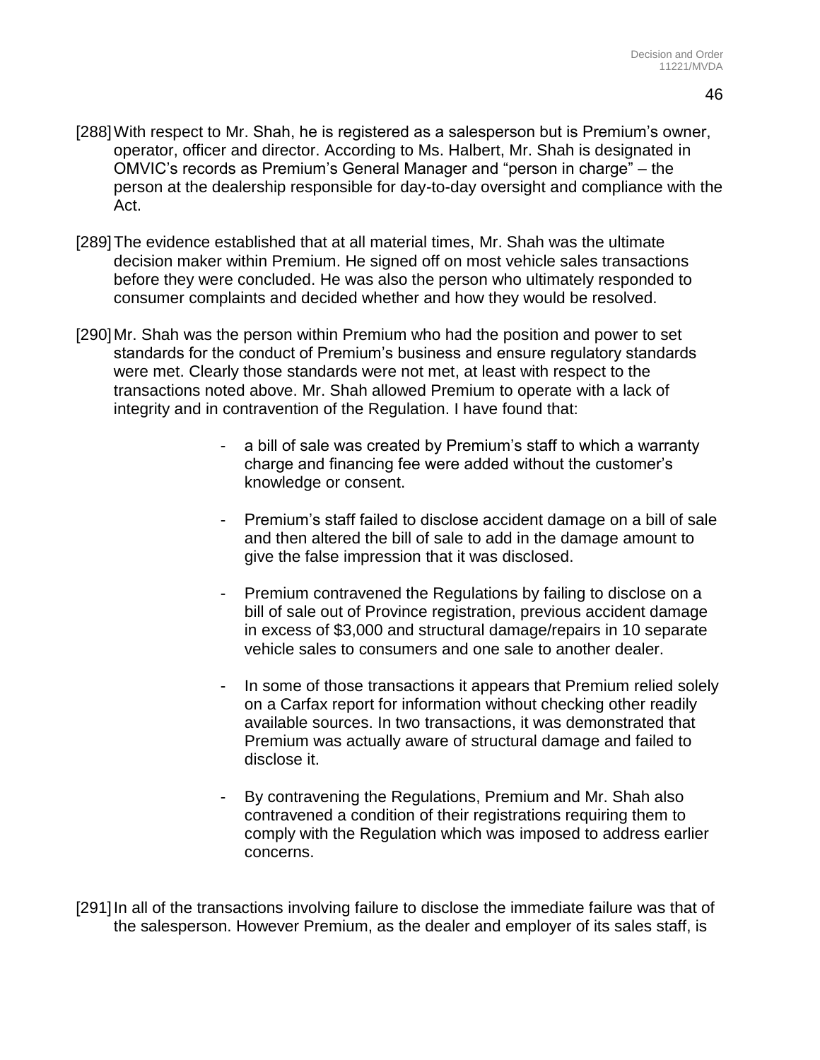[288] With respect to Mr. Shah, he is registered as a salesperson but is Premium's owner, operator, officer and director. According to Ms. Halbert, Mr. Shah is designated in OMVIC's records as Premium's General Manager and "person in charge" – the person at the dealership responsible for day-to-day oversight and compliance with the Act.

[289] The evidence established that at all material times, Mr. Shah was the ultimate decision maker within Premium. He signed off on most vehicle sales transactions before they were concluded. He was also the person who ultimately responded to consumer complaints and decided whether and how they would be resolved.

[290] Mr. Shah was the person within Premium who had the position and power to set standards for the conduct of Premium's business and ensure regulatory standards were met. Clearly those standards were not met, at least with respect to the transactions noted above. Mr. Shah allowed Premium to operate with a lack of integrity and in contravention of the Regulation. I have found that:

- a bill of sale was created by Premium's staff to which a warranty charge and financing fee were added without the customer's knowledge or consent.

- Premium's staff failed to disclose accident damage on a bill of sale and then altered the bill of sale to add in the damage amount to give the false impression that it was disclosed.

- Premium contravened the Regulations by failing to disclose on a bill of sale out of Province registration, previous accident damage in excess of $3,000 and structural damage/repairs in 10 separate vehicle sales to consumers and one sale to another dealer.

- In some of those transactions it appears that Premium relied solely on a Carfax report for information without checking other readily available sources. In two transactions, it was demonstrated that Premium was actually aware of structural damage and failed to disclose it.

- By contravening the Regulations, Premium and Mr. Shah also contravened a condition of their registrations requiring them to comply with the Regulation which was imposed to address earlier concerns.

[291] In all of the transactions involving failure to disclose the immediate failure was that of the salesperson. However Premium, as the dealer and employer of its sales staff, is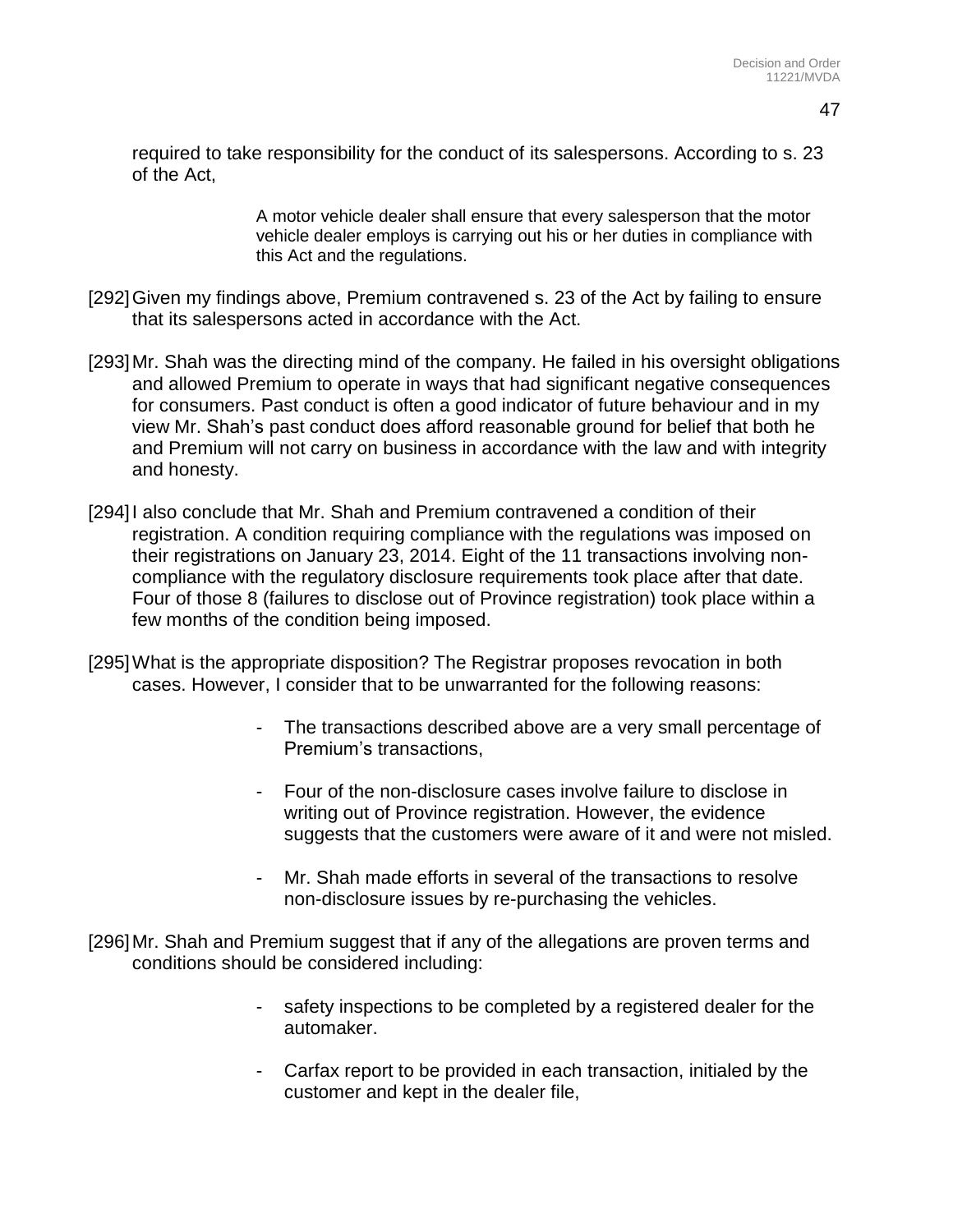required to take responsibility for the conduct of its salespersons. According to s. 23 of the Act,

> A motor vehicle dealer shall ensure that every salesperson that the motor vehicle dealer employs is carrying out his or her duties in compliance with this Act and the regulations.

[292] Given my findings above, Premium contravened s. 23 of the Act by failing to ensure that its salespersons acted in accordance with the Act.

[293] Mr. Shah was the directing mind of the company. He failed in his oversight obligations and allowed Premium to operate in ways that had significant negative consequences for consumers. Past conduct is often a good indicator of future behaviour and in my view Mr. Shah's past conduct does afford reasonable ground for belief that both he and Premium will not carry on business in accordance with the law and with integrity and honesty.

[294] I also conclude that Mr. Shah and Premium contravened a condition of their registration. A condition requiring compliance with the regulations was imposed on their registrations on January 23, 2014. Eight of the 11 transactions involving non-compliance with the regulatory disclosure requirements took place after that date. Four of those 8 (failures to disclose out of Province registration) took place within a few months of the condition being imposed.

[295] What is the appropriate disposition? The Registrar proposes revocation in both cases. However, I consider that to be unwarranted for the following reasons:

- The transactions described above are a very small percentage of Premium's transactions,
- Four of the non-disclosure cases involve failure to disclose in writing out of Province registration. However, the evidence suggests that the customers were aware of it and were not misled.
- Mr. Shah made efforts in several of the transactions to resolve non-disclosure issues by re-purchasing the vehicles.

[296] Mr. Shah and Premium suggest that if any of the allegations are proven terms and conditions should be considered including:

- safety inspections to be completed by a registered dealer for the automaker.
- Carfax report to be provided in each transaction, initialed by the customer and kept in the dealer file,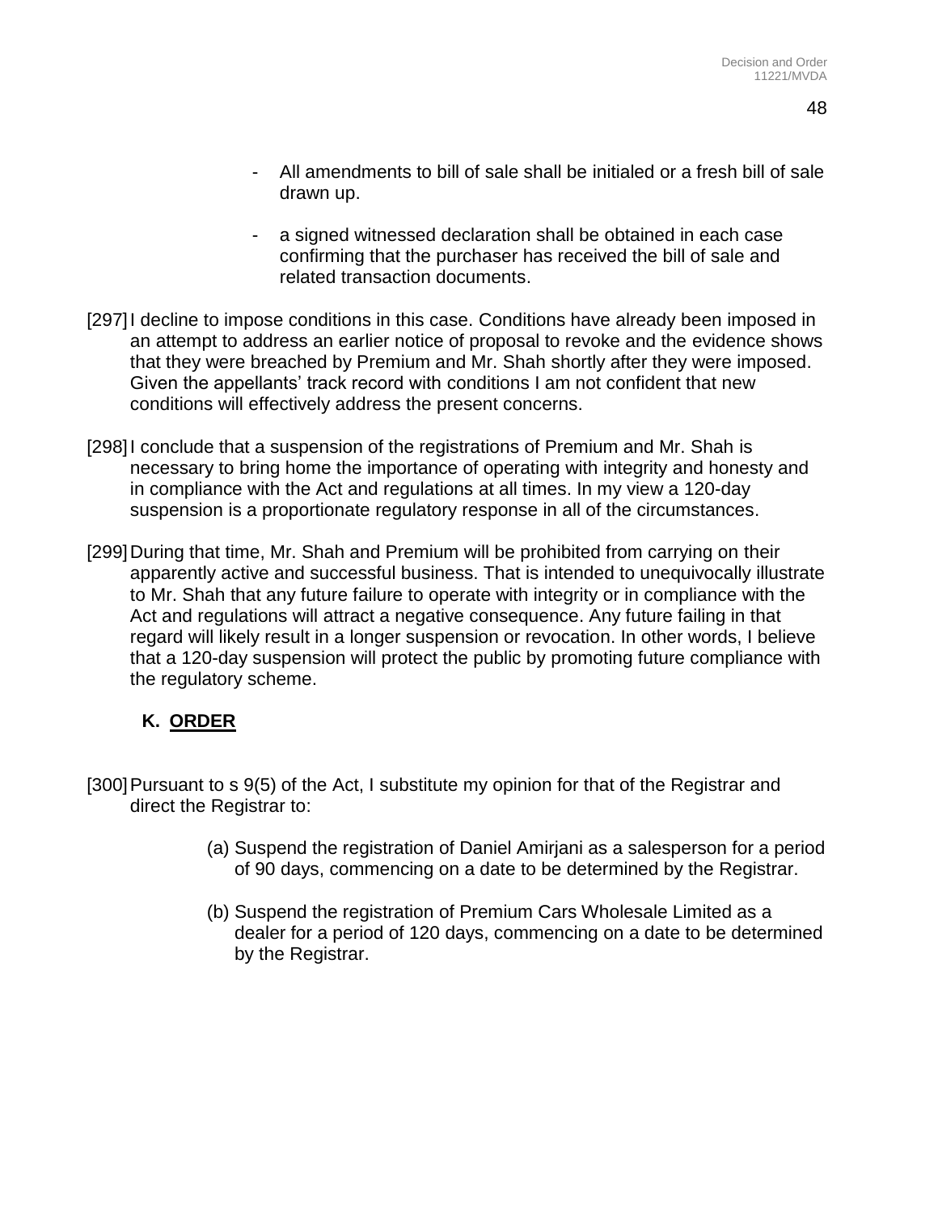- All amendments to bill of sale shall be initialed or a fresh bill of sale drawn up.

- a signed witnessed declaration shall be obtained in each case confirming that the purchaser has received the bill of sale and related transaction documents.

[297] I decline to impose conditions in this case. Conditions have already been imposed in an attempt to address an earlier notice of proposal to revoke and the evidence shows that they were breached by Premium and Mr. Shah shortly after they were imposed. Given the appellants' track record with conditions I am not confident that new conditions will effectively address the present concerns.

[298] I conclude that a suspension of the registrations of Premium and Mr. Shah is necessary to bring home the importance of operating with integrity and honesty and in compliance with the Act and regulations at all times. In my view a 120-day suspension is a proportionate regulatory response in all of the circumstances.

[299] During that time, Mr. Shah and Premium will be prohibited from carrying on their apparently active and successful business. That is intended to unequivocally illustrate to Mr. Shah that any future failure to operate with integrity or in compliance with the Act and regulations will attract a negative consequence. Any future failing in that regard will likely result in a longer suspension or revocation. In other words, I believe that a 120-day suspension will protect the public by promoting future compliance with the regulatory scheme.

## K. ORDER

[300] Pursuant to s 9(5) of the Act, I substitute my opinion for that of the Registrar and direct the Registrar to:

(a) Suspend the registration of Daniel Amirjani as a salesperson for a period of 90 days, commencing on a date to be determined by the Registrar.

(b) Suspend the registration of Premium Cars Wholesale Limited as a dealer for a period of 120 days, commencing on a date to be determined by the Registrar.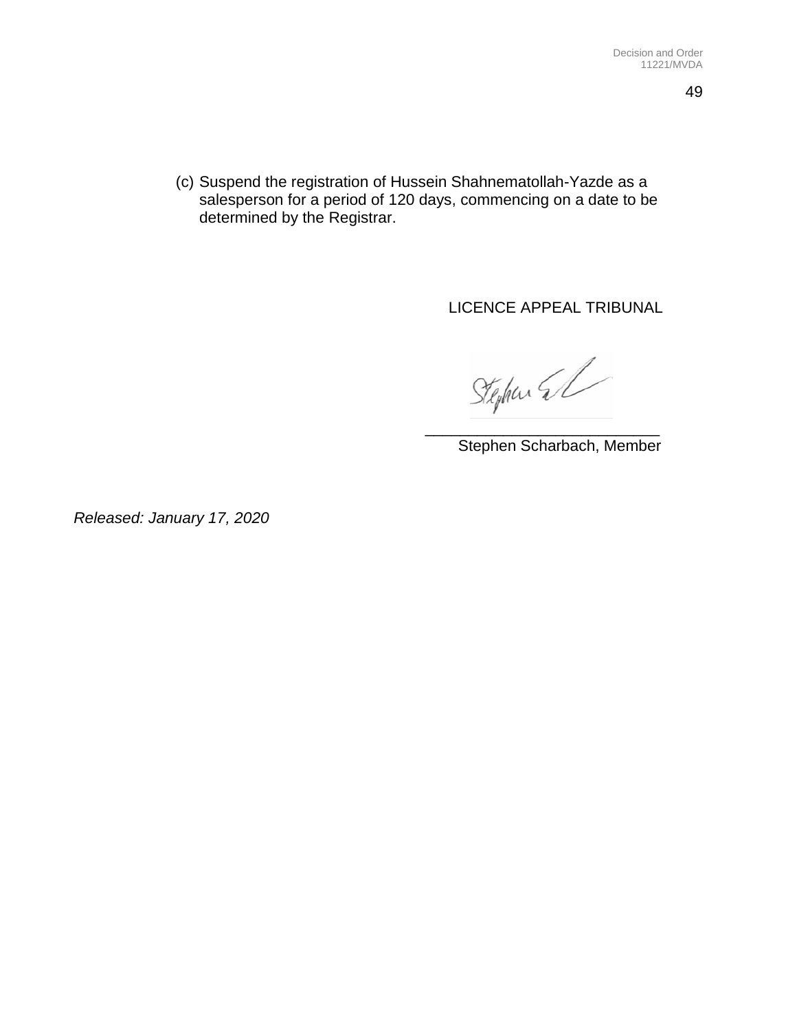(c) Suspend the registration of Hussein Shahnematollah-Yazde as a salesperson for a period of 120 days, commencing on a date to be determined by the Registrar.

LICENCE APPEAL TRIBUNAL

\_\_\_\_\_\_\_\_\_\_\_\_\_\_\_\_\_\_\_\_\_\_\_\_\_\_\_\_
Stephen Scharbach, Member

*Released: January 17, 2020*